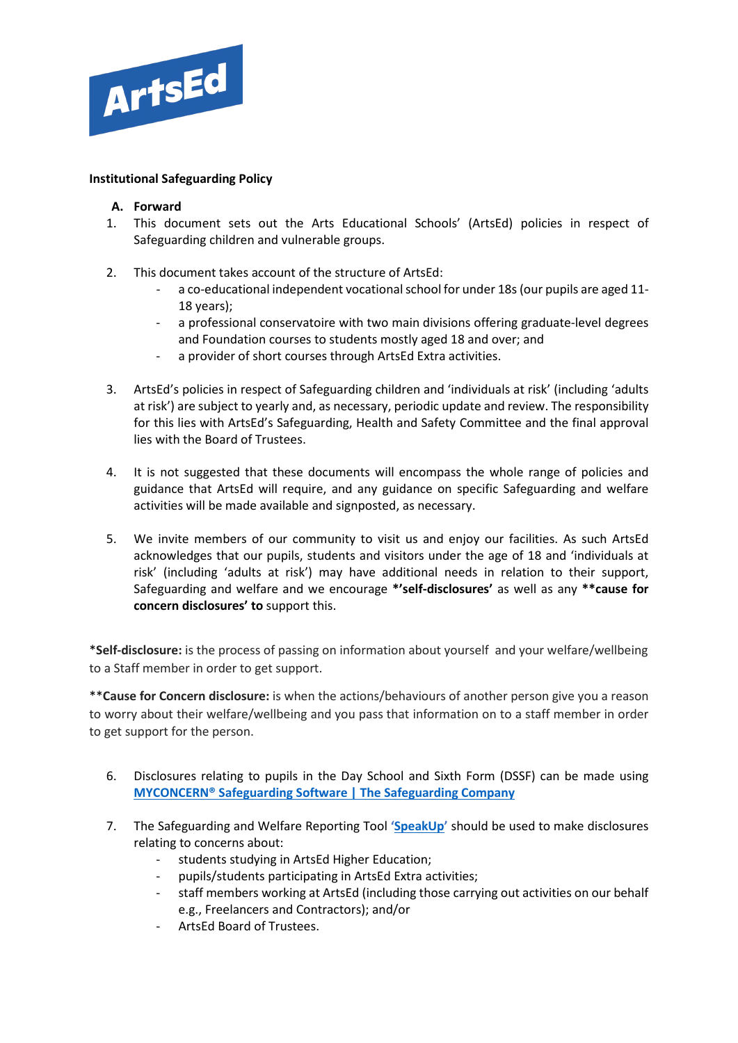ArtsEd

**Institutional Safeguarding Policy**

**A. Forward**

1. This document sets out the Arts Educational Schools' (ArtsEd) policies in respect of Safeguarding children and vulnerable groups.

2. This document takes account of the structure of ArtsEd:
   - a co-educational independent vocational school for under 18s (our pupils are aged 11-18 years);
   - a professional conservatoire with two main divisions offering graduate-level degrees and Foundation courses to students mostly aged 18 and over; and
   - a provider of short courses through ArtsEd Extra activities.

3. ArtsEd's policies in respect of Safeguarding children and 'individuals at risk' (including 'adults at risk') are subject to yearly and, as necessary, periodic update and review. The responsibility for this lies with ArtsEd's Safeguarding, Health and Safety Committee and the final approval lies with the Board of Trustees.

4. It is not suggested that these documents will encompass the whole range of policies and guidance that ArtsEd will require, and any guidance on specific Safeguarding and welfare activities will be made available and signposted, as necessary.

5. We invite members of our community to visit us and enjoy our facilities. As such ArtsEd acknowledges that our pupils, students and visitors under the age of 18 and 'individuals at risk' (including 'adults at risk') may have additional needs in relation to their support, Safeguarding and welfare and we encourage **\*'self-disclosures'** as well as any **\*\*cause for concern disclosures' to** support this.

\***Self-disclosure:** is the process of passing on information about yourself and your welfare/wellbeing to a Staff member in order to get support.

\*\***Cause for Concern disclosure:** is when the actions/behaviours of another person give you a reason to worry about their welfare/wellbeing and you pass that information on to a staff member in order to get support for the person.

6. Disclosures relating to pupils in the Day School and Sixth Form (DSSF) can be made using **MYCONCERN® Safeguarding Software | The Safeguarding Company**

7. The Safeguarding and Welfare Reporting Tool **'SpeakUp'** should be used to make disclosures relating to concerns about:
   - students studying in ArtsEd Higher Education;
   - pupils/students participating in ArtsEd Extra activities;
   - staff members working at ArtsEd (including those carrying out activities on our behalf e.g., Freelancers and Contractors); and/or
   - ArtsEd Board of Trustees.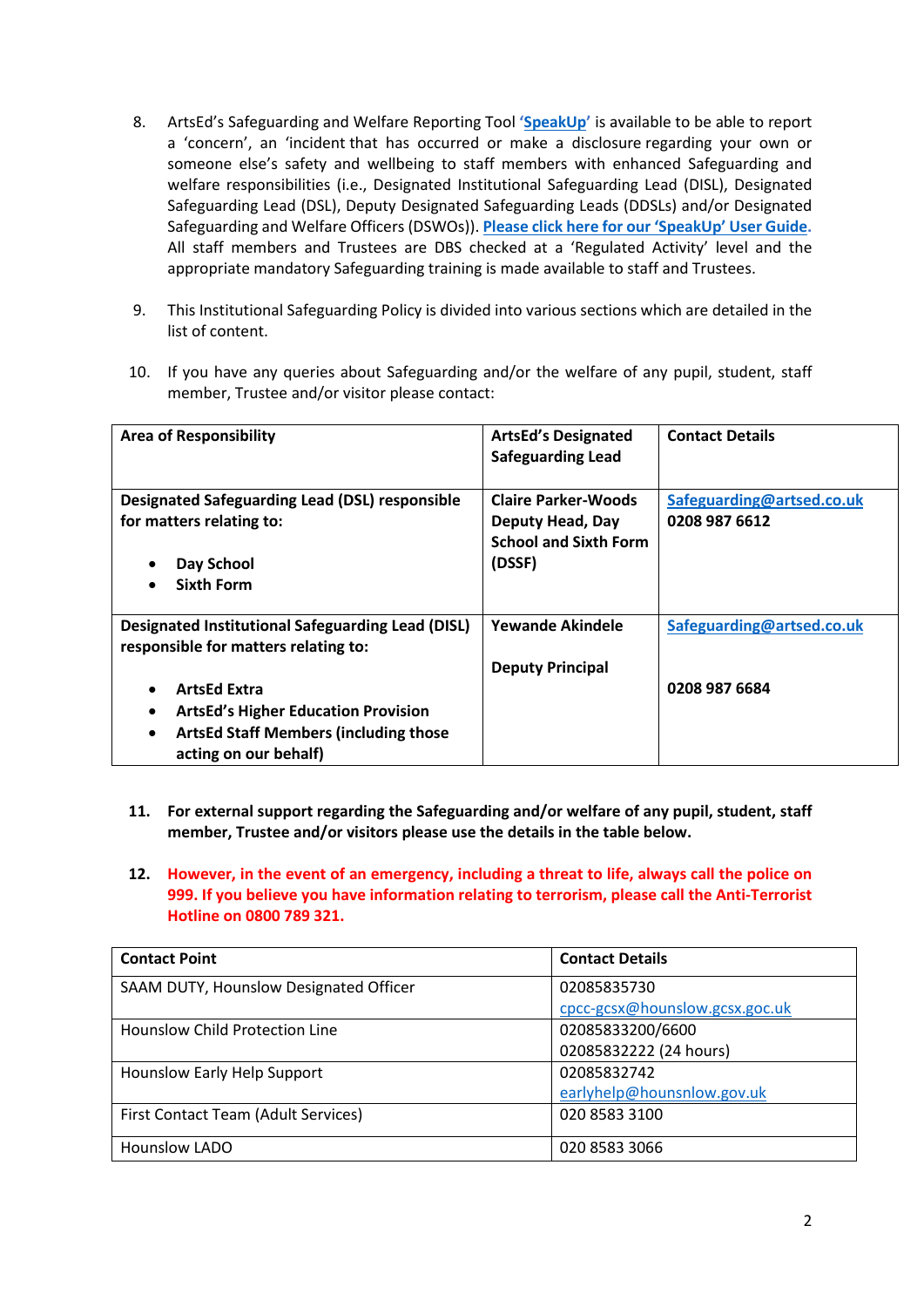8. ArtsEd's Safeguarding and Welfare Reporting Tool **'SpeakUp'** is available to be able to report a 'concern', an 'incident that has occurred or make a disclosure regarding your own or someone else's safety and wellbeing to staff members with enhanced Safeguarding and welfare responsibilities (i.e., Designated Institutional Safeguarding Lead (DISL), Designated Safeguarding Lead (DSL), Deputy Designated Safeguarding Leads (DDSLs) and/or Designated Safeguarding and Welfare Officers (DSWOs)). **Please click here for our 'SpeakUp' User Guide.** All staff members and Trustees are DBS checked at a 'Regulated Activity' level and the appropriate mandatory Safeguarding training is made available to staff and Trustees.

9. This Institutional Safeguarding Policy is divided into various sections which are detailed in the list of content.

10. If you have any queries about Safeguarding and/or the welfare of any pupil, student, staff member, Trustee and/or visitor please contact:

| **Area of Responsibility** | **ArtsEd's Designated Safeguarding Lead** | **Contact Details** |
|---|---|---|
| **Designated Safeguarding Lead (DSL) responsible for matters relating to:**<br>• **Day School**<br>• **Sixth Form** | **Claire Parker-Woods Deputy Head, Day School and Sixth Form (DSSF)** | **Safeguarding@artsed.co.uk**<br>**0208 987 6612** |
| **Designated Institutional Safeguarding Lead (DISL) responsible for matters relating to:**<br>• **ArtsEd Extra**<br>• **ArtsEd's Higher Education Provision**<br>• **ArtsEd Staff Members (including those acting on our behalf)** | **Yewande Akindele**<br><br>**Deputy Principal** | **Safeguarding@artsed.co.uk**<br><br>**0208 987 6684** |

11. **For external support regarding the Safeguarding and/or welfare of any pupil, student, staff member, Trustee and/or visitors please use the details in the table below.**

12. **However, in the event of an emergency, including a threat to life, always call the police on 999. If you believe you have information relating to terrorism, please call the Anti-Terrorist Hotline on 0800 789 321.**

| **Contact Point** | **Contact Details** |
|---|---|
| SAAM DUTY, Hounslow Designated Officer | 02085835730<br>cpcc-gcsx@hounslow.gcsx.goc.uk |
| Hounslow Child Protection Line | 02085833200/6600<br>02085832222 (24 hours) |
| Hounslow Early Help Support | 02085832742<br>earlyhelp@hounsnlow.gov.uk |
| First Contact Team (Adult Services) | 020 8583 3100 |
| Hounslow LADO | 020 8583 3066 |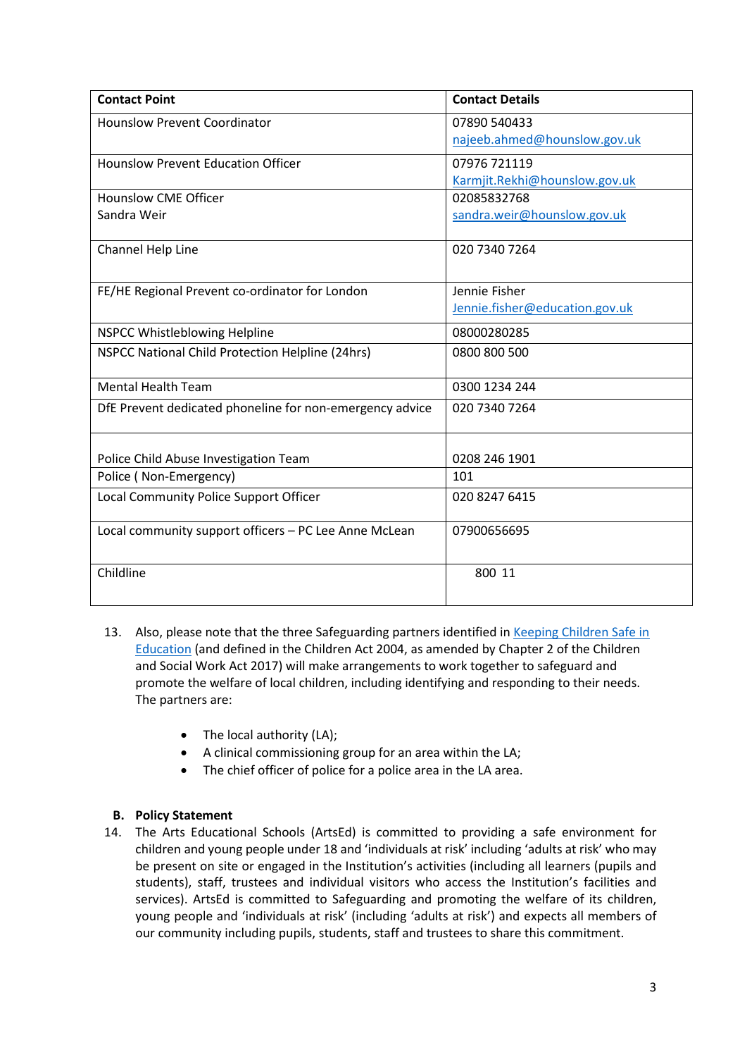| Contact Point | Contact Details |
| --- | --- |
| Hounslow Prevent Coordinator | 07890 540433<br>najeeb.ahmed@hounslow.gov.uk |
| Hounslow Prevent Education Officer | 07976 721119<br>Karmjit.Rekhi@hounslow.gov.uk |
| Hounslow CME Officer<br>Sandra Weir | 02085832768<br>sandra.weir@hounslow.gov.uk |
| Channel Help Line | 020 7340 7264 |
| FE/HE Regional Prevent co-ordinator for London | Jennie Fisher<br>Jennie.fisher@education.gov.uk |
| NSPCC Whistleblowing Helpline | 08000280285 |
| NSPCC National Child Protection Helpline (24hrs) | 0800 800 500 |
| Mental Health Team | 0300 1234 244 |
| DfE Prevent dedicated phoneline for non-emergency advice | 020 7340 7264 |
| Police Child Abuse Investigation Team | 0208 246 1901 |
| Police ( Non-Emergency) | 101 |
| Local Community Police Support Officer | 020 8247 6415 |
| Local community support officers – PC Lee Anne McLean | 07900656695 |
| Childline | 800 11 |

13. Also, please note that the three Safeguarding partners identified in Keeping Children Safe in Education (and defined in the Children Act 2004, as amended by Chapter 2 of the Children and Social Work Act 2017) will make arrangements to work together to safeguard and promote the welfare of local children, including identifying and responding to their needs. The partners are:

    - The local authority (LA);
    - A clinical commissioning group for an area within the LA;
    - The chief officer of police for a police area in the LA area.

## B. Policy Statement

14. The Arts Educational Schools (ArtsEd) is committed to providing a safe environment for children and young people under 18 and 'individuals at risk' including 'adults at risk' who may be present on site or engaged in the Institution's activities (including all learners (pupils and students), staff, trustees and individual visitors who access the Institution's facilities and services). ArtsEd is committed to Safeguarding and promoting the welfare of its children, young people and 'individuals at risk' (including 'adults at risk') and expects all members of our community including pupils, students, staff and trustees to share this commitment.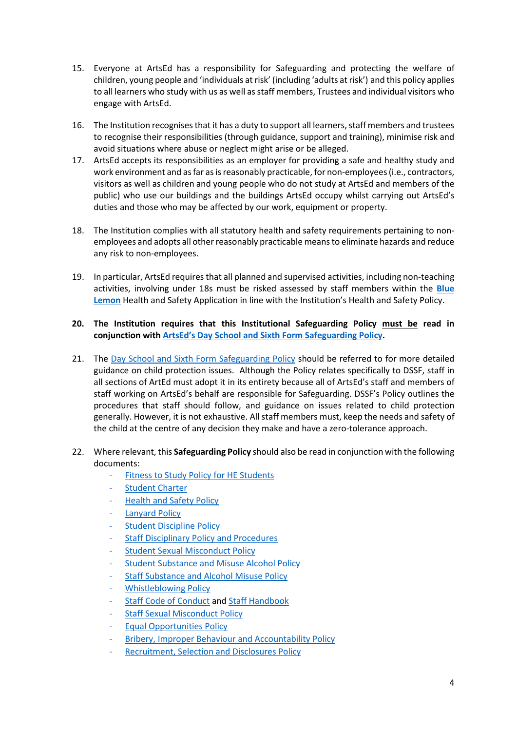15. Everyone at ArtsEd has a responsibility for Safeguarding and protecting the welfare of children, young people and 'individuals at risk' (including 'adults at risk') and this policy applies to all learners who study with us as well as staff members, Trustees and individual visitors who engage with ArtsEd.

16. The Institution recognises that it has a duty to support all learners, staff members and trustees to recognise their responsibilities (through guidance, support and training), minimise risk and avoid situations where abuse or neglect might arise or be alleged.

17. ArtsEd accepts its responsibilities as an employer for providing a safe and healthy study and work environment and as far as is reasonably practicable, for non-employees (i.e., contractors, visitors as well as children and young people who do not study at ArtsEd and members of the public) who use our buildings and the buildings ArtsEd occupy whilst carrying out ArtsEd's duties and those who may be affected by our work, equipment or property.

18. The Institution complies with all statutory health and safety requirements pertaining to non-employees and adopts all other reasonably practicable means to eliminate hazards and reduce any risk to non-employees.

19. In particular, ArtsEd requires that all planned and supervised activities, including non-teaching activities, involving under 18s must be risked assessed by staff members within the **Blue Lemon** Health and Safety Application in line with the Institution's Health and Safety Policy.

20. **The Institution requires that this Institutional Safeguarding Policy <u>must be</u> read in conjunction with ArtsEd's Day School and Sixth Form Safeguarding Policy.**

21. The Day School and Sixth Form Safeguarding Policy should be referred to for more detailed guidance on child protection issues. Although the Policy relates specifically to DSSF, staff in all sections of ArtEd must adopt it in its entirety because all of ArtsEd's staff and members of staff working on ArtsEd's behalf are responsible for Safeguarding. DSSF's Policy outlines the procedures that staff should follow, and guidance on issues related to child protection generally. However, it is not exhaustive. All staff members must, keep the needs and safety of the child at the centre of any decision they make and have a zero-tolerance approach.

22. Where relevant, this **Safeguarding Policy** should also be read in conjunction with the following documents:
    - Fitness to Study Policy for HE Students
    - Student Charter
    - Health and Safety Policy
    - Lanyard Policy
    - Student Discipline Policy
    - Staff Disciplinary Policy and Procedures
    - Student Sexual Misconduct Policy
    - Student Substance and Misuse Alcohol Policy
    - Staff Substance and Alcohol Misuse Policy
    - Whistleblowing Policy
    - Staff Code of Conduct and Staff Handbook
    - Staff Sexual Misconduct Policy
    - Equal Opportunities Policy
    - Bribery, Improper Behaviour and Accountability Policy
    - Recruitment, Selection and Disclosures Policy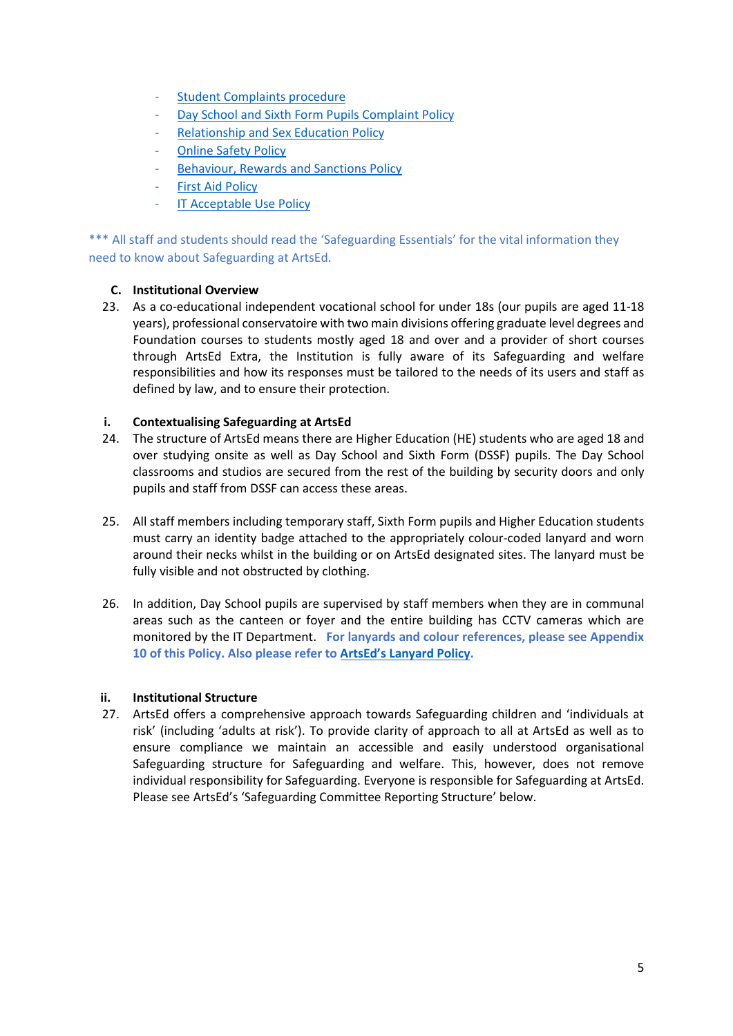- Student Complaints procedure
- Day School and Sixth Form Pupils Complaint Policy
- Relationship and Sex Education Policy
- Online Safety Policy
- Behaviour, Rewards and Sanctions Policy
- First Aid Policy
- IT Acceptable Use Policy

*** All staff and students should read the 'Safeguarding Essentials' for the vital information they need to know about Safeguarding at ArtsEd.

### C. Institutional Overview

23. As a co-educational independent vocational school for under 18s (our pupils are aged 11-18 years), professional conservatoire with two main divisions offering graduate level degrees and Foundation courses to students mostly aged 18 and over and a provider of short courses through ArtsEd Extra, the Institution is fully aware of its Safeguarding and welfare responsibilities and how its responses must be tailored to the needs of its users and staff as defined by law, and to ensure their protection.

#### i. Contextualising Safeguarding at ArtsEd

24. The structure of ArtsEd means there are Higher Education (HE) students who are aged 18 and over studying onsite as well as Day School and Sixth Form (DSSF) pupils. The Day School classrooms and studios are secured from the rest of the building by security doors and only pupils and staff from DSSF can access these areas.

25. All staff members including temporary staff, Sixth Form pupils and Higher Education students must carry an identity badge attached to the appropriately colour-coded lanyard and worn around their necks whilst in the building or on ArtsEd designated sites. The lanyard must be fully visible and not obstructed by clothing.

26. In addition, Day School pupils are supervised by staff members when they are in communal areas such as the canteen or foyer and the entire building has CCTV cameras which are monitored by the IT Department. **For lanyards and colour references, please see Appendix 10 of this Policy. Also please refer to ArtsEd's Lanyard Policy.**

#### ii. Institutional Structure

27. ArtsEd offers a comprehensive approach towards Safeguarding children and 'individuals at risk' (including 'adults at risk'). To provide clarity of approach to all at ArtsEd as well as to ensure compliance we maintain an accessible and easily understood organisational Safeguarding structure for Safeguarding and welfare. This, however, does not remove individual responsibility for Safeguarding. Everyone is responsible for Safeguarding at ArtsEd. Please see ArtsEd's 'Safeguarding Committee Reporting Structure' below.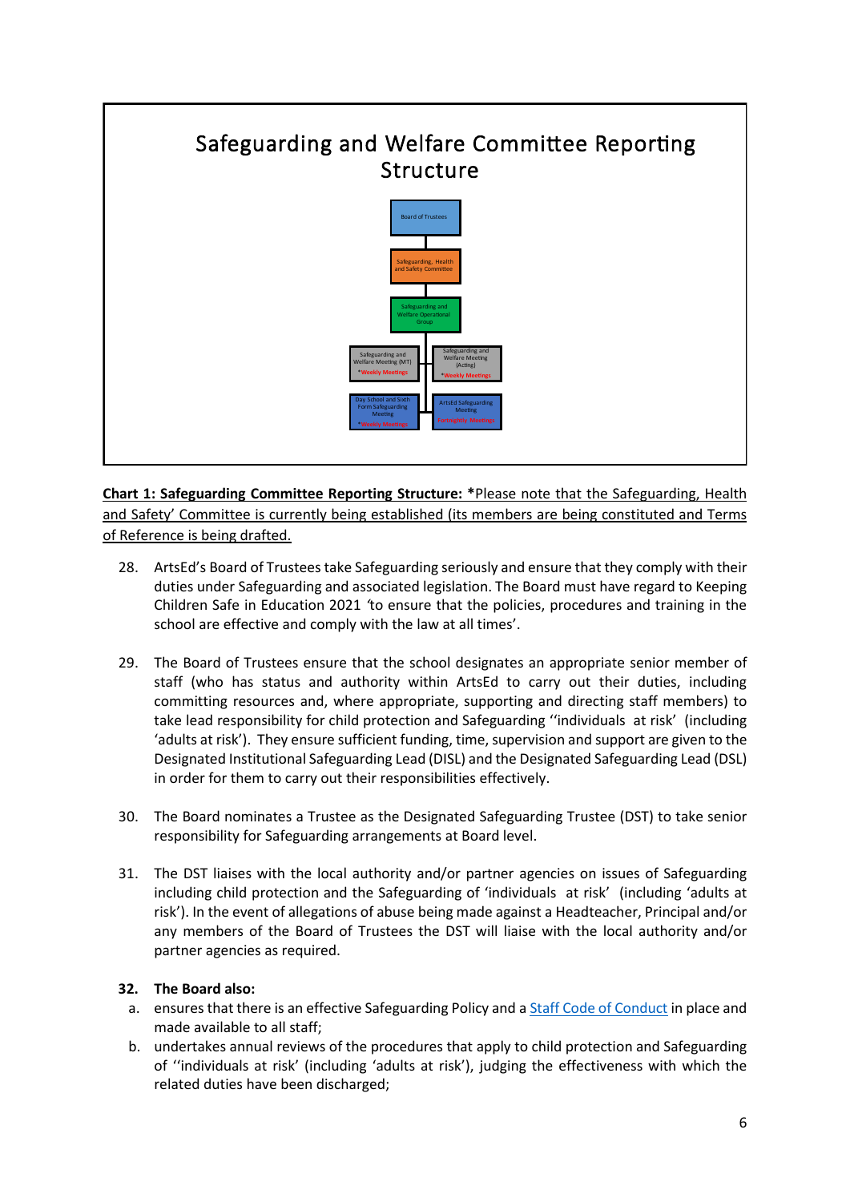## Safeguarding and Welfare Committee Reporting Structure

Board of Trustees

Safeguarding, Health and Safety Committee

Safeguarding and Welfare Operational Group

Safeguarding and Welfare Meeting (MT) *Weekly Meetings

Safeguarding and Welfare Meeting (Acting) *Weekly Meetings

Day School and Sixth Form Safeguarding Meeting *Weekly Meetings

ArtsEd Safeguarding Meeting Fortnightly Meetings

**Chart 1: Safeguarding Committee Reporting Structure:** *Please note that the Safeguarding, Health and Safety' Committee is currently being established (its members are being constituted and Terms of Reference is being drafted.

28. ArtsEd's Board of Trustees take Safeguarding seriously and ensure that they comply with their duties under Safeguarding and associated legislation. The Board must have regard to Keeping Children Safe in Education 2021 'to ensure that the policies, procedures and training in the school are effective and comply with the law at all times'.

29. The Board of Trustees ensure that the school designates an appropriate senior member of staff (who has status and authority within ArtsEd to carry out their duties, including committing resources and, where appropriate, supporting and directing staff members) to take lead responsibility for child protection and Safeguarding ''individuals at risk' (including 'adults at risk'). They ensure sufficient funding, time, supervision and support are given to the Designated Institutional Safeguarding Lead (DISL) and the Designated Safeguarding Lead (DSL) in order for them to carry out their responsibilities effectively.

30. The Board nominates a Trustee as the Designated Safeguarding Trustee (DST) to take senior responsibility for Safeguarding arrangements at Board level.

31. The DST liaises with the local authority and/or partner agencies on issues of Safeguarding including child protection and the Safeguarding of 'individuals at risk' (including 'adults at risk'). In the event of allegations of abuse being made against a Headteacher, Principal and/or any members of the Board of Trustees the DST will liaise with the local authority and/or partner agencies as required.

**32. The Board also:**

a. ensures that there is an effective Safeguarding Policy and a Staff Code of Conduct in place and made available to all staff;
b. undertakes annual reviews of the procedures that apply to child protection and Safeguarding of ''individuals at risk' (including 'adults at risk'), judging the effectiveness with which the related duties have been discharged;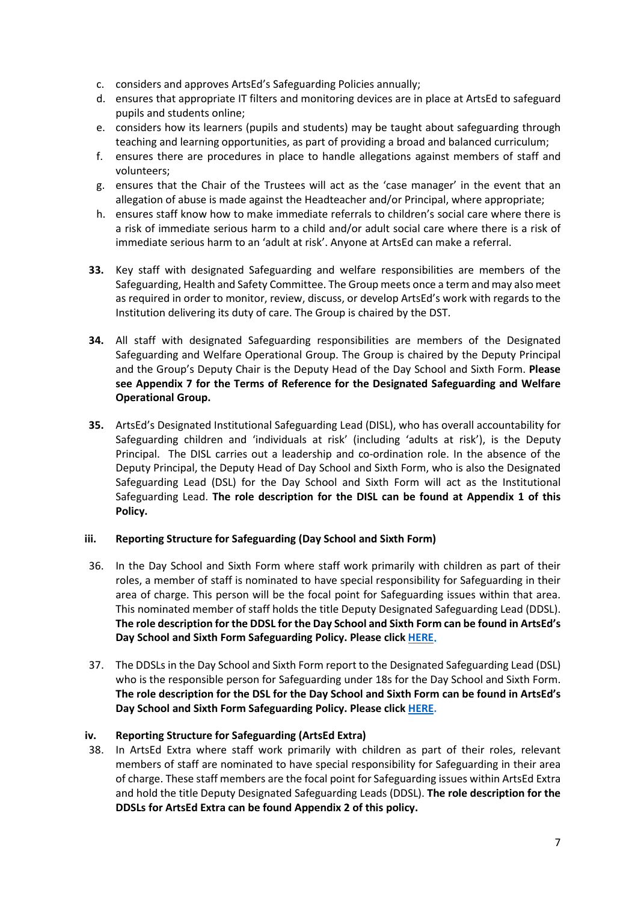c. considers and approves ArtsEd's Safeguarding Policies annually;
d. ensures that appropriate IT filters and monitoring devices are in place at ArtsEd to safeguard pupils and students online;
e. considers how its learners (pupils and students) may be taught about safeguarding through teaching and learning opportunities, as part of providing a broad and balanced curriculum;
f. ensures there are procedures in place to handle allegations against members of staff and volunteers;
g. ensures that the Chair of the Trustees will act as the 'case manager' in the event that an allegation of abuse is made against the Headteacher and/or Principal, where appropriate;
h. ensures staff know how to make immediate referrals to children's social care where there is a risk of immediate serious harm to a child and/or adult social care where there is a risk of immediate serious harm to an 'adult at risk'. Anyone at ArtsEd can make a referral.

**33.** Key staff with designated Safeguarding and welfare responsibilities are members of the Safeguarding, Health and Safety Committee. The Group meets once a term and may also meet as required in order to monitor, review, discuss, or develop ArtsEd's work with regards to the Institution delivering its duty of care. The Group is chaired by the DST.

**34.** All staff with designated Safeguarding responsibilities are members of the Designated Safeguarding and Welfare Operational Group. The Group is chaired by the Deputy Principal and the Group's Deputy Chair is the Deputy Head of the Day School and Sixth Form. **Please see Appendix 7 for the Terms of Reference for the Designated Safeguarding and Welfare Operational Group.**

**35.** ArtsEd's Designated Institutional Safeguarding Lead (DISL), who has overall accountability for Safeguarding children and 'individuals at risk' (including 'adults at risk'), is the Deputy Principal. The DISL carries out a leadership and co-ordination role. In the absence of the Deputy Principal, the Deputy Head of Day School and Sixth Form, who is also the Designated Safeguarding Lead (DSL) for the Day School and Sixth Form will act as the Institutional Safeguarding Lead. **The role description for the DISL can be found at Appendix 1 of this Policy.**

### iii. Reporting Structure for Safeguarding (Day School and Sixth Form)

36. In the Day School and Sixth Form where staff work primarily with children as part of their roles, a member of staff is nominated to have special responsibility for Safeguarding in their area of charge. This person will be the focal point for Safeguarding issues within that area. This nominated member of staff holds the title Deputy Designated Safeguarding Lead (DDSL). **The role description for the DDSL for the Day School and Sixth Form can be found in ArtsEd's Day School and Sixth Form Safeguarding Policy. Please click HERE.**

37. The DDSLs in the Day School and Sixth Form report to the Designated Safeguarding Lead (DSL) who is the responsible person for Safeguarding under 18s for the Day School and Sixth Form. **The role description for the DSL for the Day School and Sixth Form can be found in ArtsEd's Day School and Sixth Form Safeguarding Policy. Please click HERE.**

### iv. Reporting Structure for Safeguarding (ArtsEd Extra)

38. In ArtsEd Extra where staff work primarily with children as part of their roles, relevant members of staff are nominated to have special responsibility for Safeguarding in their area of charge. These staff members are the focal point for Safeguarding issues within ArtsEd Extra and hold the title Deputy Designated Safeguarding Leads (DDSL). **The role description for the DDSLs for ArtsEd Extra can be found Appendix 2 of this policy.**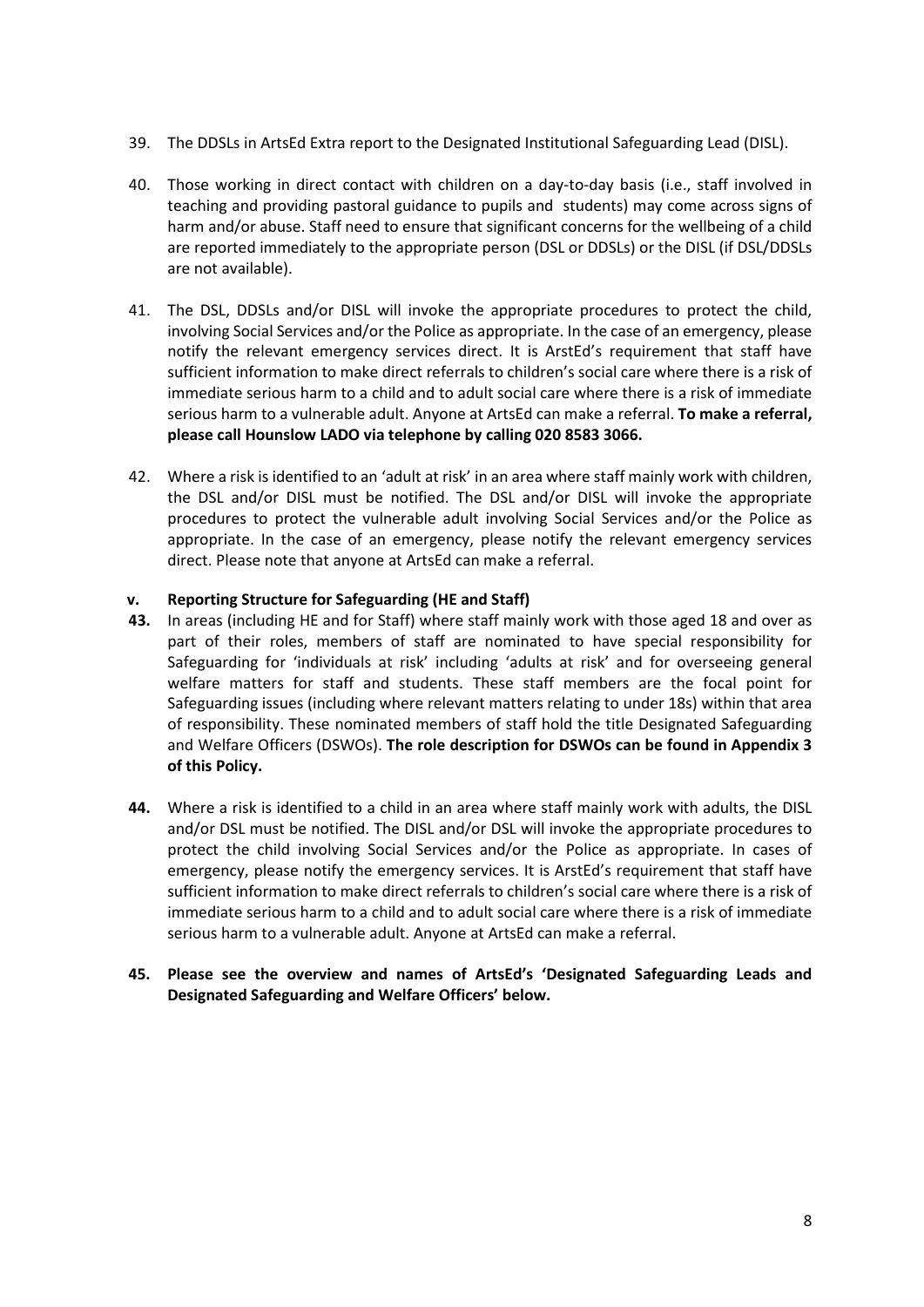39. The DDSLs in ArtsEd Extra report to the Designated Institutional Safeguarding Lead (DISL).

40. Those working in direct contact with children on a day-to-day basis (i.e., staff involved in teaching and providing pastoral guidance to pupils and students) may come across signs of harm and/or abuse. Staff need to ensure that significant concerns for the wellbeing of a child are reported immediately to the appropriate person (DSL or DDSLs) or the DISL (if DSL/DDSLs are not available).

41. The DSL, DDSLs and/or DISL will invoke the appropriate procedures to protect the child, involving Social Services and/or the Police as appropriate. In the case of an emergency, please notify the relevant emergency services direct. It is ArstEd's requirement that staff have sufficient information to make direct referrals to children's social care where there is a risk of immediate serious harm to a child and to adult social care where there is a risk of immediate serious harm to a vulnerable adult. Anyone at ArtsEd can make a referral. **To make a referral, please call Hounslow LADO via telephone by calling 020 8583 3066.**

42. Where a risk is identified to an 'adult at risk' in an area where staff mainly work with children, the DSL and/or DISL must be notified. The DSL and/or DISL will invoke the appropriate procedures to protect the vulnerable adult involving Social Services and/or the Police as appropriate. In the case of an emergency, please notify the relevant emergency services direct. Please note that anyone at ArtsEd can make a referral.

### v. Reporting Structure for Safeguarding (HE and Staff)

**43.** In areas (including HE and for Staff) where staff mainly work with those aged 18 and over as part of their roles, members of staff are nominated to have special responsibility for Safeguarding for 'individuals at risk' including 'adults at risk' and for overseeing general welfare matters for staff and students. These staff members are the focal point for Safeguarding issues (including where relevant matters relating to under 18s) within that area of responsibility. These nominated members of staff hold the title Designated Safeguarding and Welfare Officers (DSWOs). **The role description for DSWOs can be found in Appendix 3 of this Policy.**

**44.** Where a risk is identified to a child in an area where staff mainly work with adults, the DISL and/or DSL must be notified. The DISL and/or DSL will invoke the appropriate procedures to protect the child involving Social Services and/or the Police as appropriate. In cases of emergency, please notify the emergency services. It is ArstEd's requirement that staff have sufficient information to make direct referrals to children's social care where there is a risk of immediate serious harm to a child and to adult social care where there is a risk of immediate serious harm to a vulnerable adult. Anyone at ArtsEd can make a referral.

**45. Please see the overview and names of ArtsEd's 'Designated Safeguarding Leads and Designated Safeguarding and Welfare Officers' below.**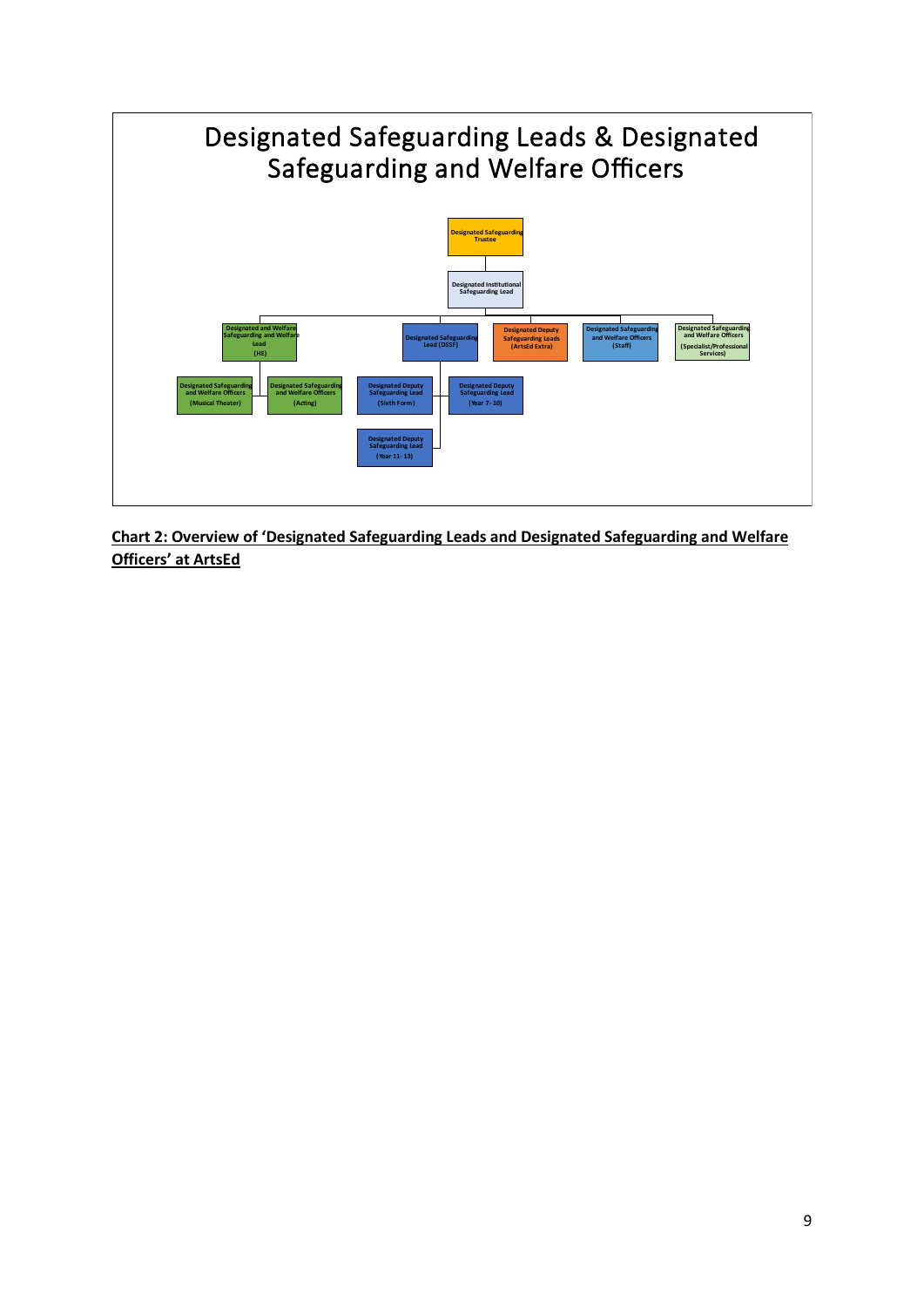# Designated Safeguarding Leads & Designated Safeguarding and Welfare Officers

- Designated Safeguarding Trustee
  - Designated Institutional Safeguarding Lead
    - Designated and Welfare Safeguarding and Welfare Lead (HE)
      - Designated Safeguarding and Welfare Officers (Musical Theater)
      - Designated Safeguarding and Welfare Officers (Acting)
    - Designated Safeguarding Lead (DSSF)
      - Designated Deputy Safeguarding Lead (Sixth Form)
      - Designated Deputy Safeguarding Lead (Year 7-10)
      - Designated Deputy Safeguarding Lead (Year 11-13)
    - Designated Deputy Safeguarding Leads (ArtsEd Extra)
    - Designated Safeguarding and Welfare Officers (Staff)
    - Designated Safeguarding and Welfare Officers (Specialist/Professional Services)

**Chart 2: Overview of 'Designated Safeguarding Leads and Designated Safeguarding and Welfare Officers' at ArtsEd**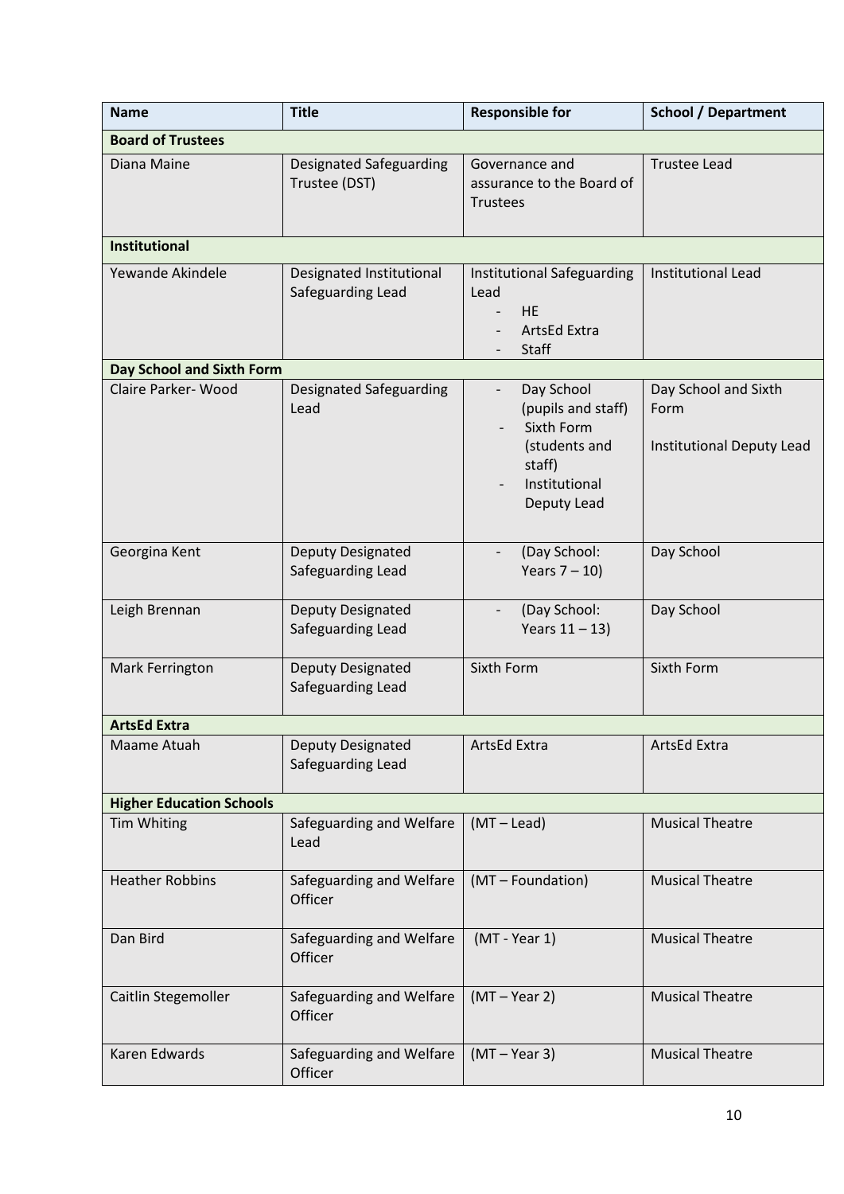| Name | Title | Responsible for | School / Department |
|---|---|---|---|
| **Board of Trustees** | | | |
| Diana Maine | Designated Safeguarding Trustee (DST) | Governance and assurance to the Board of Trustees | Trustee Lead |
| **Institutional** | | | |
| Yewande Akindele | Designated Institutional Safeguarding Lead | Institutional Safeguarding Lead<br>- HE<br>- ArtsEd Extra<br>- Staff | Institutional Lead |
| **Day School and Sixth Form** | | | |
| Claire Parker- Wood | Designated Safeguarding Lead | - Day School (pupils and staff)<br>- Sixth Form (students and staff)<br>- Institutional Deputy Lead | Day School and Sixth Form<br><br>Institutional Deputy Lead |
| Georgina Kent | Deputy Designated Safeguarding Lead | - (Day School: Years 7 – 10) | Day School |
| Leigh Brennan | Deputy Designated Safeguarding Lead | - (Day School: Years 11 – 13) | Day School |
| Mark Ferrington | Deputy Designated Safeguarding Lead | Sixth Form | Sixth Form |
| **ArtsEd Extra** | | | |
| Maame Atuah | Deputy Designated Safeguarding Lead | ArtsEd Extra | ArtsEd Extra |
| **Higher Education Schools** | | | |
| Tim Whiting | Safeguarding and Welfare Lead | (MT – Lead) | Musical Theatre |
| Heather Robbins | Safeguarding and Welfare Officer | (MT – Foundation) | Musical Theatre |
| Dan Bird | Safeguarding and Welfare Officer | (MT - Year 1) | Musical Theatre |
| Caitlin Stegemoller | Safeguarding and Welfare Officer | (MT – Year 2) | Musical Theatre |
| Karen Edwards | Safeguarding and Welfare Officer | (MT – Year 3) | Musical Theatre |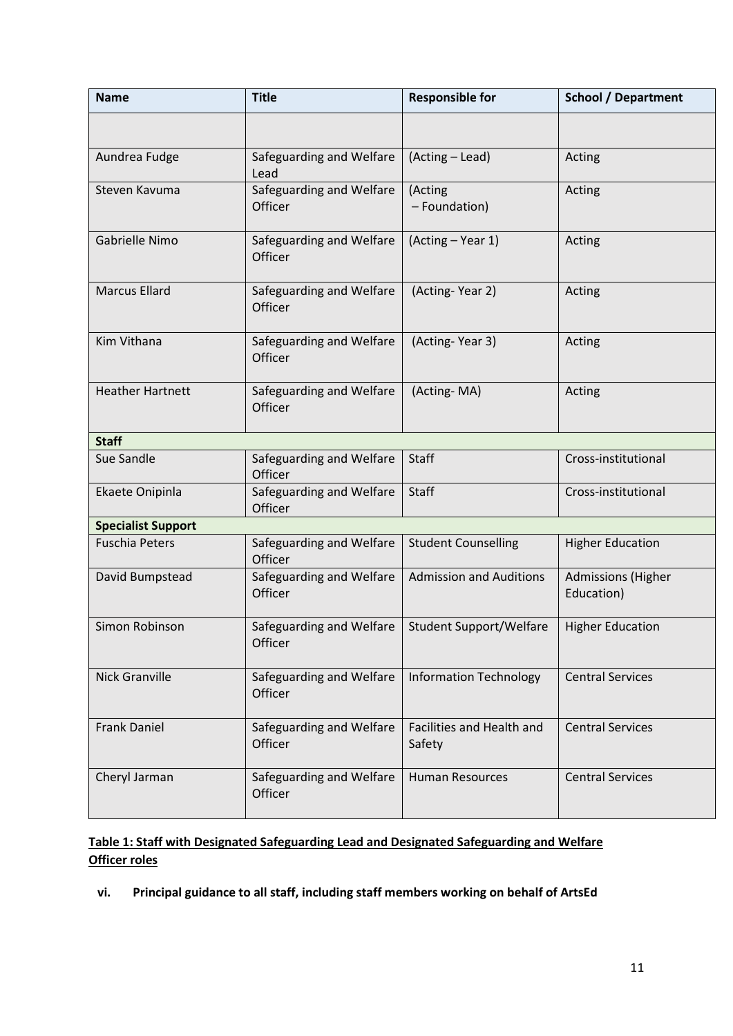| Name | Title | Responsible for | School / Department |
|---|---|---|---|
| | | | |
| Aundrea Fudge | Safeguarding and Welfare Lead | (Acting – Lead) | Acting |
| Steven Kavuma | Safeguarding and Welfare Officer | (Acting – Foundation) | Acting |
| Gabrielle Nimo | Safeguarding and Welfare Officer | (Acting – Year 1) | Acting |
| Marcus Ellard | Safeguarding and Welfare Officer | (Acting- Year 2) | Acting |
| Kim Vithana | Safeguarding and Welfare Officer | (Acting- Year 3) | Acting |
| Heather Hartnett | Safeguarding and Welfare Officer | (Acting- MA) | Acting |
| **Staff** | | | |
| Sue Sandle | Safeguarding and Welfare Officer | Staff | Cross-institutional |
| Ekaete Onipinla | Safeguarding and Welfare Officer | Staff | Cross-institutional |
| **Specialist Support** | | | |
| Fuschia Peters | Safeguarding and Welfare Officer | Student Counselling | Higher Education |
| David Bumpstead | Safeguarding and Welfare Officer | Admission and Auditions | Admissions (Higher Education) |
| Simon Robinson | Safeguarding and Welfare Officer | Student Support/Welfare | Higher Education |
| Nick Granville | Safeguarding and Welfare Officer | Information Technology | Central Services |
| Frank Daniel | Safeguarding and Welfare Officer | Facilities and Health and Safety | Central Services |
| Cheryl Jarman | Safeguarding and Welfare Officer | Human Resources | Central Services |

**Table 1: Staff with Designated Safeguarding Lead and Designated Safeguarding and Welfare Officer roles**

**vi. Principal guidance to all staff, including staff members working on behalf of ArtsEd**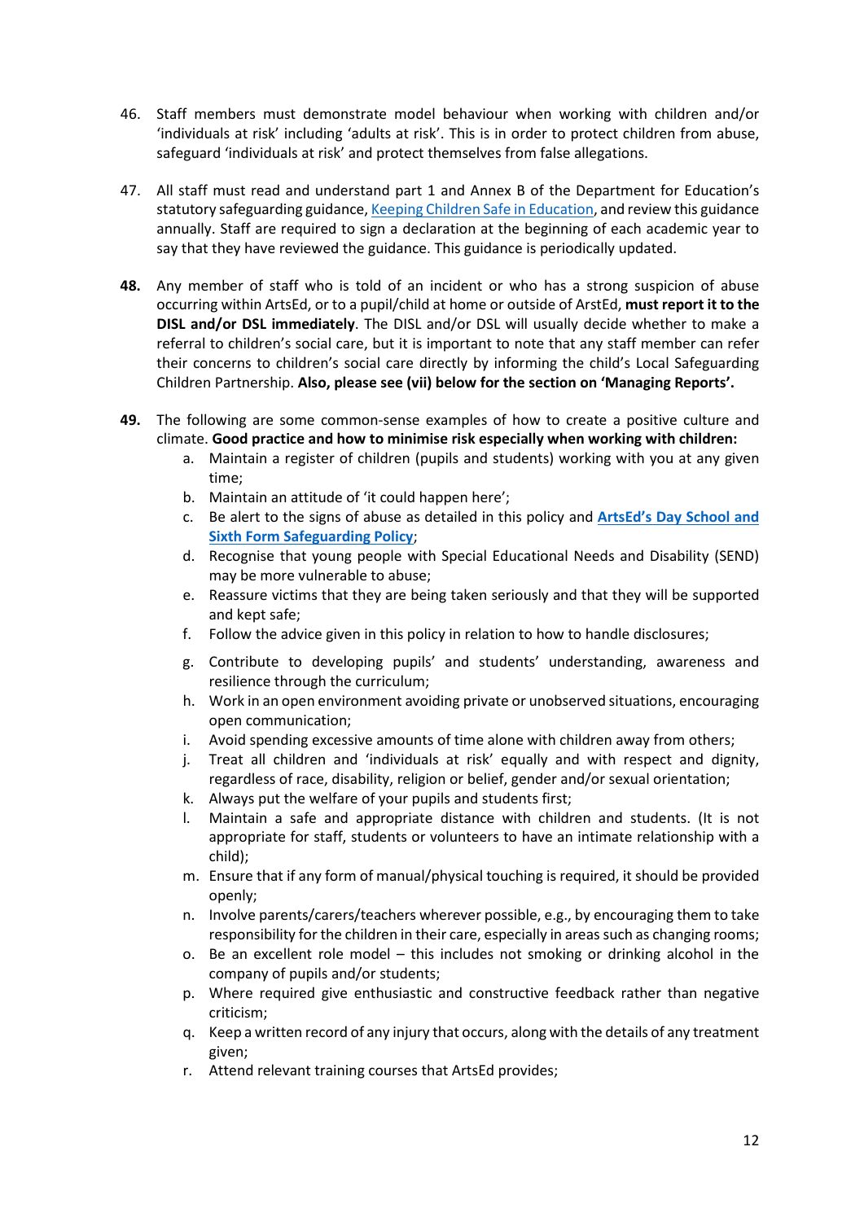46. Staff members must demonstrate model behaviour when working with children and/or 'individuals at risk' including 'adults at risk'. This is in order to protect children from abuse, safeguard 'individuals at risk' and protect themselves from false allegations.

47. All staff must read and understand part 1 and Annex B of the Department for Education's statutory safeguarding guidance, [Keeping Children Safe in Education](), and review this guidance annually. Staff are required to sign a declaration at the beginning of each academic year to say that they have reviewed the guidance. This guidance is periodically updated.

**48.** Any member of staff who is told of an incident or who has a strong suspicion of abuse occurring within ArtsEd, or to a pupil/child at home or outside of ArstEd, **must report it to the DISL and/or DSL immediately**. The DISL and/or DSL will usually decide whether to make a referral to children's social care, but it is important to note that any staff member can refer their concerns to children's social care directly by informing the child's Local Safeguarding Children Partnership. **Also, please see (vii) below for the section on 'Managing Reports'.**

**49.** The following are some common-sense examples of how to create a positive culture and climate. **Good practice and how to minimise risk especially when working with children:**

a. Maintain a register of children (pupils and students) working with you at any given time;
b. Maintain an attitude of 'it could happen here';
c. Be alert to the signs of abuse as detailed in this policy and **[ArtsEd's Day School and Sixth Form Safeguarding Policy]()**;
d. Recognise that young people with Special Educational Needs and Disability (SEND) may be more vulnerable to abuse;
e. Reassure victims that they are being taken seriously and that they will be supported and kept safe;
f. Follow the advice given in this policy in relation to how to handle disclosures;
g. Contribute to developing pupils' and students' understanding, awareness and resilience through the curriculum;
h. Work in an open environment avoiding private or unobserved situations, encouraging open communication;
i. Avoid spending excessive amounts of time alone with children away from others;
j. Treat all children and 'individuals at risk' equally and with respect and dignity, regardless of race, disability, religion or belief, gender and/or sexual orientation;
k. Always put the welfare of your pupils and students first;
l. Maintain a safe and appropriate distance with children and students. (It is not appropriate for staff, students or volunteers to have an intimate relationship with a child);
m. Ensure that if any form of manual/physical touching is required, it should be provided openly;
n. Involve parents/carers/teachers wherever possible, e.g., by encouraging them to take responsibility for the children in their care, especially in areas such as changing rooms;
o. Be an excellent role model – this includes not smoking or drinking alcohol in the company of pupils and/or students;
p. Where required give enthusiastic and constructive feedback rather than negative criticism;
q. Keep a written record of any injury that occurs, along with the details of any treatment given;
r. Attend relevant training courses that ArtsEd provides;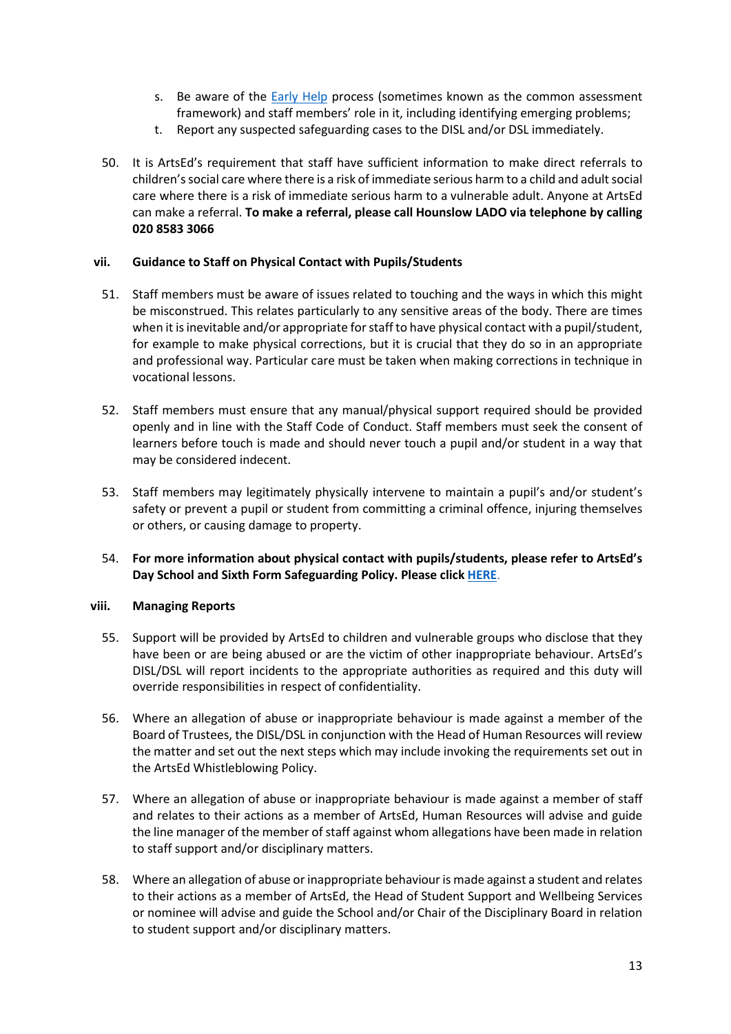s. Be aware of the Early Help process (sometimes known as the common assessment framework) and staff members' role in it, including identifying emerging problems;
t. Report any suspected safeguarding cases to the DISL and/or DSL immediately.

50. It is ArtsEd's requirement that staff have sufficient information to make direct referrals to children's social care where there is a risk of immediate serious harm to a child and adult social care where there is a risk of immediate serious harm to a vulnerable adult. Anyone at ArtsEd can make a referral. **To make a referral, please call Hounslow LADO via telephone by calling 020 8583 3066**

### vii. Guidance to Staff on Physical Contact with Pupils/Students

51. Staff members must be aware of issues related to touching and the ways in which this might be misconstrued. This relates particularly to any sensitive areas of the body. There are times when it is inevitable and/or appropriate for staff to have physical contact with a pupil/student, for example to make physical corrections, but it is crucial that they do so in an appropriate and professional way. Particular care must be taken when making corrections in technique in vocational lessons.

52. Staff members must ensure that any manual/physical support required should be provided openly and in line with the Staff Code of Conduct. Staff members must seek the consent of learners before touch is made and should never touch a pupil and/or student in a way that may be considered indecent.

53. Staff members may legitimately physically intervene to maintain a pupil's and/or student's safety or prevent a pupil or student from committing a criminal offence, injuring themselves or others, or causing damage to property.

54. **For more information about physical contact with pupils/students, please refer to ArtsEd's Day School and Sixth Form Safeguarding Policy. Please click HERE.**

### viii. Managing Reports

55. Support will be provided by ArtsEd to children and vulnerable groups who disclose that they have been or are being abused or are the victim of other inappropriate behaviour. ArtsEd's DISL/DSL will report incidents to the appropriate authorities as required and this duty will override responsibilities in respect of confidentiality.

56. Where an allegation of abuse or inappropriate behaviour is made against a member of the Board of Trustees, the DISL/DSL in conjunction with the Head of Human Resources will review the matter and set out the next steps which may include invoking the requirements set out in the ArtsEd Whistleblowing Policy.

57. Where an allegation of abuse or inappropriate behaviour is made against a member of staff and relates to their actions as a member of ArtsEd, Human Resources will advise and guide the line manager of the member of staff against whom allegations have been made in relation to staff support and/or disciplinary matters.

58. Where an allegation of abuse or inappropriate behaviour is made against a student and relates to their actions as a member of ArtsEd, the Head of Student Support and Wellbeing Services or nominee will advise and guide the School and/or Chair of the Disciplinary Board in relation to student support and/or disciplinary matters.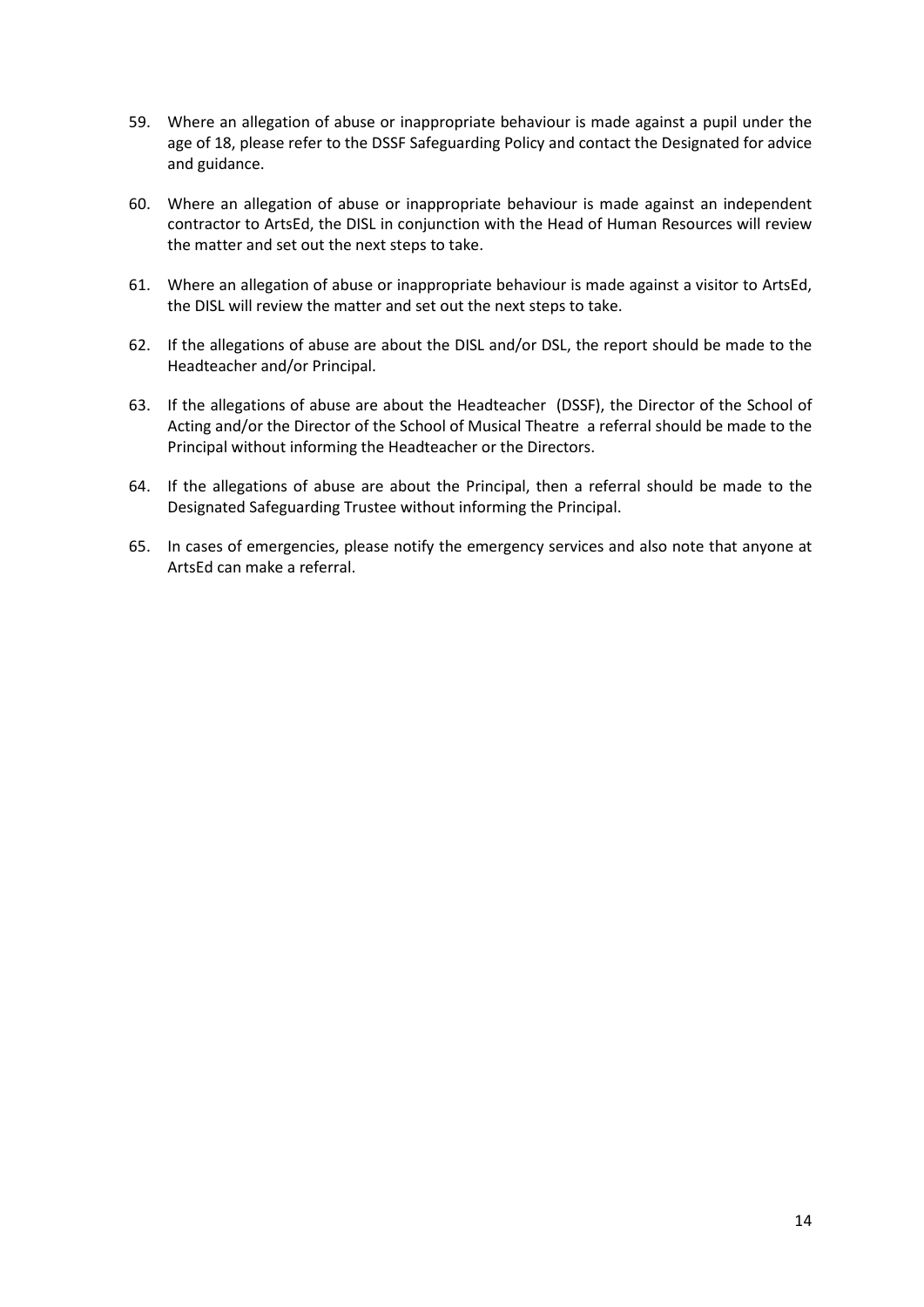59. Where an allegation of abuse or inappropriate behaviour is made against a pupil under the age of 18, please refer to the DSSF Safeguarding Policy and contact the Designated for advice and guidance.

60. Where an allegation of abuse or inappropriate behaviour is made against an independent contractor to ArtsEd, the DISL in conjunction with the Head of Human Resources will review the matter and set out the next steps to take.

61. Where an allegation of abuse or inappropriate behaviour is made against a visitor to ArtsEd, the DISL will review the matter and set out the next steps to take.

62. If the allegations of abuse are about the DISL and/or DSL, the report should be made to the Headteacher and/or Principal.

63. If the allegations of abuse are about the Headteacher (DSSF), the Director of the School of Acting and/or the Director of the School of Musical Theatre a referral should be made to the Principal without informing the Headteacher or the Directors.

64. If the allegations of abuse are about the Principal, then a referral should be made to the Designated Safeguarding Trustee without informing the Principal.

65. In cases of emergencies, please notify the emergency services and also note that anyone at ArtsEd can make a referral.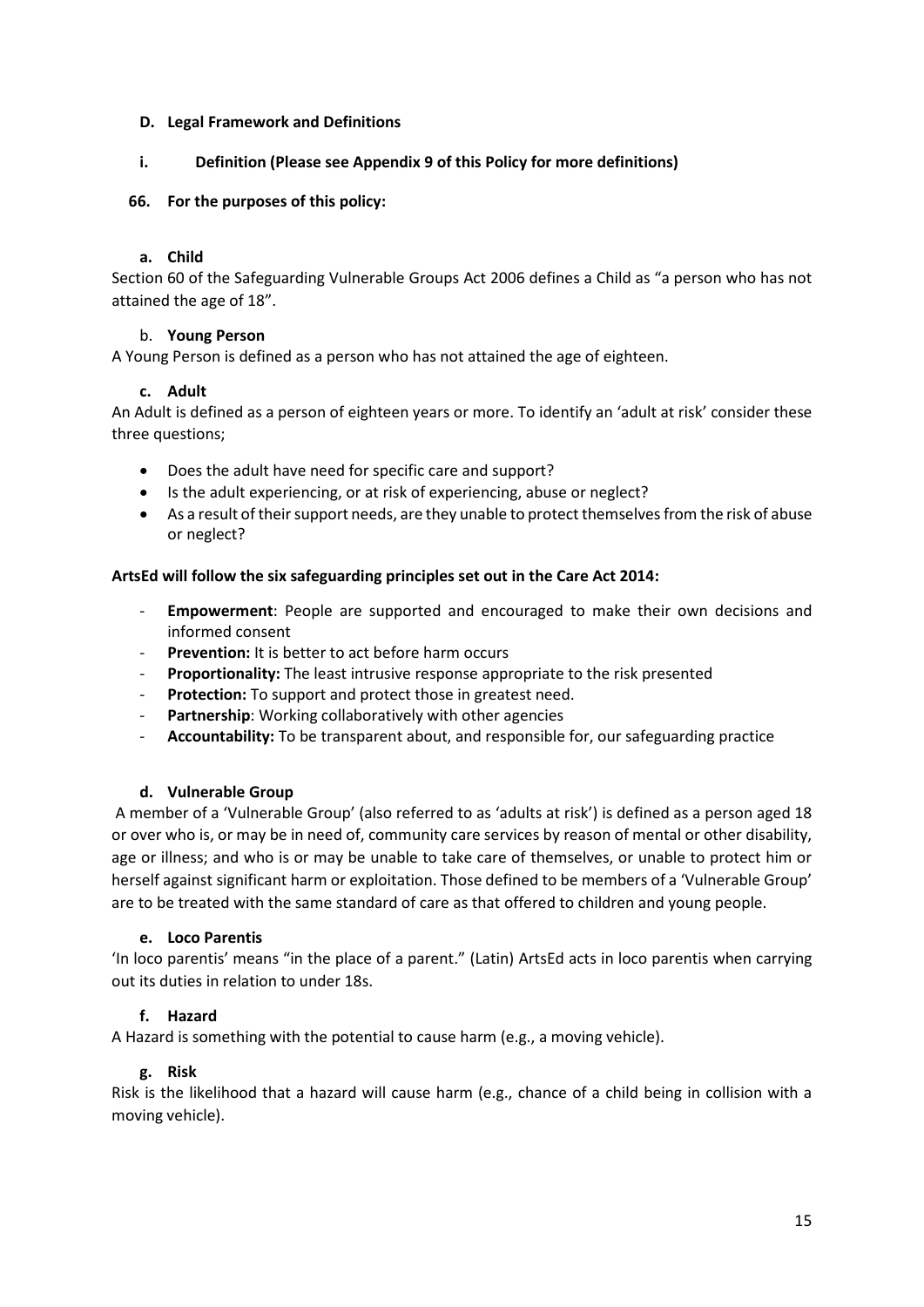### D. Legal Framework and Definitions

#### i. Definition (Please see Appendix 9 of this Policy for more definitions)

**66. For the purposes of this policy:**

**a. Child**

Section 60 of the Safeguarding Vulnerable Groups Act 2006 defines a Child as "a person who has not attained the age of 18".

b. **Young Person**

A Young Person is defined as a person who has not attained the age of eighteen.

**c. Adult**

An Adult is defined as a person of eighteen years or more. To identify an 'adult at risk' consider these three questions;

- Does the adult have need for specific care and support?
- Is the adult experiencing, or at risk of experiencing, abuse or neglect?
- As a result of their support needs, are they unable to protect themselves from the risk of abuse or neglect?

**ArtsEd will follow the six safeguarding principles set out in the Care Act 2014:**

- **Empowerment**: People are supported and encouraged to make their own decisions and informed consent
- **Prevention:** It is better to act before harm occurs
- **Proportionality:** The least intrusive response appropriate to the risk presented
- **Protection:** To support and protect those in greatest need.
- **Partnership**: Working collaboratively with other agencies
- **Accountability:** To be transparent about, and responsible for, our safeguarding practice

**d. Vulnerable Group**

A member of a 'Vulnerable Group' (also referred to as 'adults at risk') is defined as a person aged 18 or over who is, or may be in need of, community care services by reason of mental or other disability, age or illness; and who is or may be unable to take care of themselves, or unable to protect him or herself against significant harm or exploitation. Those defined to be members of a 'Vulnerable Group' are to be treated with the same standard of care as that offered to children and young people.

**e. Loco Parentis**

'In loco parentis' means "in the place of a parent." (Latin) ArtsEd acts in loco parentis when carrying out its duties in relation to under 18s.

**f. Hazard**

A Hazard is something with the potential to cause harm (e.g., a moving vehicle).

**g. Risk**

Risk is the likelihood that a hazard will cause harm (e.g., chance of a child being in collision with a moving vehicle).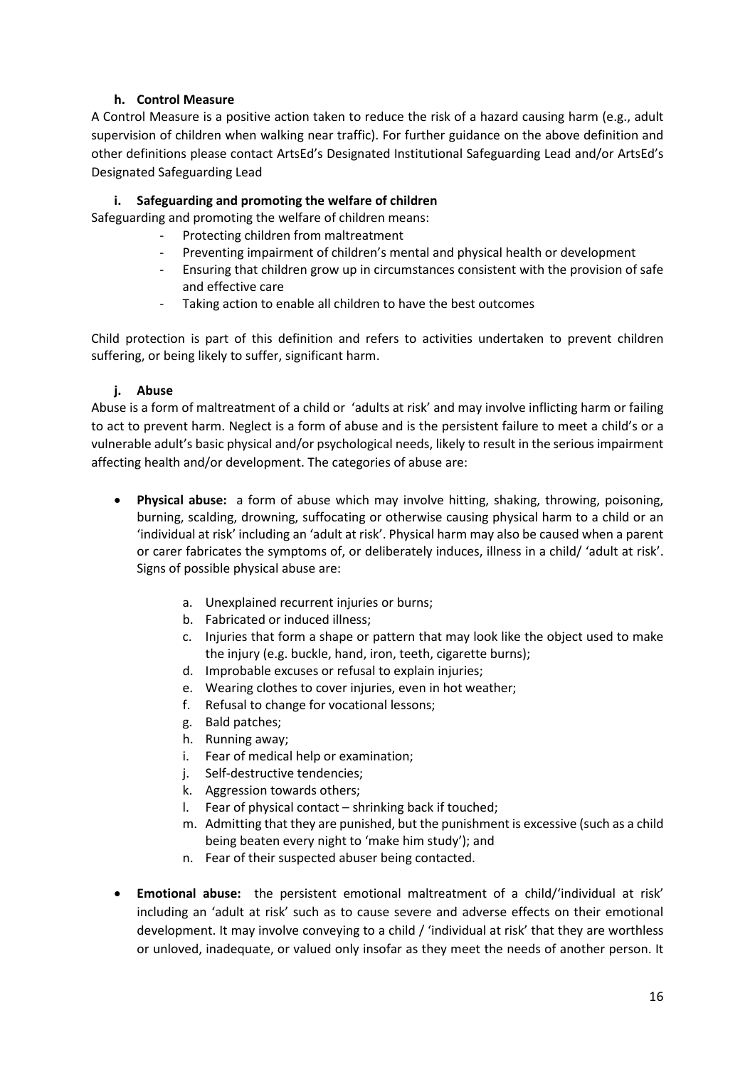#### h. Control Measure

A Control Measure is a positive action taken to reduce the risk of a hazard causing harm (e.g., adult supervision of children when walking near traffic). For further guidance on the above definition and other definitions please contact ArtsEd's Designated Institutional Safeguarding Lead and/or ArtsEd's Designated Safeguarding Lead

#### i. Safeguarding and promoting the welfare of children

Safeguarding and promoting the welfare of children means:

- Protecting children from maltreatment
- Preventing impairment of children's mental and physical health or development
- Ensuring that children grow up in circumstances consistent with the provision of safe and effective care
- Taking action to enable all children to have the best outcomes

Child protection is part of this definition and refers to activities undertaken to prevent children suffering, or being likely to suffer, significant harm.

#### j. Abuse

Abuse is a form of maltreatment of a child or 'adults at risk' and may involve inflicting harm or failing to act to prevent harm. Neglect is a form of abuse and is the persistent failure to meet a child's or a vulnerable adult's basic physical and/or psychological needs, likely to result in the serious impairment affecting health and/or development. The categories of abuse are:

- **Physical abuse:** a form of abuse which may involve hitting, shaking, throwing, poisoning, burning, scalding, drowning, suffocating or otherwise causing physical harm to a child or an 'individual at risk' including an 'adult at risk'. Physical harm may also be caused when a parent or carer fabricates the symptoms of, or deliberately induces, illness in a child/ 'adult at risk'. Signs of possible physical abuse are:
    a. Unexplained recurrent injuries or burns;
    b. Fabricated or induced illness;
    c. Injuries that form a shape or pattern that may look like the object used to make the injury (e.g. buckle, hand, iron, teeth, cigarette burns);
    d. Improbable excuses or refusal to explain injuries;
    e. Wearing clothes to cover injuries, even in hot weather;
    f. Refusal to change for vocational lessons;
    g. Bald patches;
    h. Running away;
    i. Fear of medical help or examination;
    j. Self-destructive tendencies;
    k. Aggression towards others;
    l. Fear of physical contact – shrinking back if touched;
    m. Admitting that they are punished, but the punishment is excessive (such as a child being beaten every night to 'make him study'); and
    n. Fear of their suspected abuser being contacted.

- **Emotional abuse:** the persistent emotional maltreatment of a child/'individual at risk' including an 'adult at risk' such as to cause severe and adverse effects on their emotional development. It may involve conveying to a child / 'individual at risk' that they are worthless or unloved, inadequate, or valued only insofar as they meet the needs of another person. It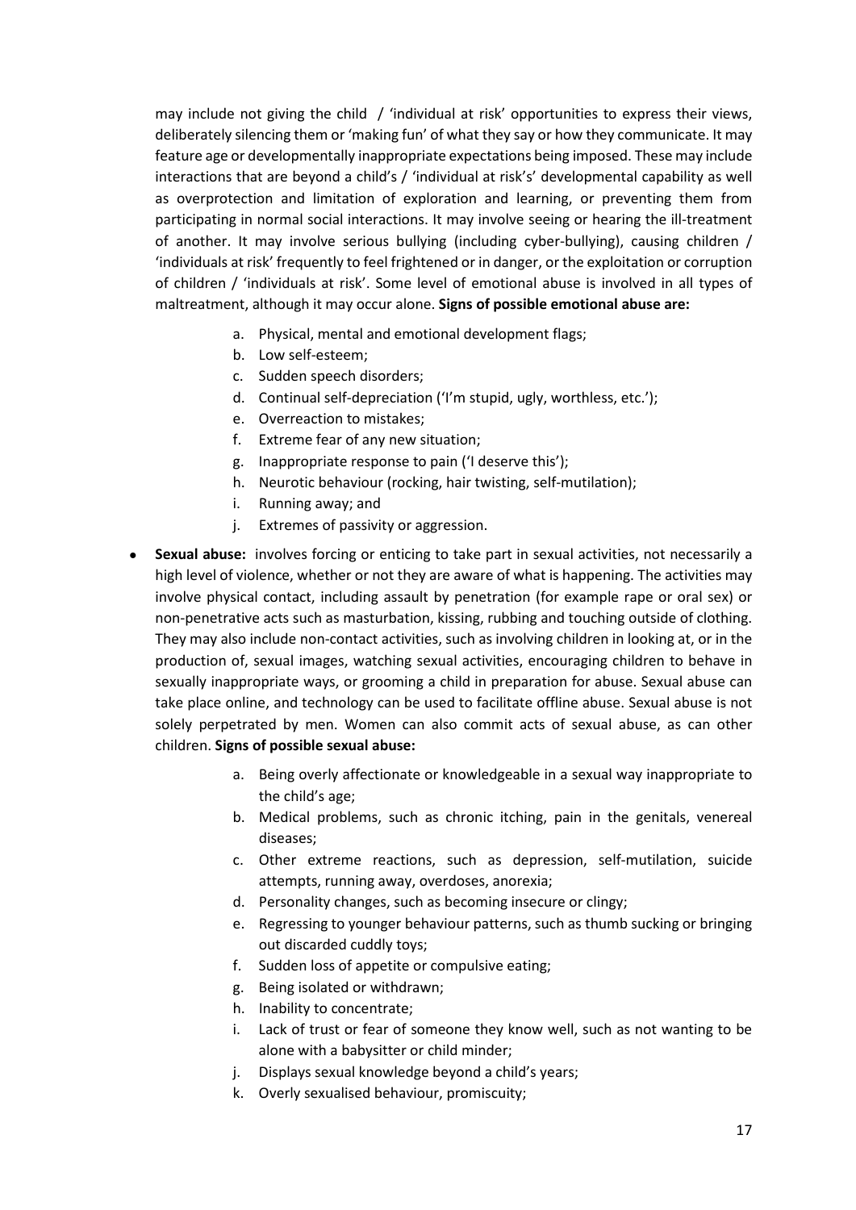may include not giving the child / 'individual at risk' opportunities to express their views, deliberately silencing them or 'making fun' of what they say or how they communicate. It may feature age or developmentally inappropriate expectations being imposed. These may include interactions that are beyond a child's / 'individual at risk's' developmental capability as well as overprotection and limitation of exploration and learning, or preventing them from participating in normal social interactions. It may involve seeing or hearing the ill-treatment of another. It may involve serious bullying (including cyber-bullying), causing children / 'individuals at risk' frequently to feel frightened or in danger, or the exploitation or corruption of children / 'individuals at risk'. Some level of emotional abuse is involved in all types of maltreatment, although it may occur alone. **Signs of possible emotional abuse are:**

a. Physical, mental and emotional development flags;
b. Low self-esteem;
c. Sudden speech disorders;
d. Continual self-depreciation ('I'm stupid, ugly, worthless, etc.');
e. Overreaction to mistakes;
f. Extreme fear of any new situation;
g. Inappropriate response to pain ('I deserve this');
h. Neurotic behaviour (rocking, hair twisting, self-mutilation);
i. Running away; and
j. Extremes of passivity or aggression.

- **Sexual abuse:** involves forcing or enticing to take part in sexual activities, not necessarily a high level of violence, whether or not they are aware of what is happening. The activities may involve physical contact, including assault by penetration (for example rape or oral sex) or non-penetrative acts such as masturbation, kissing, rubbing and touching outside of clothing. They may also include non-contact activities, such as involving children in looking at, or in the production of, sexual images, watching sexual activities, encouraging children to behave in sexually inappropriate ways, or grooming a child in preparation for abuse. Sexual abuse can take place online, and technology can be used to facilitate offline abuse. Sexual abuse is not solely perpetrated by men. Women can also commit acts of sexual abuse, as can other children. **Signs of possible sexual abuse:**

  a. Being overly affectionate or knowledgeable in a sexual way inappropriate to the child's age;
  b. Medical problems, such as chronic itching, pain in the genitals, venereal diseases;
  c. Other extreme reactions, such as depression, self-mutilation, suicide attempts, running away, overdoses, anorexia;
  d. Personality changes, such as becoming insecure or clingy;
  e. Regressing to younger behaviour patterns, such as thumb sucking or bringing out discarded cuddly toys;
  f. Sudden loss of appetite or compulsive eating;
  g. Being isolated or withdrawn;
  h. Inability to concentrate;
  i. Lack of trust or fear of someone they know well, such as not wanting to be alone with a babysitter or child minder;
  j. Displays sexual knowledge beyond a child's years;
  k. Overly sexualised behaviour, promiscuity;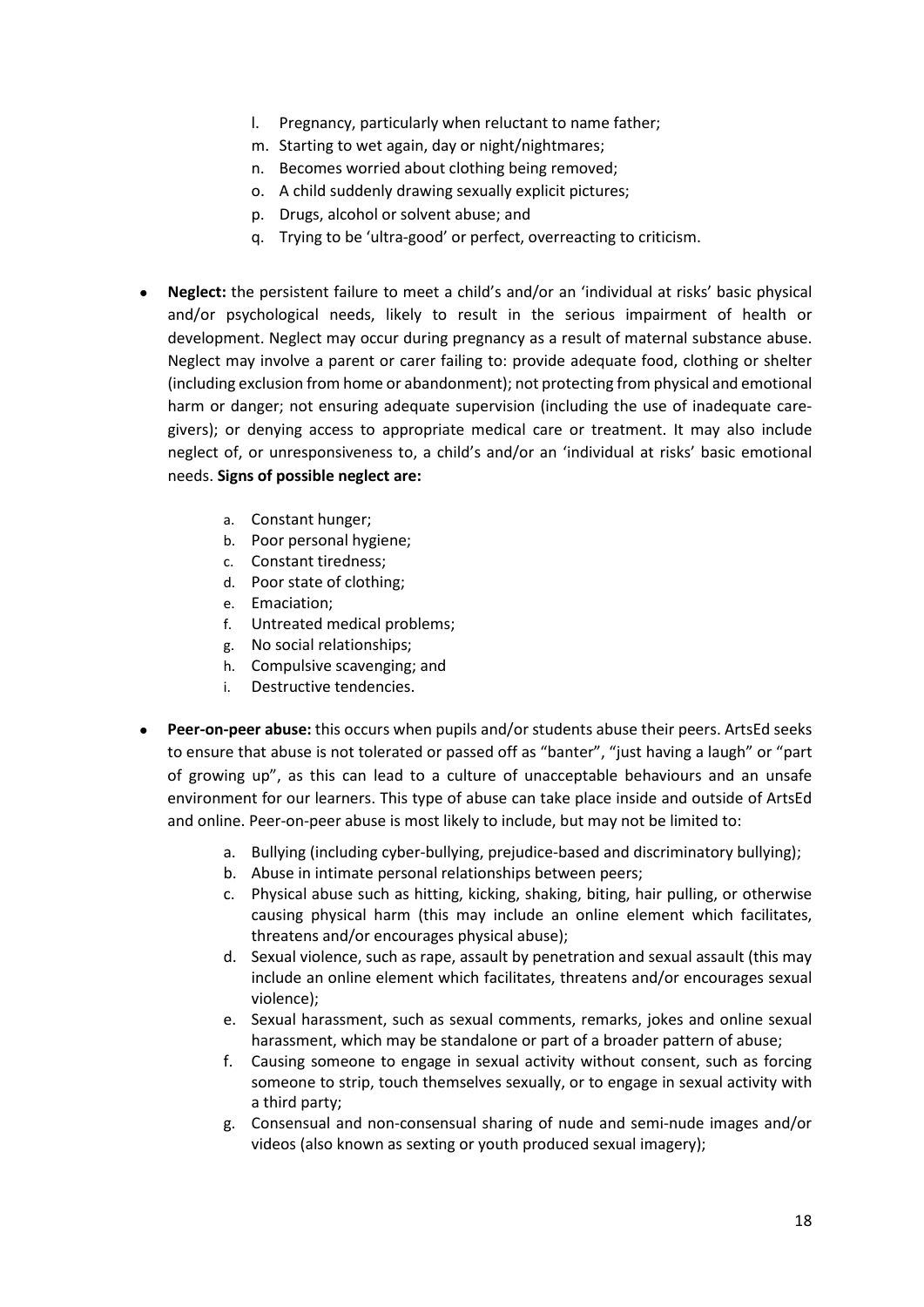l. Pregnancy, particularly when reluctant to name father;
m. Starting to wet again, day or night/nightmares;
n. Becomes worried about clothing being removed;
o. A child suddenly drawing sexually explicit pictures;
p. Drugs, alcohol or solvent abuse; and
q. Trying to be 'ultra-good' or perfect, overreacting to criticism.

- **Neglect:** the persistent failure to meet a child's and/or an 'individual at risks' basic physical and/or psychological needs, likely to result in the serious impairment of health or development. Neglect may occur during pregnancy as a result of maternal substance abuse. Neglect may involve a parent or carer failing to: provide adequate food, clothing or shelter (including exclusion from home or abandonment); not protecting from physical and emotional harm or danger; not ensuring adequate supervision (including the use of inadequate care-givers); or denying access to appropriate medical care or treatment. It may also include neglect of, or unresponsiveness to, a child's and/or an 'individual at risks' basic emotional needs. **Signs of possible neglect are:**

    a. Constant hunger;
    b. Poor personal hygiene;
    c. Constant tiredness;
    d. Poor state of clothing;
    e. Emaciation;
    f. Untreated medical problems;
    g. No social relationships;
    h. Compulsive scavenging; and
    i. Destructive tendencies.

- **Peer-on-peer abuse:** this occurs when pupils and/or students abuse their peers. ArtsEd seeks to ensure that abuse is not tolerated or passed off as "banter", "just having a laugh" or "part of growing up", as this can lead to a culture of unacceptable behaviours and an unsafe environment for our learners. This type of abuse can take place inside and outside of ArtsEd and online. Peer-on-peer abuse is most likely to include, but may not be limited to:

    a. Bullying (including cyber-bullying, prejudice-based and discriminatory bullying);
    b. Abuse in intimate personal relationships between peers;
    c. Physical abuse such as hitting, kicking, shaking, biting, hair pulling, or otherwise causing physical harm (this may include an online element which facilitates, threatens and/or encourages physical abuse);
    d. Sexual violence, such as rape, assault by penetration and sexual assault (this may include an online element which facilitates, threatens and/or encourages sexual violence);
    e. Sexual harassment, such as sexual comments, remarks, jokes and online sexual harassment, which may be standalone or part of a broader pattern of abuse;
    f. Causing someone to engage in sexual activity without consent, such as forcing someone to strip, touch themselves sexually, or to engage in sexual activity with a third party;
    g. Consensual and non-consensual sharing of nude and semi-nude images and/or videos (also known as sexting or youth produced sexual imagery);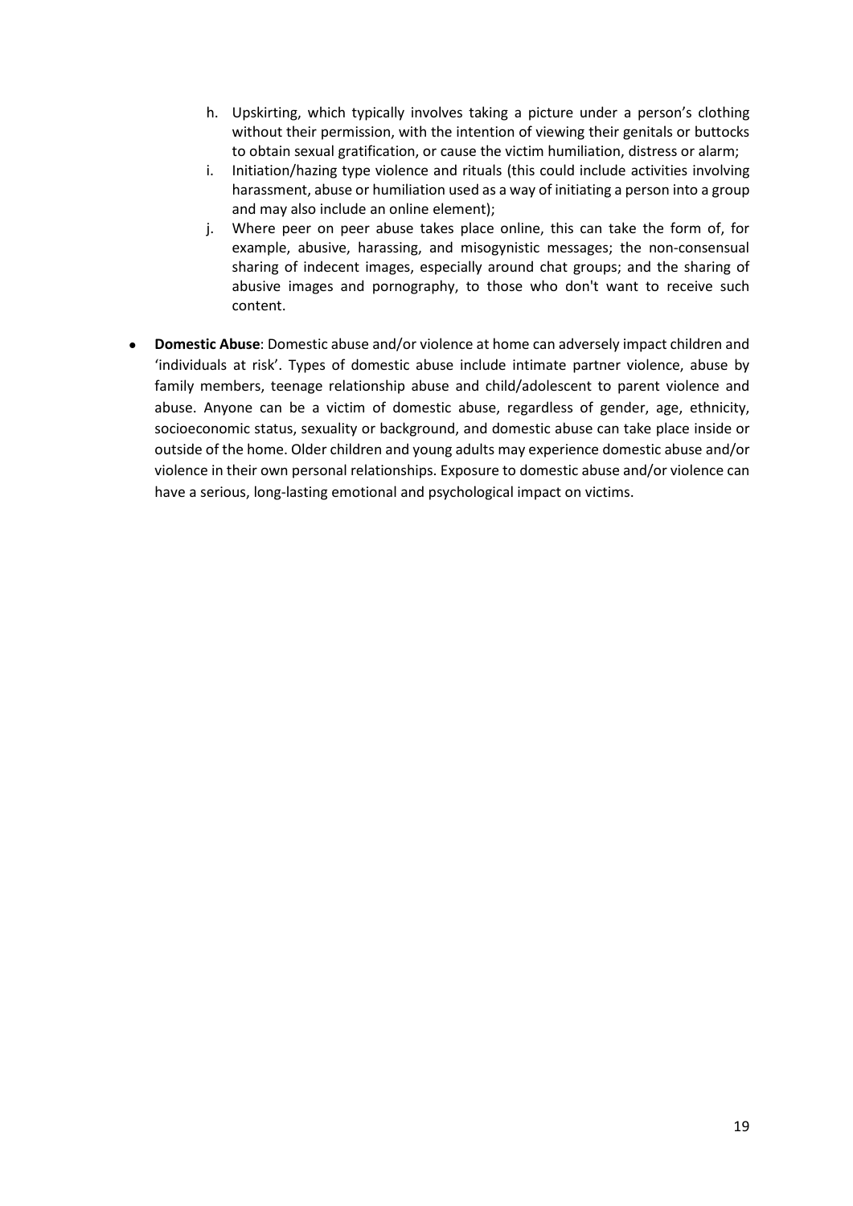h. Upskirting, which typically involves taking a picture under a person's clothing without their permission, with the intention of viewing their genitals or buttocks to obtain sexual gratification, or cause the victim humiliation, distress or alarm;
i. Initiation/hazing type violence and rituals (this could include activities involving harassment, abuse or humiliation used as a way of initiating a person into a group and may also include an online element);
j. Where peer on peer abuse takes place online, this can take the form of, for example, abusive, harassing, and misogynistic messages; the non-consensual sharing of indecent images, especially around chat groups; and the sharing of abusive images and pornography, to those who don't want to receive such content.

- **Domestic Abuse**: Domestic abuse and/or violence at home can adversely impact children and 'individuals at risk'. Types of domestic abuse include intimate partner violence, abuse by family members, teenage relationship abuse and child/adolescent to parent violence and abuse. Anyone can be a victim of domestic abuse, regardless of gender, age, ethnicity, socioeconomic status, sexuality or background, and domestic abuse can take place inside or outside of the home. Older children and young adults may experience domestic abuse and/or violence in their own personal relationships. Exposure to domestic abuse and/or violence can have a serious, long-lasting emotional and psychological impact on victims.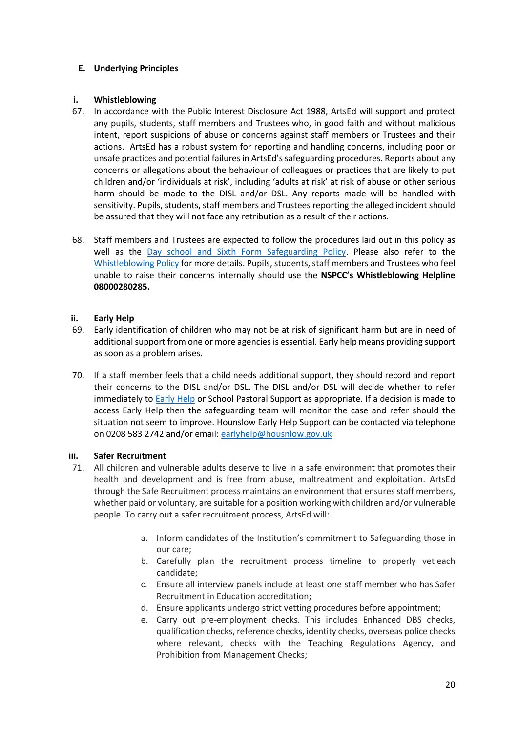## E. Underlying Principles

### i. Whistleblowing

67. In accordance with the Public Interest Disclosure Act 1988, ArtsEd will support and protect any pupils, students, staff members and Trustees who, in good faith and without malicious intent, report suspicions of abuse or concerns against staff members or Trustees and their actions. ArtsEd has a robust system for reporting and handling concerns, including poor or unsafe practices and potential failures in ArtsEd's safeguarding procedures. Reports about any concerns or allegations about the behaviour of colleagues or practices that are likely to put children and/or 'individuals at risk', including 'adults at risk' at risk of abuse or other serious harm should be made to the DISL and/or DSL. Any reports made will be handled with sensitivity. Pupils, students, staff members and Trustees reporting the alleged incident should be assured that they will not face any retribution as a result of their actions.

68. Staff members and Trustees are expected to follow the procedures laid out in this policy as well as the Day school and Sixth Form Safeguarding Policy. Please also refer to the Whistleblowing Policy for more details. Pupils, students, staff members and Trustees who feel unable to raise their concerns internally should use the **NSPCC's Whistleblowing Helpline 08000280285.**

### ii. Early Help

69. Early identification of children who may not be at risk of significant harm but are in need of additional support from one or more agencies is essential. Early help means providing support as soon as a problem arises.

70. If a staff member feels that a child needs additional support, they should record and report their concerns to the DISL and/or DSL. The DISL and/or DSL will decide whether to refer immediately to Early Help or School Pastoral Support as appropriate. If a decision is made to access Early Help then the safeguarding team will monitor the case and refer should the situation not seem to improve. Hounslow Early Help Support can be contacted via telephone on 0208 583 2742 and/or email: earlyhelp@housnlow.gov.uk

### iii. Safer Recruitment

71. All children and vulnerable adults deserve to live in a safe environment that promotes their health and development and is free from abuse, maltreatment and exploitation. ArtsEd through the Safe Recruitment process maintains an environment that ensures staff members, whether paid or voluntary, are suitable for a position working with children and/or vulnerable people. To carry out a safer recruitment process, ArtsEd will:

    a. Inform candidates of the Institution's commitment to Safeguarding those in our care;
    b. Carefully plan the recruitment process timeline to properly vet each candidate;
    c. Ensure all interview panels include at least one staff member who has Safer Recruitment in Education accreditation;
    d. Ensure applicants undergo strict vetting procedures before appointment;
    e. Carry out pre-employment checks. This includes Enhanced DBS checks, qualification checks, reference checks, identity checks, overseas police checks where relevant, checks with the Teaching Regulations Agency, and Prohibition from Management Checks;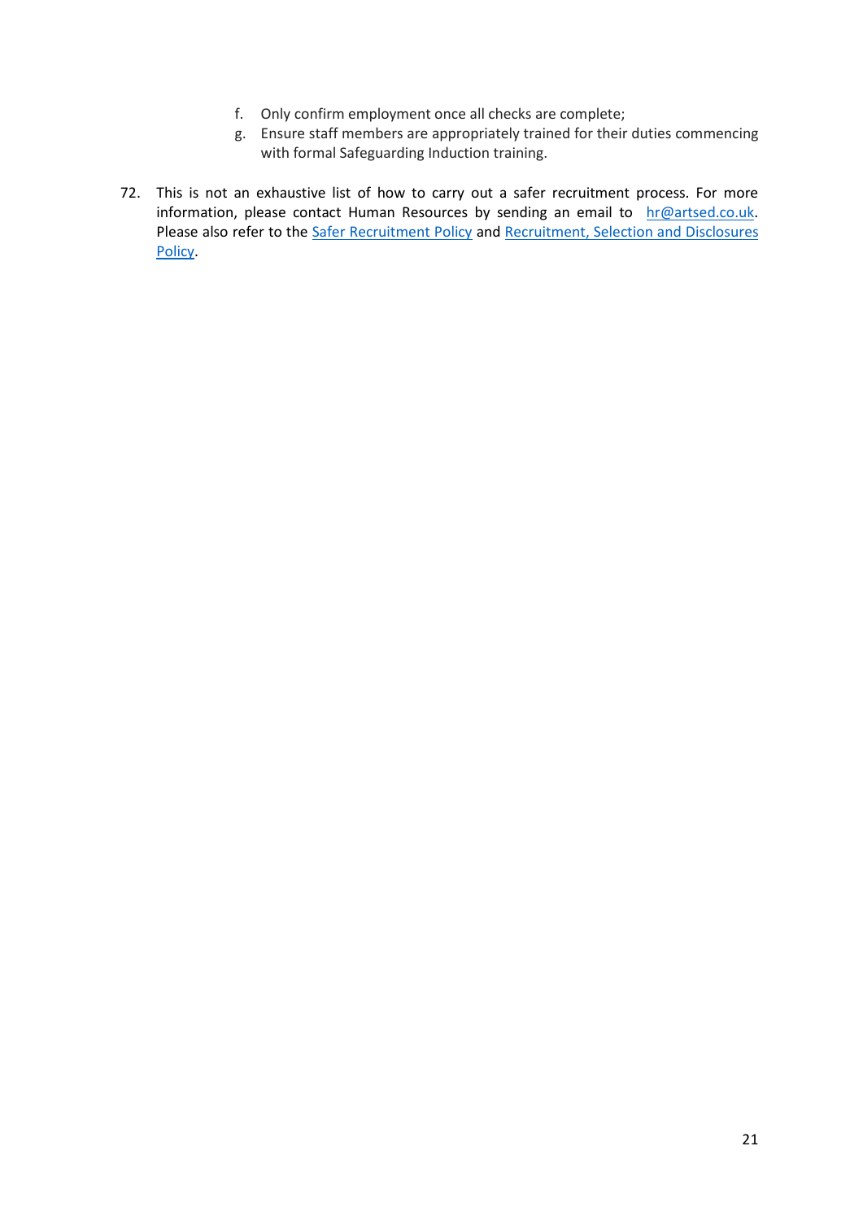f. Only confirm employment once all checks are complete;
g. Ensure staff members are appropriately trained for their duties commencing with formal Safeguarding Induction training.

72. This is not an exhaustive list of how to carry out a safer recruitment process. For more information, please contact Human Resources by sending an email to [hr@artsed.co.uk](mailto:hr@artsed.co.uk). Please also refer to the [Safer Recruitment Policy]() and [Recruitment, Selection and Disclosures Policy]().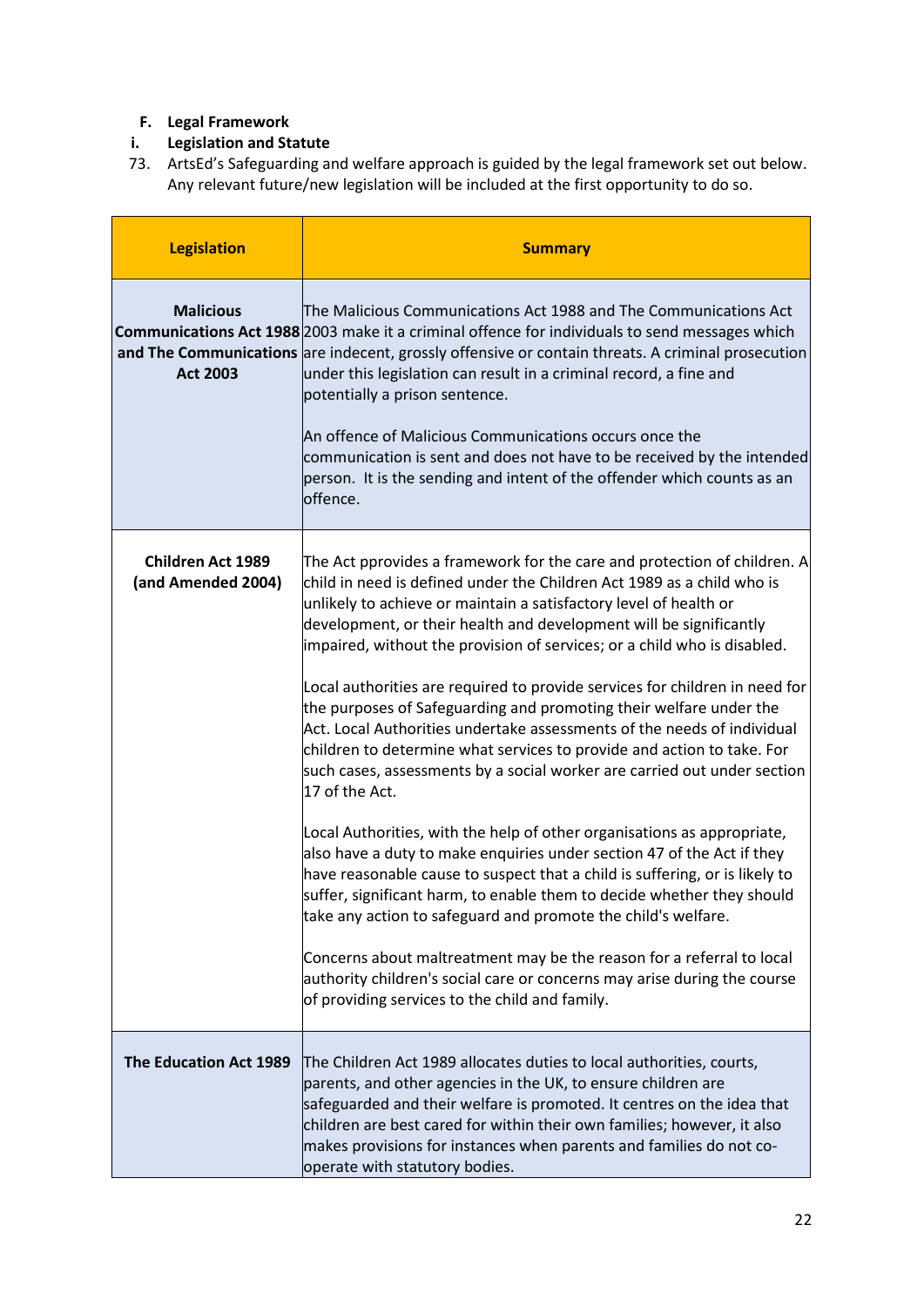**F. Legal Framework**

**i. Legislation and Statute**

73. ArtsEd's Safeguarding and welfare approach is guided by the legal framework set out below. Any relevant future/new legislation will be included at the first opportunity to do so.

| Legislation | Summary |
|---|---|
| **Malicious Communications Act 1988 and The Communications Act 2003** | The Malicious Communications Act 1988 and The Communications Act 2003 make it a criminal offence for individuals to send messages which are indecent, grossly offensive or contain threats. A criminal prosecution under this legislation can result in a criminal record, a fine and potentially a prison sentence.<br><br>An offence of Malicious Communications occurs once the communication is sent and does not have to be received by the intended person. It is the sending and intent of the offender which counts as an offence. |
| **Children Act 1989 (and Amended 2004)** | The Act pprovides a framework for the care and protection of children. A child in need is defined under the Children Act 1989 as a child who is unlikely to achieve or maintain a satisfactory level of health or development, or their health and development will be significantly impaired, without the provision of services; or a child who is disabled.<br><br>Local authorities are required to provide services for children in need for the purposes of Safeguarding and promoting their welfare under the Act. Local Authorities undertake assessments of the needs of individual children to determine what services to provide and action to take. For such cases, assessments by a social worker are carried out under section 17 of the Act.<br><br>Local Authorities, with the help of other organisations as appropriate, also have a duty to make enquiries under section 47 of the Act if they have reasonable cause to suspect that a child is suffering, or is likely to suffer, significant harm, to enable them to decide whether they should take any action to safeguard and promote the child's welfare.<br><br>Concerns about maltreatment may be the reason for a referral to local authority children's social care or concerns may arise during the course of providing services to the child and family. |
| **The Education Act 1989** | The Children Act 1989 allocates duties to local authorities, courts, parents, and other agencies in the UK, to ensure children are safeguarded and their welfare is promoted. It centres on the idea that children are best cared for within their own families; however, it also makes provisions for instances when parents and families do not co-operate with statutory bodies. |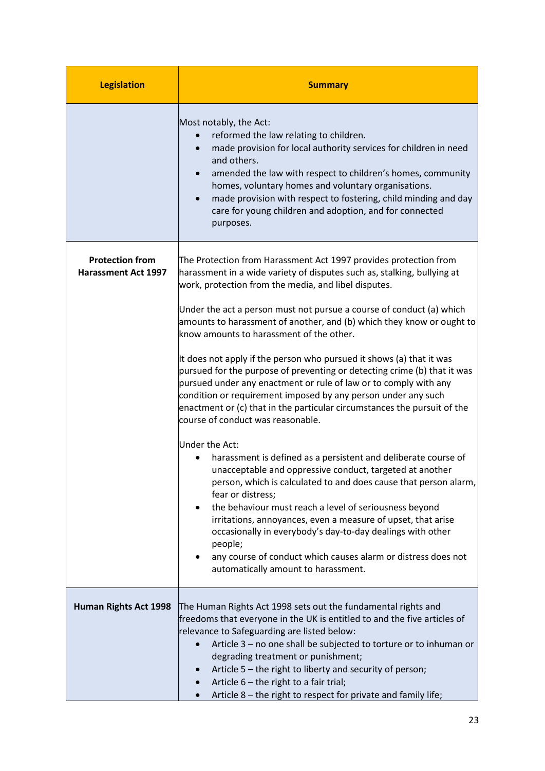| Legislation | Summary |
|---|---|
| | Most notably, the Act:<br>• reformed the law relating to children.<br>• made provision for local authority services for children in need and others.<br>• amended the law with respect to children's homes, community homes, voluntary homes and voluntary organisations.<br>• made provision with respect to fostering, child minding and day care for young children and adoption, and for connected purposes. |
| **Protection from Harassment Act 1997** | The Protection from Harassment Act 1997 provides protection from harassment in a wide variety of disputes such as, stalking, bullying at work, protection from the media, and libel disputes.<br><br>Under the act a person must not pursue a course of conduct (a) which amounts to harassment of another, and (b) which they know or ought to know amounts to harassment of the other.<br><br>It does not apply if the person who pursued it shows (a) that it was pursued for the purpose of preventing or detecting crime (b) that it was pursued under any enactment or rule of law or to comply with any condition or requirement imposed by any person under any such enactment or (c) that in the particular circumstances the pursuit of the course of conduct was reasonable.<br><br>Under the Act:<br>• harassment is defined as a persistent and deliberate course of unacceptable and oppressive conduct, targeted at another person, which is calculated to and does cause that person alarm, fear or distress;<br>• the behaviour must reach a level of seriousness beyond irritations, annoyances, even a measure of upset, that arise occasionally in everybody's day-to-day dealings with other people;<br>• any course of conduct which causes alarm or distress does not automatically amount to harassment. |
| **Human Rights Act 1998** | The Human Rights Act 1998 sets out the fundamental rights and freedoms that everyone in the UK is entitled to and the five articles of relevance to Safeguarding are listed below:<br>• Article 3 – no one shall be subjected to torture or to inhuman or degrading treatment or punishment;<br>• Article 5 – the right to liberty and security of person;<br>• Article 6 – the right to a fair trial;<br>• Article 8 – the right to respect for private and family life; |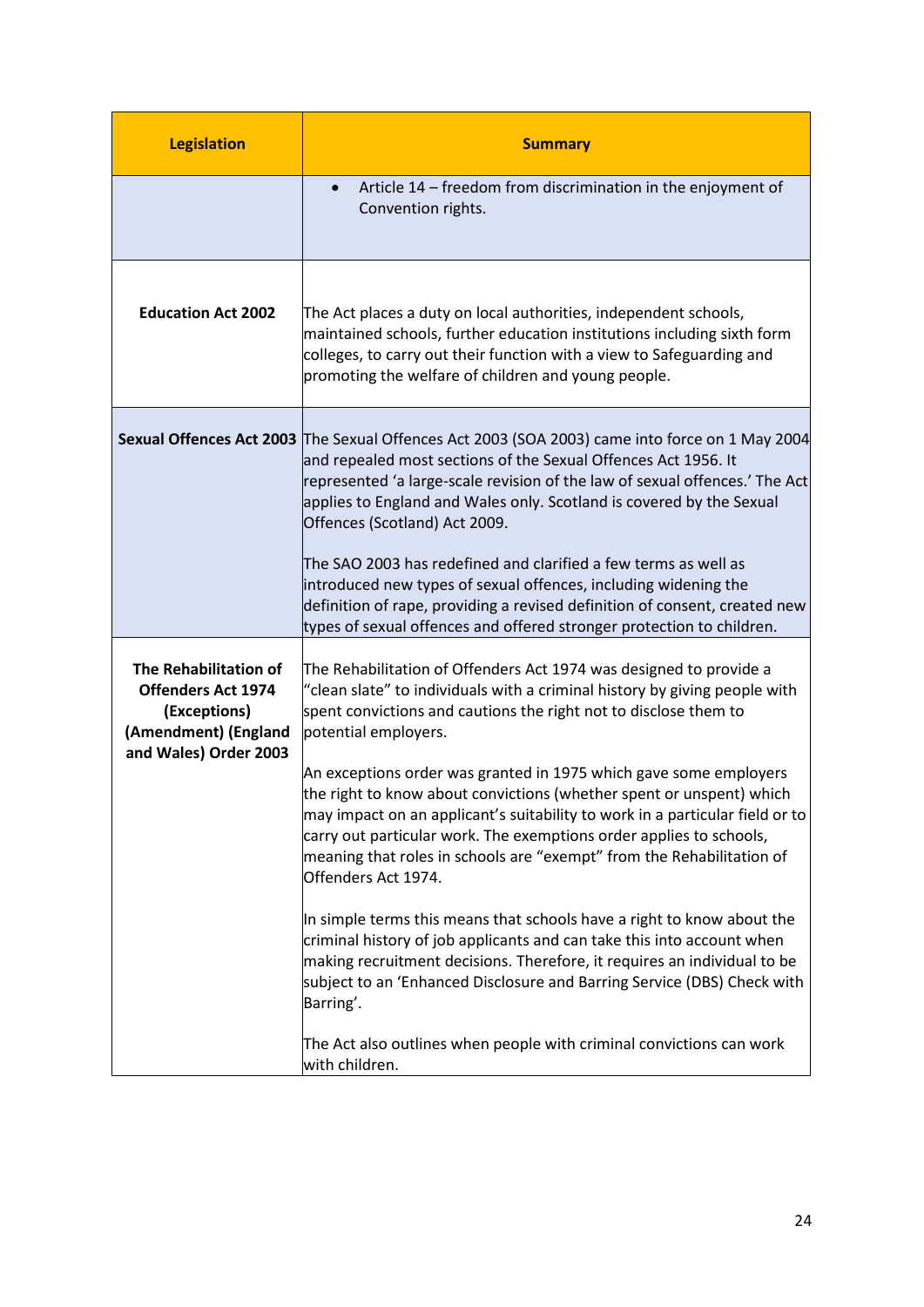| Legislation | Summary |
|---|---|
| | • Article 14 – freedom from discrimination in the enjoyment of Convention rights. |
| **Education Act 2002** | The Act places a duty on local authorities, independent schools, maintained schools, further education institutions including sixth form colleges, to carry out their function with a view to Safeguarding and promoting the welfare of children and young people. |
| **Sexual Offences Act 2003** | The Sexual Offences Act 2003 (SOA 2003) came into force on 1 May 2004 and repealed most sections of the Sexual Offences Act 1956. It represented 'a large-scale revision of the law of sexual offences.' The Act applies to England and Wales only. Scotland is covered by the Sexual Offences (Scotland) Act 2009.<br><br>The SAO 2003 has redefined and clarified a few terms as well as introduced new types of sexual offences, including widening the definition of rape, providing a revised definition of consent, created new types of sexual offences and offered stronger protection to children. |
| **The Rehabilitation of Offenders Act 1974 (Exceptions) (Amendment) (England and Wales) Order 2003** | The Rehabilitation of Offenders Act 1974 was designed to provide a "clean slate" to individuals with a criminal history by giving people with spent convictions and cautions the right not to disclose them to potential employers.<br><br>An exceptions order was granted in 1975 which gave some employers the right to know about convictions (whether spent or unspent) which may impact on an applicant's suitability to work in a particular field or to carry out particular work. The exemptions order applies to schools, meaning that roles in schools are "exempt" from the Rehabilitation of Offenders Act 1974.<br><br>In simple terms this means that schools have a right to know about the criminal history of job applicants and can take this into account when making recruitment decisions. Therefore, it requires an individual to be subject to an 'Enhanced Disclosure and Barring Service (DBS) Check with Barring'.<br><br>The Act also outlines when people with criminal convictions can work with children. |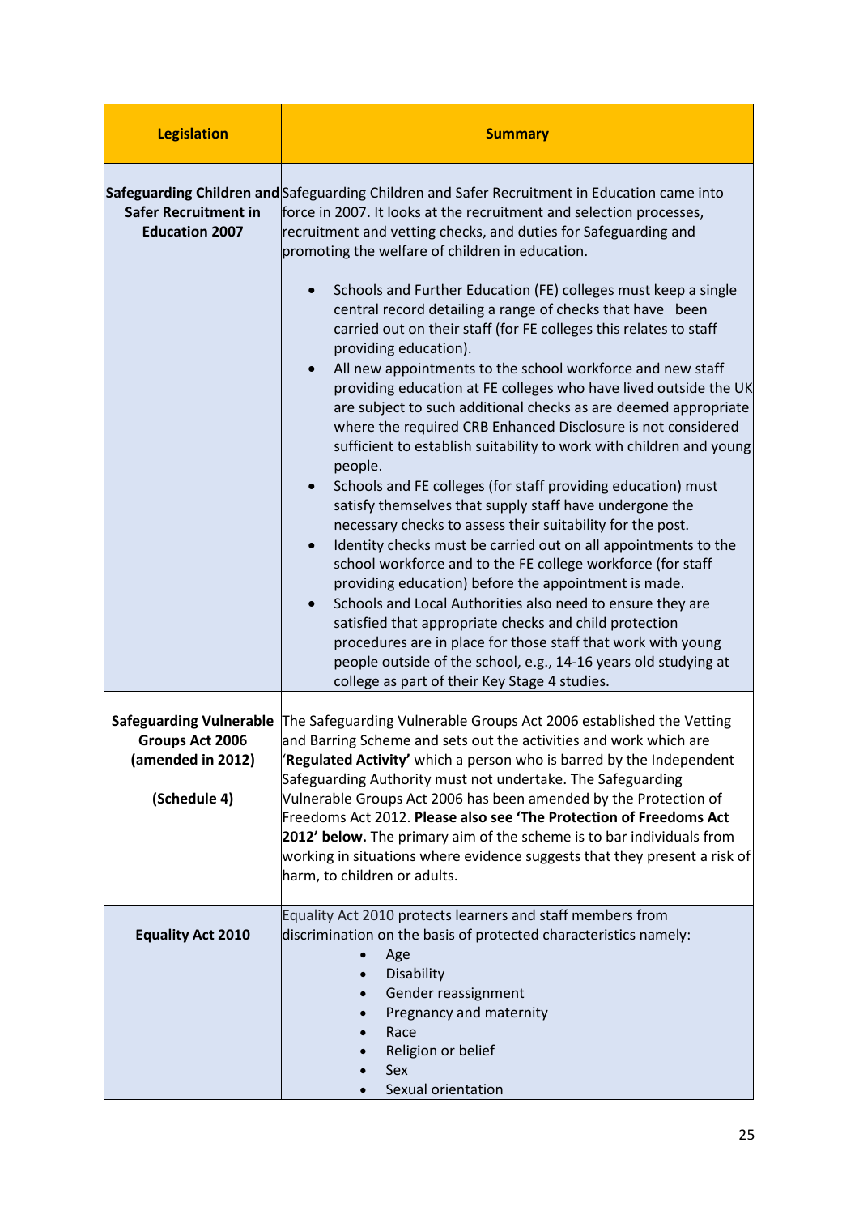| Legislation | Summary |
|---|---|
| **Safeguarding Children and Safer Recruitment in Education 2007** | Safeguarding Children and Safer Recruitment in Education came into force in 2007. It looks at the recruitment and selection processes, recruitment and vetting checks, and duties for Safeguarding and promoting the welfare of children in education.<br><br>• Schools and Further Education (FE) colleges must keep a single central record detailing a range of checks that have been carried out on their staff (for FE colleges this relates to staff providing education).<br>• All new appointments to the school workforce and new staff providing education at FE colleges who have lived outside the UK are subject to such additional checks as are deemed appropriate where the required CRB Enhanced Disclosure is not considered sufficient to establish suitability to work with children and young people.<br>• Schools and FE colleges (for staff providing education) must satisfy themselves that supply staff have undergone the necessary checks to assess their suitability for the post.<br>• Identity checks must be carried out on all appointments to the school workforce and to the FE college workforce (for staff providing education) before the appointment is made.<br>• Schools and Local Authorities also need to ensure they are satisfied that appropriate checks and child protection procedures are in place for those staff that work with young people outside of the school, e.g., 14-16 years old studying at college as part of their Key Stage 4 studies. |
| **Safeguarding Vulnerable Groups Act 2006 (amended in 2012)**<br><br>**(Schedule 4)** | The Safeguarding Vulnerable Groups Act 2006 established the Vetting and Barring Scheme and sets out the activities and work which are '**Regulated Activity'** which a person who is barred by the Independent Safeguarding Authority must not undertake. The Safeguarding Vulnerable Groups Act 2006 has been amended by the Protection of Freedoms Act 2012. **Please also see 'The Protection of Freedoms Act 2012' below.** The primary aim of the scheme is to bar individuals from working in situations where evidence suggests that they present a risk of harm, to children or adults. |
| **Equality Act 2010** | Equality Act 2010 protects learners and staff members from discrimination on the basis of protected characteristics namely:<br>• Age<br>• Disability<br>• Gender reassignment<br>• Pregnancy and maternity<br>• Race<br>• Religion or belief<br>• Sex<br>• Sexual orientation |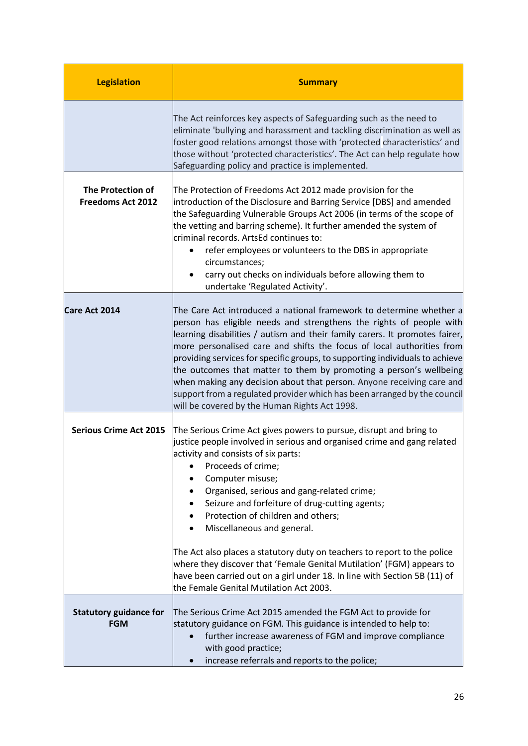| Legislation | Summary |
|---|---|
| | The Act reinforces key aspects of Safeguarding such as the need to eliminate 'bullying and harassment and tackling discrimination as well as foster good relations amongst those with 'protected characteristics' and those without 'protected characteristics'. The Act can help regulate how Safeguarding policy and practice is implemented. |
| **The Protection of Freedoms Act 2012** | The Protection of Freedoms Act 2012 made provision for the introduction of the Disclosure and Barring Service [DBS] and amended the Safeguarding Vulnerable Groups Act 2006 (in terms of the scope of the vetting and barring scheme). It further amended the system of criminal records. ArtsEd continues to:<br>• refer employees or volunteers to the DBS in appropriate circumstances;<br>• carry out checks on individuals before allowing them to undertake 'Regulated Activity'. |
| **Care Act 2014** | The Care Act introduced a national framework to determine whether a person has eligible needs and strengthens the rights of people with learning disabilities / autism and their family carers. It promotes fairer, more personalised care and shifts the focus of local authorities from providing services for specific groups, to supporting individuals to achieve the outcomes that matter to them by promoting a person's wellbeing when making any decision about that person. Anyone receiving care and support from a regulated provider which has been arranged by the council will be covered by the Human Rights Act 1998. |
| **Serious Crime Act 2015** | The Serious Crime Act gives powers to pursue, disrupt and bring to justice people involved in serious and organised crime and gang related activity and consists of six parts:<br>• Proceeds of crime;<br>• Computer misuse;<br>• Organised, serious and gang-related crime;<br>• Seizure and forfeiture of drug-cutting agents;<br>• Protection of children and others;<br>• Miscellaneous and general.<br><br>The Act also places a statutory duty on teachers to report to the police where they discover that 'Female Genital Mutilation' (FGM) appears to have been carried out on a girl under 18. In line with Section 5B (11) of the Female Genital Mutilation Act 2003. |
| **Statutory guidance for FGM** | The Serious Crime Act 2015 amended the FGM Act to provide for statutory guidance on FGM. This guidance is intended to help to:<br>• further increase awareness of FGM and improve compliance with good practice;<br>• increase referrals and reports to the police; |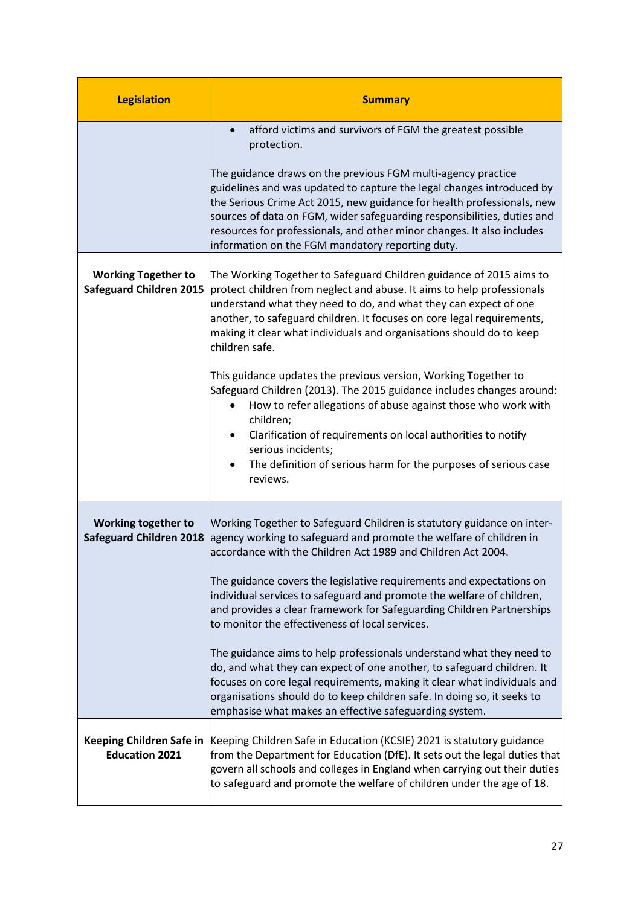| Legislation | Summary |
| --- | --- |
| | • afford victims and survivors of FGM the greatest possible protection.<br><br>The guidance draws on the previous FGM multi-agency practice guidelines and was updated to capture the legal changes introduced by the Serious Crime Act 2015, new guidance for health professionals, new sources of data on FGM, wider safeguarding responsibilities, duties and resources for professionals, and other minor changes. It also includes information on the FGM mandatory reporting duty. |
| **Working Together to Safeguard Children 2015** | The Working Together to Safeguard Children guidance of 2015 aims to protect children from neglect and abuse. It aims to help professionals understand what they need to do, and what they can expect of one another, to safeguard children. It focuses on core legal requirements, making it clear what individuals and organisations should do to keep children safe.<br><br>This guidance updates the previous version, Working Together to Safeguard Children (2013). The 2015 guidance includes changes around:<br>• How to refer allegations of abuse against those who work with children;<br>• Clarification of requirements on local authorities to notify serious incidents;<br>• The definition of serious harm for the purposes of serious case reviews. |
| **Working together to Safeguard Children 2018** | Working Together to Safeguard Children is statutory guidance on inter-agency working to safeguard and promote the welfare of children in accordance with the Children Act 1989 and Children Act 2004.<br><br>The guidance covers the legislative requirements and expectations on individual services to safeguard and promote the welfare of children, and provides a clear framework for Safeguarding Children Partnerships to monitor the effectiveness of local services.<br><br>The guidance aims to help professionals understand what they need to do, and what they can expect of one another, to safeguard children. It focuses on core legal requirements, making it clear what individuals and organisations should do to keep children safe. In doing so, it seeks to emphasise what makes an effective safeguarding system. |
| **Keeping Children Safe in Education 2021** | Keeping Children Safe in Education (KCSIE) 2021 is statutory guidance from the Department for Education (DfE). It sets out the legal duties that govern all schools and colleges in England when carrying out their duties to safeguard and promote the welfare of children under the age of 18. |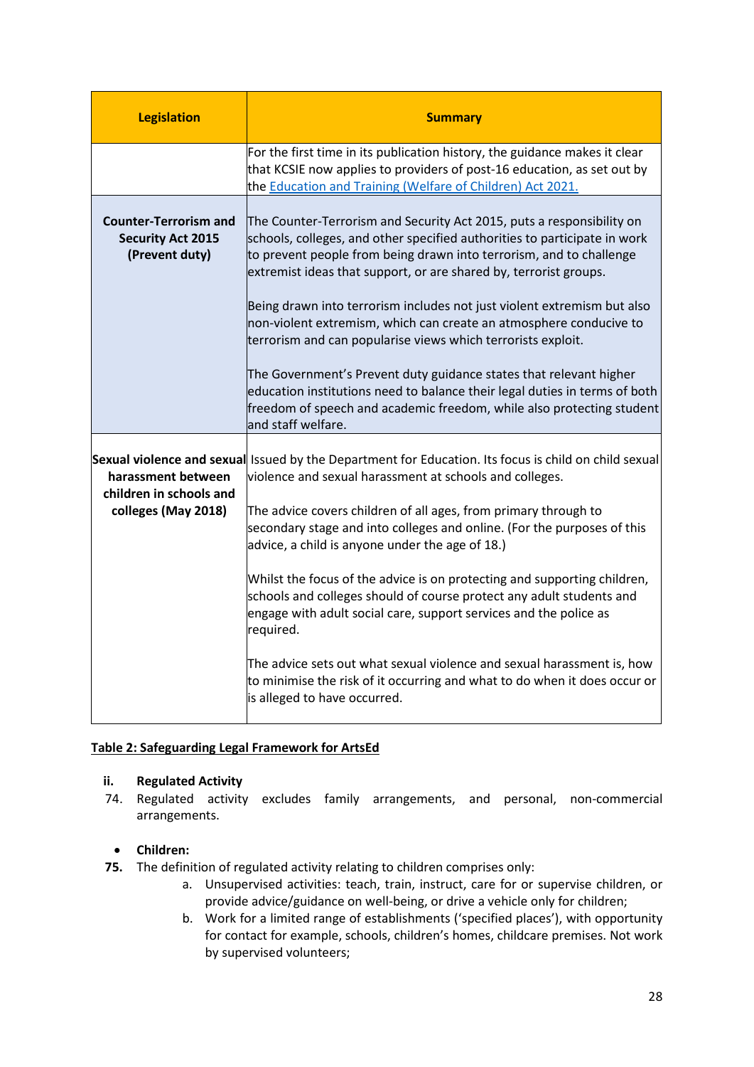| Legislation | Summary |
|---|---|
| | For the first time in its publication history, the guidance makes it clear that KCSIE now applies to providers of post-16 education, as set out by the [Education and Training (Welfare of Children) Act 2021.]() |
| **Counter-Terrorism and Security Act 2015 (Prevent duty)** | The Counter-Terrorism and Security Act 2015, puts a responsibility on schools, colleges, and other specified authorities to participate in work to prevent people from being drawn into terrorism, and to challenge extremist ideas that support, or are shared by, terrorist groups.<br><br>Being drawn into terrorism includes not just violent extremism but also non-violent extremism, which can create an atmosphere conducive to terrorism and can popularise views which terrorists exploit.<br><br>The Government's Prevent duty guidance states that relevant higher education institutions need to balance their legal duties in terms of both freedom of speech and academic freedom, while also protecting student and staff welfare. |
| **Sexual violence and sexual harassment between children in schools and colleges (May 2018)** | Issued by the Department for Education. Its focus is child on child sexual violence and sexual harassment at schools and colleges.<br><br>The advice covers children of all ages, from primary through to secondary stage and into colleges and online. (For the purposes of this advice, a child is anyone under the age of 18.)<br><br>Whilst the focus of the advice is on protecting and supporting children, schools and colleges should of course protect any adult students and engage with adult social care, support services and the police as required.<br><br>The advice sets out what sexual violence and sexual harassment is, how to minimise the risk of it occurring and what to do when it does occur or is alleged to have occurred. |

**Table 2: Safeguarding Legal Framework for ArtsEd**

### ii. Regulated Activity

74. Regulated activity excludes family arrangements, and personal, non-commercial arrangements.

- **Children:**

**75.** The definition of regulated activity relating to children comprises only:
   a. Unsupervised activities: teach, train, instruct, care for or supervise children, or provide advice/guidance on well-being, or drive a vehicle only for children;
   b. Work for a limited range of establishments ('specified places'), with opportunity for contact for example, schools, children's homes, childcare premises. Not work by supervised volunteers;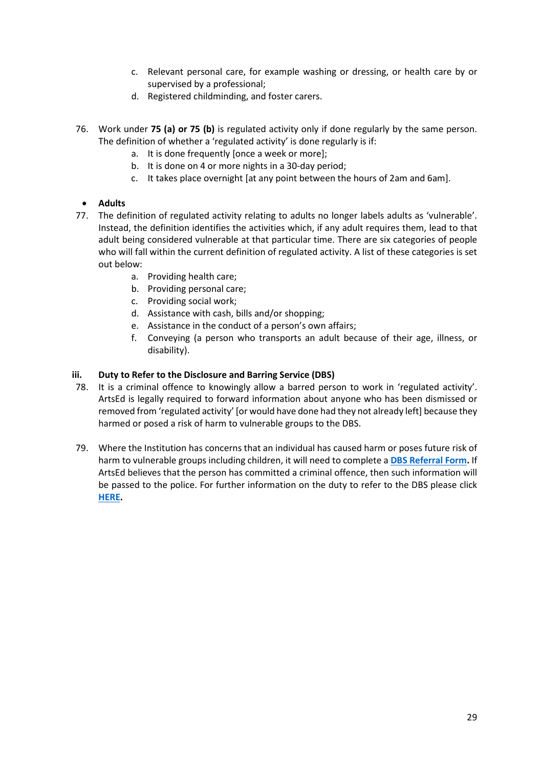c. Relevant personal care, for example washing or dressing, or health care by or supervised by a professional;
d. Registered childminding, and foster carers.

76. Work under **75 (a) or 75 (b)** is regulated activity only if done regularly by the same person. The definition of whether a 'regulated activity' is done regularly is if:
    a. It is done frequently [once a week or more];
    b. It is done on 4 or more nights in a 30-day period;
    c. It takes place overnight [at any point between the hours of 2am and 6am].

- **Adults**

77. The definition of regulated activity relating to adults no longer labels adults as 'vulnerable'. Instead, the definition identifies the activities which, if any adult requires them, lead to that adult being considered vulnerable at that particular time. There are six categories of people who will fall within the current definition of regulated activity. A list of these categories is set out below:
    a. Providing health care;
    b. Providing personal care;
    c. Providing social work;
    d. Assistance with cash, bills and/or shopping;
    e. Assistance in the conduct of a person's own affairs;
    f. Conveying (a person who transports an adult because of their age, illness, or disability).

### iii. Duty to Refer to the Disclosure and Barring Service (DBS)

78. It is a criminal offence to knowingly allow a barred person to work in 'regulated activity'. ArtsEd is legally required to forward information about anyone who has been dismissed or removed from 'regulated activity' [or would have done had they not already left] because they harmed or posed a risk of harm to vulnerable groups to the DBS.

79. Where the Institution has concerns that an individual has caused harm or poses future risk of harm to vulnerable groups including children, it will need to complete a **DBS Referral Form.** If ArtsEd believes that the person has committed a criminal offence, then such information will be passed to the police. For further information on the duty to refer to the DBS please click **HERE.**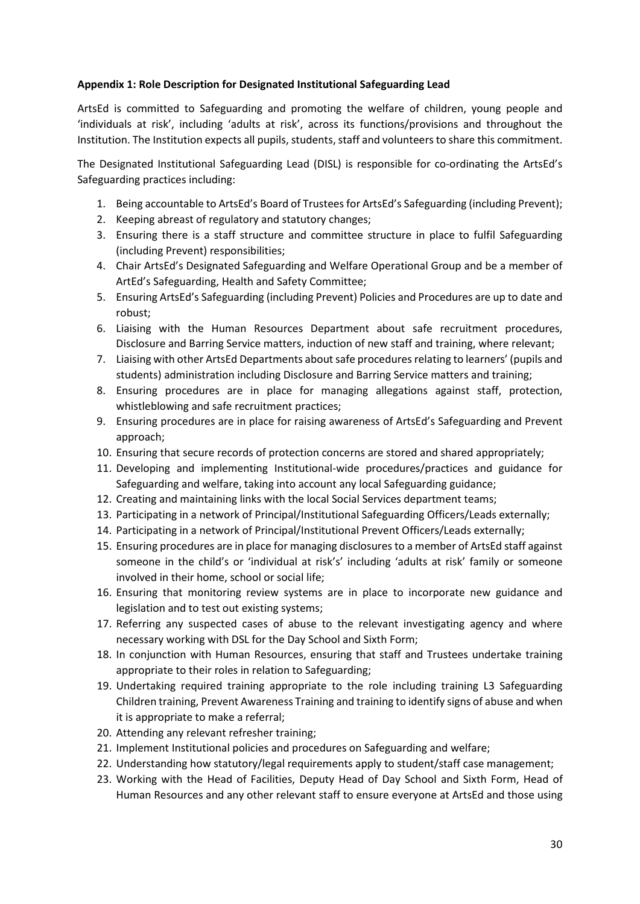**Appendix 1: Role Description for Designated Institutional Safeguarding Lead**

ArtsEd is committed to Safeguarding and promoting the welfare of children, young people and 'individuals at risk', including 'adults at risk', across its functions/provisions and throughout the Institution. The Institution expects all pupils, students, staff and volunteers to share this commitment.

The Designated Institutional Safeguarding Lead (DISL) is responsible for co-ordinating the ArtsEd's Safeguarding practices including:

1. Being accountable to ArtsEd's Board of Trustees for ArtsEd's Safeguarding (including Prevent);
2. Keeping abreast of regulatory and statutory changes;
3. Ensuring there is a staff structure and committee structure in place to fulfil Safeguarding (including Prevent) responsibilities;
4. Chair ArtsEd's Designated Safeguarding and Welfare Operational Group and be a member of ArtEd's Safeguarding, Health and Safety Committee;
5. Ensuring ArtsEd's Safeguarding (including Prevent) Policies and Procedures are up to date and robust;
6. Liaising with the Human Resources Department about safe recruitment procedures, Disclosure and Barring Service matters, induction of new staff and training, where relevant;
7. Liaising with other ArtsEd Departments about safe procedures relating to learners' (pupils and students) administration including Disclosure and Barring Service matters and training;
8. Ensuring procedures are in place for managing allegations against staff, protection, whistleblowing and safe recruitment practices;
9. Ensuring procedures are in place for raising awareness of ArtsEd's Safeguarding and Prevent approach;
10. Ensuring that secure records of protection concerns are stored and shared appropriately;
11. Developing and implementing Institutional-wide procedures/practices and guidance for Safeguarding and welfare, taking into account any local Safeguarding guidance;
12. Creating and maintaining links with the local Social Services department teams;
13. Participating in a network of Principal/Institutional Safeguarding Officers/Leads externally;
14. Participating in a network of Principal/Institutional Prevent Officers/Leads externally;
15. Ensuring procedures are in place for managing disclosures to a member of ArtsEd staff against someone in the child's or 'individual at risk's' including 'adults at risk' family or someone involved in their home, school or social life;
16. Ensuring that monitoring review systems are in place to incorporate new guidance and legislation and to test out existing systems;
17. Referring any suspected cases of abuse to the relevant investigating agency and where necessary working with DSL for the Day School and Sixth Form;
18. In conjunction with Human Resources, ensuring that staff and Trustees undertake training appropriate to their roles in relation to Safeguarding;
19. Undertaking required training appropriate to the role including training L3 Safeguarding Children training, Prevent Awareness Training and training to identify signs of abuse and when it is appropriate to make a referral;
20. Attending any relevant refresher training;
21. Implement Institutional policies and procedures on Safeguarding and welfare;
22. Understanding how statutory/legal requirements apply to student/staff case management;
23. Working with the Head of Facilities, Deputy Head of Day School and Sixth Form, Head of Human Resources and any other relevant staff to ensure everyone at ArtsEd and those using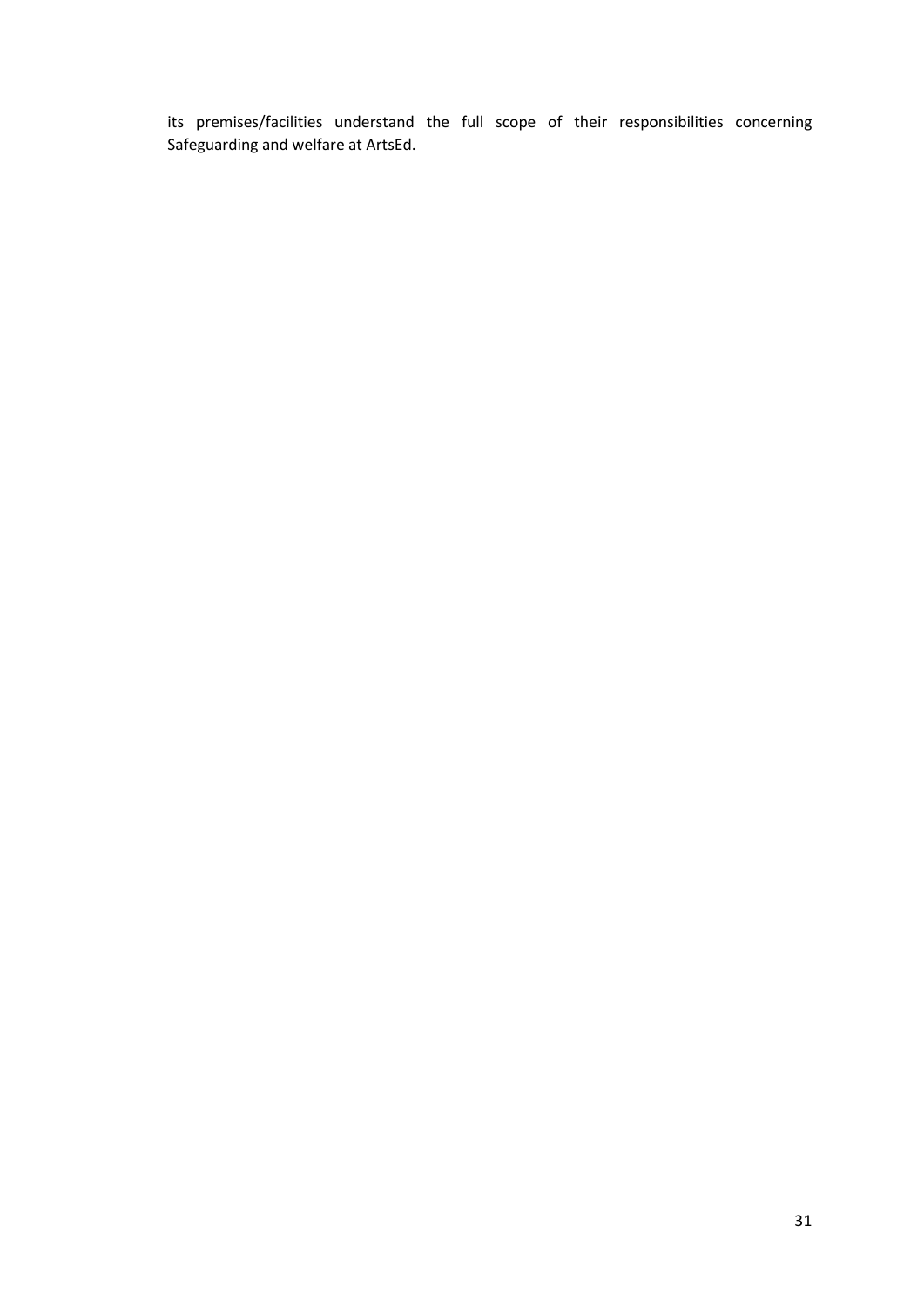its premises/facilities understand the full scope of their responsibilities concerning Safeguarding and welfare at ArtsEd.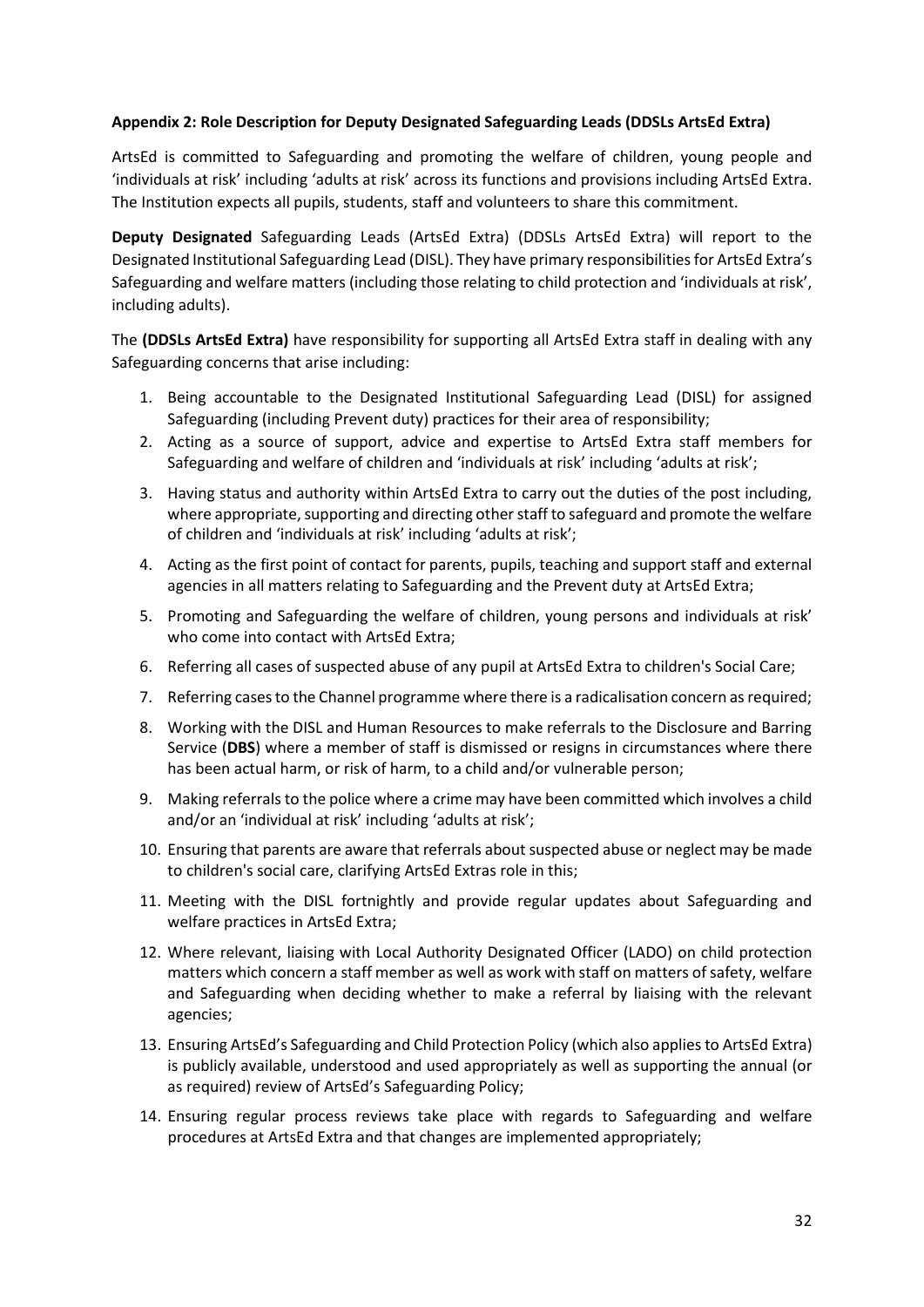**Appendix 2: Role Description for Deputy Designated Safeguarding Leads (DDSLs ArtsEd Extra)**

ArtsEd is committed to Safeguarding and promoting the welfare of children, young people and 'individuals at risk' including 'adults at risk' across its functions and provisions including ArtsEd Extra. The Institution expects all pupils, students, staff and volunteers to share this commitment.

**Deputy Designated** Safeguarding Leads (ArtsEd Extra) (DDSLs ArtsEd Extra) will report to the Designated Institutional Safeguarding Lead (DISL). They have primary responsibilities for ArtsEd Extra's Safeguarding and welfare matters (including those relating to child protection and 'individuals at risk', including adults).

The **(DDSLs ArtsEd Extra)** have responsibility for supporting all ArtsEd Extra staff in dealing with any Safeguarding concerns that arise including:

1. Being accountable to the Designated Institutional Safeguarding Lead (DISL) for assigned Safeguarding (including Prevent duty) practices for their area of responsibility;
2. Acting as a source of support, advice and expertise to ArtsEd Extra staff members for Safeguarding and welfare of children and 'individuals at risk' including 'adults at risk';
3. Having status and authority within ArtsEd Extra to carry out the duties of the post including, where appropriate, supporting and directing other staff to safeguard and promote the welfare of children and 'individuals at risk' including 'adults at risk';
4. Acting as the first point of contact for parents, pupils, teaching and support staff and external agencies in all matters relating to Safeguarding and the Prevent duty at ArtsEd Extra;
5. Promoting and Safeguarding the welfare of children, young persons and individuals at risk' who come into contact with ArtsEd Extra;
6. Referring all cases of suspected abuse of any pupil at ArtsEd Extra to children's Social Care;
7. Referring cases to the Channel programme where there is a radicalisation concern as required;
8. Working with the DISL and Human Resources to make referrals to the Disclosure and Barring Service (**DBS**) where a member of staff is dismissed or resigns in circumstances where there has been actual harm, or risk of harm, to a child and/or vulnerable person;
9. Making referrals to the police where a crime may have been committed which involves a child and/or an 'individual at risk' including 'adults at risk';
10. Ensuring that parents are aware that referrals about suspected abuse or neglect may be made to children's social care, clarifying ArtsEd Extras role in this;
11. Meeting with the DISL fortnightly and provide regular updates about Safeguarding and welfare practices in ArtsEd Extra;
12. Where relevant, liaising with Local Authority Designated Officer (LADO) on child protection matters which concern a staff member as well as work with staff on matters of safety, welfare and Safeguarding when deciding whether to make a referral by liaising with the relevant agencies;
13. Ensuring ArtsEd's Safeguarding and Child Protection Policy (which also applies to ArtsEd Extra) is publicly available, understood and used appropriately as well as supporting the annual (or as required) review of ArtsEd's Safeguarding Policy;
14. Ensuring regular process reviews take place with regards to Safeguarding and welfare procedures at ArtsEd Extra and that changes are implemented appropriately;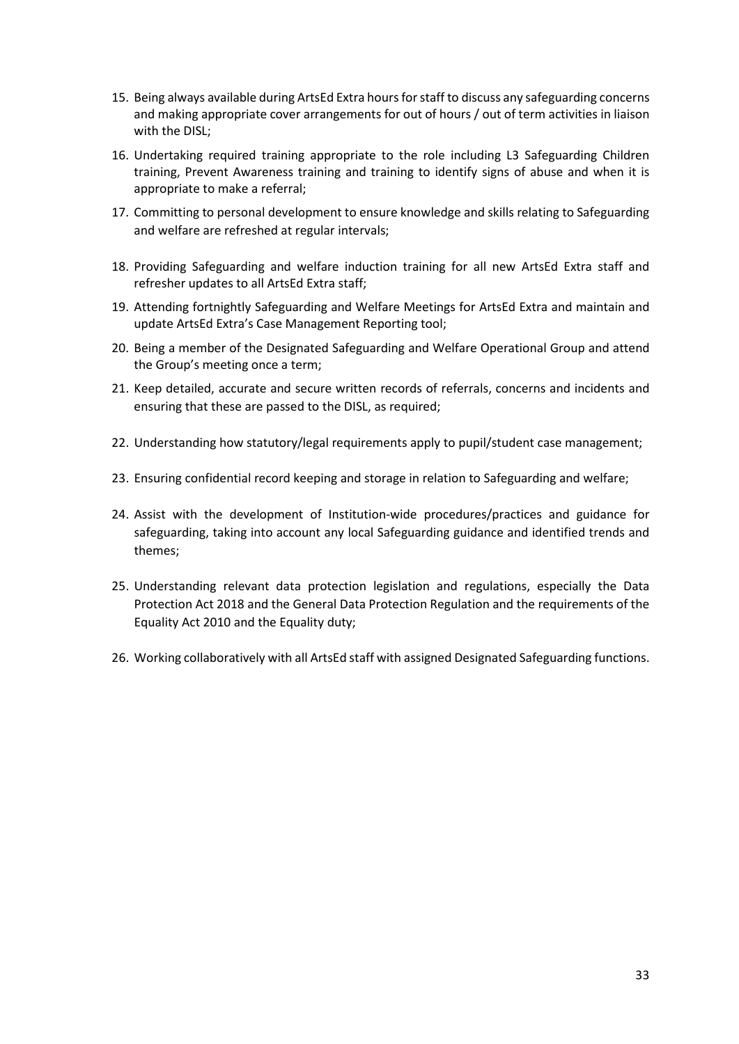15. Being always available during ArtsEd Extra hours for staff to discuss any safeguarding concerns and making appropriate cover arrangements for out of hours / out of term activities in liaison with the DISL;

16. Undertaking required training appropriate to the role including L3 Safeguarding Children training, Prevent Awareness training and training to identify signs of abuse and when it is appropriate to make a referral;

17. Committing to personal development to ensure knowledge and skills relating to Safeguarding and welfare are refreshed at regular intervals;

18. Providing Safeguarding and welfare induction training for all new ArtsEd Extra staff and refresher updates to all ArtsEd Extra staff;

19. Attending fortnightly Safeguarding and Welfare Meetings for ArtsEd Extra and maintain and update ArtsEd Extra's Case Management Reporting tool;

20. Being a member of the Designated Safeguarding and Welfare Operational Group and attend the Group's meeting once a term;

21. Keep detailed, accurate and secure written records of referrals, concerns and incidents and ensuring that these are passed to the DISL, as required;

22. Understanding how statutory/legal requirements apply to pupil/student case management;

23. Ensuring confidential record keeping and storage in relation to Safeguarding and welfare;

24. Assist with the development of Institution-wide procedures/practices and guidance for safeguarding, taking into account any local Safeguarding guidance and identified trends and themes;

25. Understanding relevant data protection legislation and regulations, especially the Data Protection Act 2018 and the General Data Protection Regulation and the requirements of the Equality Act 2010 and the Equality duty;

26. Working collaboratively with all ArtsEd staff with assigned Designated Safeguarding functions.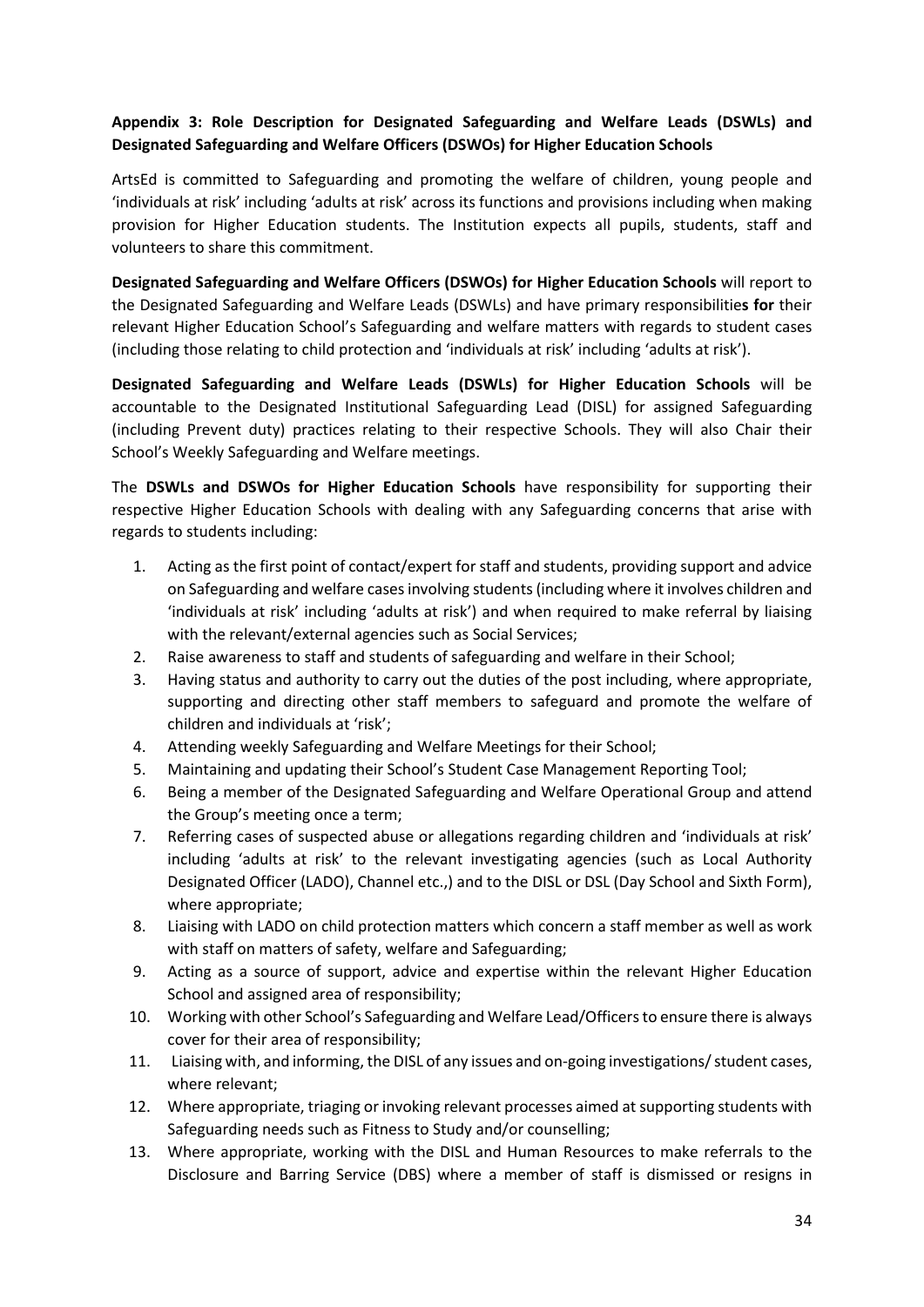**Appendix 3: Role Description for Designated Safeguarding and Welfare Leads (DSWLs) and Designated Safeguarding and Welfare Officers (DSWOs) for Higher Education Schools**

ArtsEd is committed to Safeguarding and promoting the welfare of children, young people and 'individuals at risk' including 'adults at risk' across its functions and provisions including when making provision for Higher Education students. The Institution expects all pupils, students, staff and volunteers to share this commitment.

**Designated Safeguarding and Welfare Officers (DSWOs) for Higher Education Schools** will report to the Designated Safeguarding and Welfare Leads (DSWLs) and have primary responsibilitie**s for** their relevant Higher Education School's Safeguarding and welfare matters with regards to student cases (including those relating to child protection and 'individuals at risk' including 'adults at risk').

**Designated Safeguarding and Welfare Leads (DSWLs) for Higher Education Schools** will be accountable to the Designated Institutional Safeguarding Lead (DISL) for assigned Safeguarding (including Prevent duty) practices relating to their respective Schools. They will also Chair their School's Weekly Safeguarding and Welfare meetings.

The **DSWLs and DSWOs for Higher Education Schools** have responsibility for supporting their respective Higher Education Schools with dealing with any Safeguarding concerns that arise with regards to students including:

1. Acting as the first point of contact/expert for staff and students, providing support and advice on Safeguarding and welfare cases involving students (including where it involves children and 'individuals at risk' including 'adults at risk') and when required to make referral by liaising with the relevant/external agencies such as Social Services;
2. Raise awareness to staff and students of safeguarding and welfare in their School;
3. Having status and authority to carry out the duties of the post including, where appropriate, supporting and directing other staff members to safeguard and promote the welfare of children and individuals at 'risk';
4. Attending weekly Safeguarding and Welfare Meetings for their School;
5. Maintaining and updating their School's Student Case Management Reporting Tool;
6. Being a member of the Designated Safeguarding and Welfare Operational Group and attend the Group's meeting once a term;
7. Referring cases of suspected abuse or allegations regarding children and 'individuals at risk' including 'adults at risk' to the relevant investigating agencies (such as Local Authority Designated Officer (LADO), Channel etc.,) and to the DISL or DSL (Day School and Sixth Form), where appropriate;
8. Liaising with LADO on child protection matters which concern a staff member as well as work with staff on matters of safety, welfare and Safeguarding;
9. Acting as a source of support, advice and expertise within the relevant Higher Education School and assigned area of responsibility;
10. Working with other School's Safeguarding and Welfare Lead/Officers to ensure there is always cover for their area of responsibility;
11. Liaising with, and informing, the DISL of any issues and on-going investigations/ student cases, where relevant;
12. Where appropriate, triaging or invoking relevant processes aimed at supporting students with Safeguarding needs such as Fitness to Study and/or counselling;
13. Where appropriate, working with the DISL and Human Resources to make referrals to the Disclosure and Barring Service (DBS) where a member of staff is dismissed or resigns in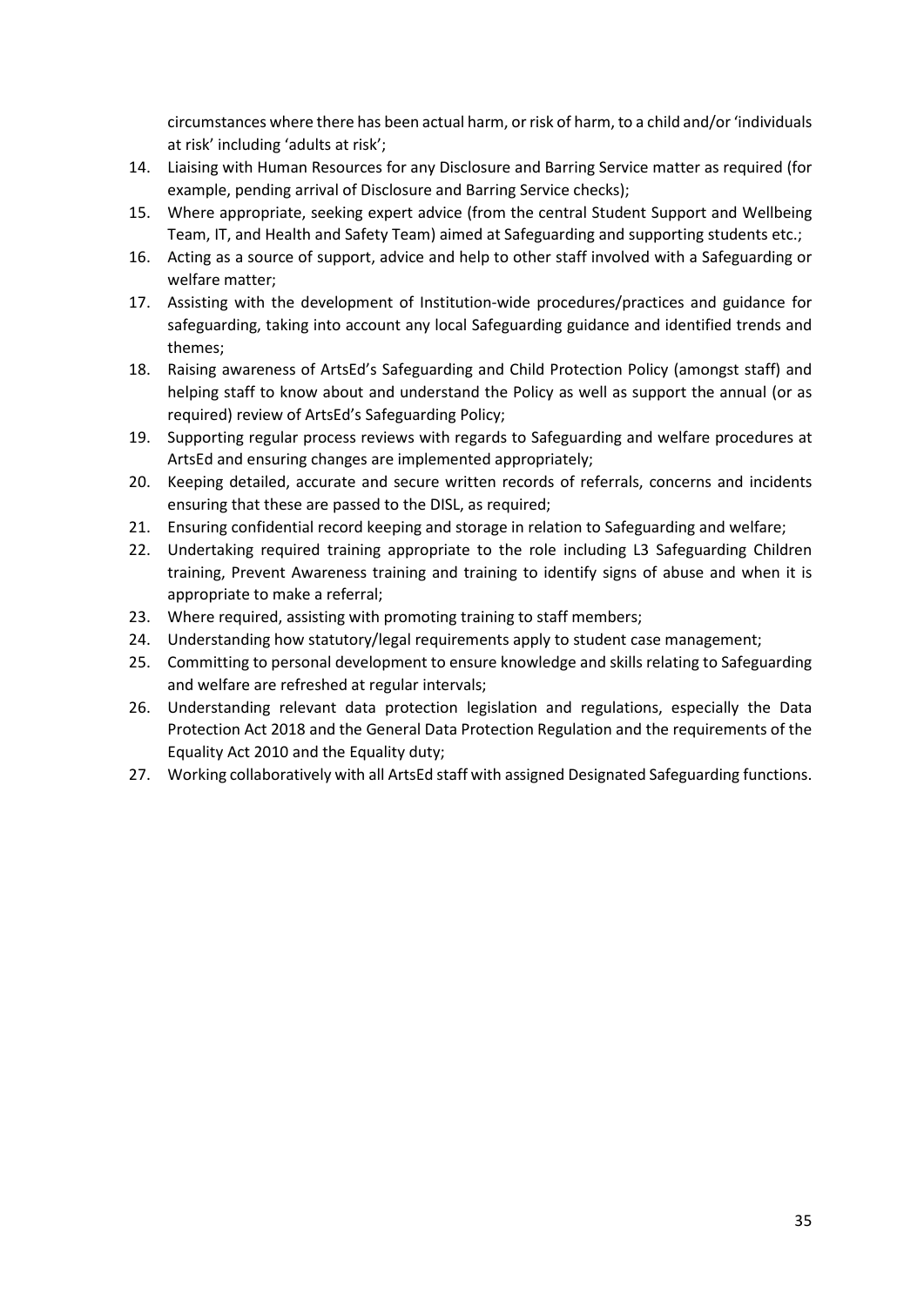circumstances where there has been actual harm, or risk of harm, to a child and/or 'individuals at risk' including 'adults at risk';

14. Liaising with Human Resources for any Disclosure and Barring Service matter as required (for example, pending arrival of Disclosure and Barring Service checks);
15. Where appropriate, seeking expert advice (from the central Student Support and Wellbeing Team, IT, and Health and Safety Team) aimed at Safeguarding and supporting students etc.;
16. Acting as a source of support, advice and help to other staff involved with a Safeguarding or welfare matter;
17. Assisting with the development of Institution-wide procedures/practices and guidance for safeguarding, taking into account any local Safeguarding guidance and identified trends and themes;
18. Raising awareness of ArtsEd's Safeguarding and Child Protection Policy (amongst staff) and helping staff to know about and understand the Policy as well as support the annual (or as required) review of ArtsEd's Safeguarding Policy;
19. Supporting regular process reviews with regards to Safeguarding and welfare procedures at ArtsEd and ensuring changes are implemented appropriately;
20. Keeping detailed, accurate and secure written records of referrals, concerns and incidents ensuring that these are passed to the DISL, as required;
21. Ensuring confidential record keeping and storage in relation to Safeguarding and welfare;
22. Undertaking required training appropriate to the role including L3 Safeguarding Children training, Prevent Awareness training and training to identify signs of abuse and when it is appropriate to make a referral;
23. Where required, assisting with promoting training to staff members;
24. Understanding how statutory/legal requirements apply to student case management;
25. Committing to personal development to ensure knowledge and skills relating to Safeguarding and welfare are refreshed at regular intervals;
26. Understanding relevant data protection legislation and regulations, especially the Data Protection Act 2018 and the General Data Protection Regulation and the requirements of the Equality Act 2010 and the Equality duty;
27. Working collaboratively with all ArtsEd staff with assigned Designated Safeguarding functions.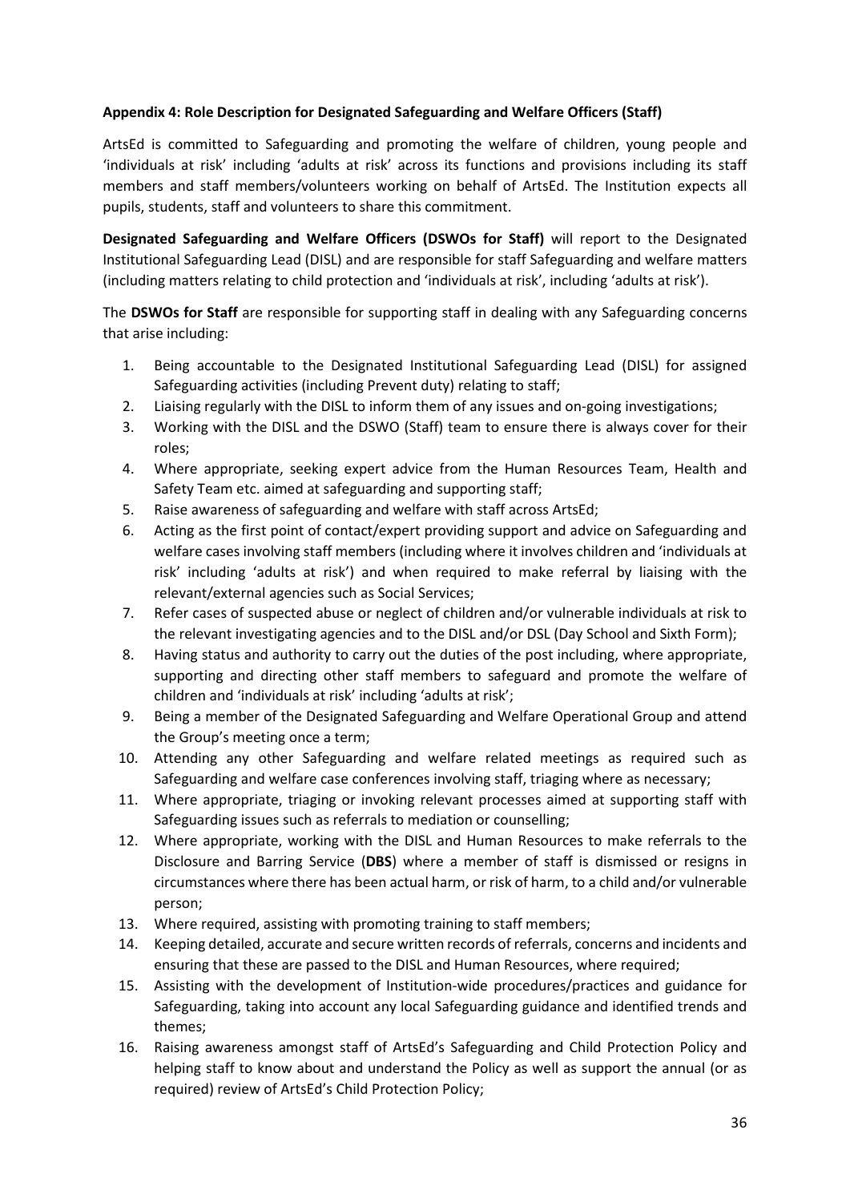**Appendix 4: Role Description for Designated Safeguarding and Welfare Officers (Staff)**

ArtsEd is committed to Safeguarding and promoting the welfare of children, young people and 'individuals at risk' including 'adults at risk' across its functions and provisions including its staff members and staff members/volunteers working on behalf of ArtsEd. The Institution expects all pupils, students, staff and volunteers to share this commitment.

**Designated Safeguarding and Welfare Officers (DSWOs for Staff)** will report to the Designated Institutional Safeguarding Lead (DISL) and are responsible for staff Safeguarding and welfare matters (including matters relating to child protection and 'individuals at risk', including 'adults at risk').

The **DSWOs for Staff** are responsible for supporting staff in dealing with any Safeguarding concerns that arise including:

1. Being accountable to the Designated Institutional Safeguarding Lead (DISL) for assigned Safeguarding activities (including Prevent duty) relating to staff;
2. Liaising regularly with the DISL to inform them of any issues and on-going investigations;
3. Working with the DISL and the DSWO (Staff) team to ensure there is always cover for their roles;
4. Where appropriate, seeking expert advice from the Human Resources Team, Health and Safety Team etc. aimed at safeguarding and supporting staff;
5. Raise awareness of safeguarding and welfare with staff across ArtsEd;
6. Acting as the first point of contact/expert providing support and advice on Safeguarding and welfare cases involving staff members (including where it involves children and 'individuals at risk' including 'adults at risk') and when required to make referral by liaising with the relevant/external agencies such as Social Services;
7. Refer cases of suspected abuse or neglect of children and/or vulnerable individuals at risk to the relevant investigating agencies and to the DISL and/or DSL (Day School and Sixth Form);
8. Having status and authority to carry out the duties of the post including, where appropriate, supporting and directing other staff members to safeguard and promote the welfare of children and 'individuals at risk' including 'adults at risk';
9. Being a member of the Designated Safeguarding and Welfare Operational Group and attend the Group's meeting once a term;
10. Attending any other Safeguarding and welfare related meetings as required such as Safeguarding and welfare case conferences involving staff, triaging where as necessary;
11. Where appropriate, triaging or invoking relevant processes aimed at supporting staff with Safeguarding issues such as referrals to mediation or counselling;
12. Where appropriate, working with the DISL and Human Resources to make referrals to the Disclosure and Barring Service (**DBS**) where a member of staff is dismissed or resigns in circumstances where there has been actual harm, or risk of harm, to a child and/or vulnerable person;
13. Where required, assisting with promoting training to staff members;
14. Keeping detailed, accurate and secure written records of referrals, concerns and incidents and ensuring that these are passed to the DISL and Human Resources, where required;
15. Assisting with the development of Institution-wide procedures/practices and guidance for Safeguarding, taking into account any local Safeguarding guidance and identified trends and themes;
16. Raising awareness amongst staff of ArtsEd's Safeguarding and Child Protection Policy and helping staff to know about and understand the Policy as well as support the annual (or as required) review of ArtsEd's Child Protection Policy;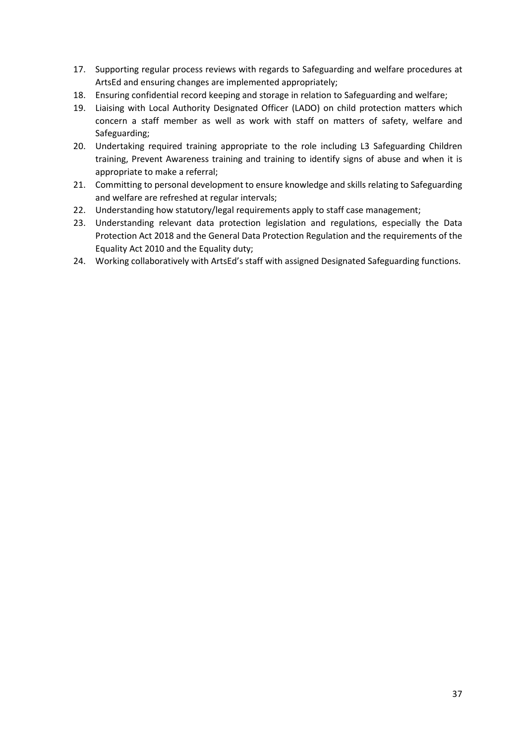17. Supporting regular process reviews with regards to Safeguarding and welfare procedures at ArtsEd and ensuring changes are implemented appropriately;
18. Ensuring confidential record keeping and storage in relation to Safeguarding and welfare;
19. Liaising with Local Authority Designated Officer (LADO) on child protection matters which concern a staff member as well as work with staff on matters of safety, welfare and Safeguarding;
20. Undertaking required training appropriate to the role including L3 Safeguarding Children training, Prevent Awareness training and training to identify signs of abuse and when it is appropriate to make a referral;
21. Committing to personal development to ensure knowledge and skills relating to Safeguarding and welfare are refreshed at regular intervals;
22. Understanding how statutory/legal requirements apply to staff case management;
23. Understanding relevant data protection legislation and regulations, especially the Data Protection Act 2018 and the General Data Protection Regulation and the requirements of the Equality Act 2010 and the Equality duty;
24. Working collaboratively with ArtsEd's staff with assigned Designated Safeguarding functions.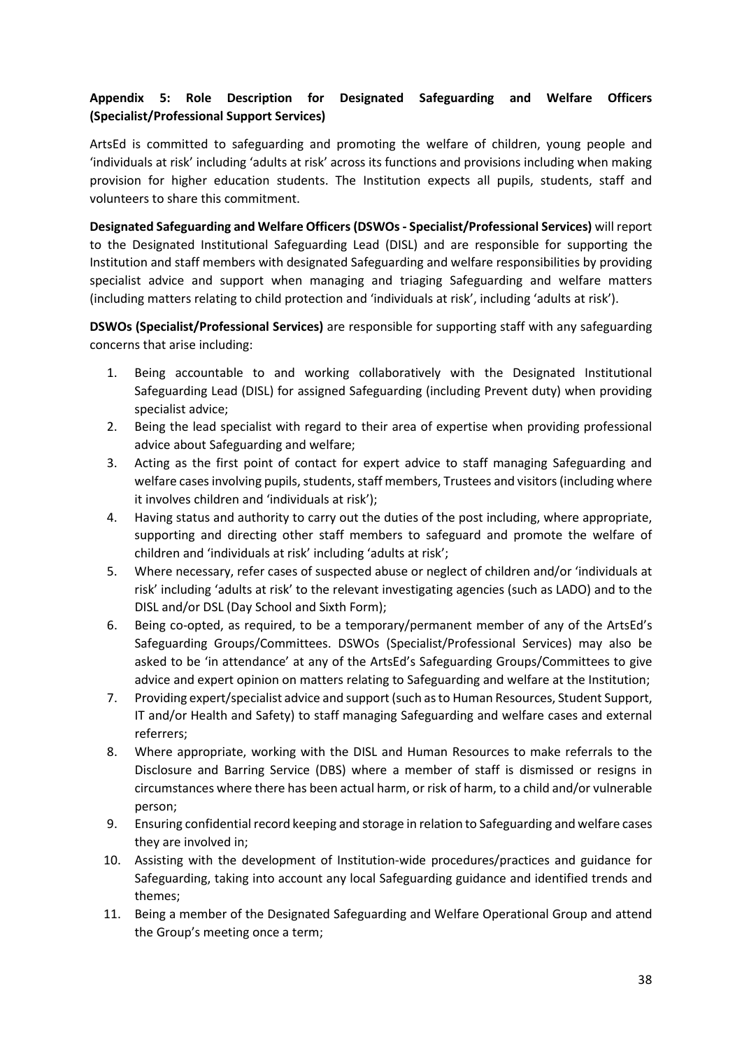**Appendix 5: Role Description for Designated Safeguarding and Welfare Officers (Specialist/Professional Support Services)**

ArtsEd is committed to safeguarding and promoting the welfare of children, young people and 'individuals at risk' including 'adults at risk' across its functions and provisions including when making provision for higher education students. The Institution expects all pupils, students, staff and volunteers to share this commitment.

**Designated Safeguarding and Welfare Officers (DSWOs - Specialist/Professional Services)** will report to the Designated Institutional Safeguarding Lead (DISL) and are responsible for supporting the Institution and staff members with designated Safeguarding and welfare responsibilities by providing specialist advice and support when managing and triaging Safeguarding and welfare matters (including matters relating to child protection and 'individuals at risk', including 'adults at risk').

**DSWOs (Specialist/Professional Services)** are responsible for supporting staff with any safeguarding concerns that arise including:

1. Being accountable to and working collaboratively with the Designated Institutional Safeguarding Lead (DISL) for assigned Safeguarding (including Prevent duty) when providing specialist advice;
2. Being the lead specialist with regard to their area of expertise when providing professional advice about Safeguarding and welfare;
3. Acting as the first point of contact for expert advice to staff managing Safeguarding and welfare cases involving pupils, students, staff members, Trustees and visitors (including where it involves children and 'individuals at risk');
4. Having status and authority to carry out the duties of the post including, where appropriate, supporting and directing other staff members to safeguard and promote the welfare of children and 'individuals at risk' including 'adults at risk';
5. Where necessary, refer cases of suspected abuse or neglect of children and/or 'individuals at risk' including 'adults at risk' to the relevant investigating agencies (such as LADO) and to the DISL and/or DSL (Day School and Sixth Form);
6. Being co-opted, as required, to be a temporary/permanent member of any of the ArtsEd's Safeguarding Groups/Committees. DSWOs (Specialist/Professional Services) may also be asked to be 'in attendance' at any of the ArtsEd's Safeguarding Groups/Committees to give advice and expert opinion on matters relating to Safeguarding and welfare at the Institution;
7. Providing expert/specialist advice and support (such as to Human Resources, Student Support, IT and/or Health and Safety) to staff managing Safeguarding and welfare cases and external referrers;
8. Where appropriate, working with the DISL and Human Resources to make referrals to the Disclosure and Barring Service (DBS) where a member of staff is dismissed or resigns in circumstances where there has been actual harm, or risk of harm, to a child and/or vulnerable person;
9. Ensuring confidential record keeping and storage in relation to Safeguarding and welfare cases they are involved in;
10. Assisting with the development of Institution-wide procedures/practices and guidance for Safeguarding, taking into account any local Safeguarding guidance and identified trends and themes;
11. Being a member of the Designated Safeguarding and Welfare Operational Group and attend the Group's meeting once a term;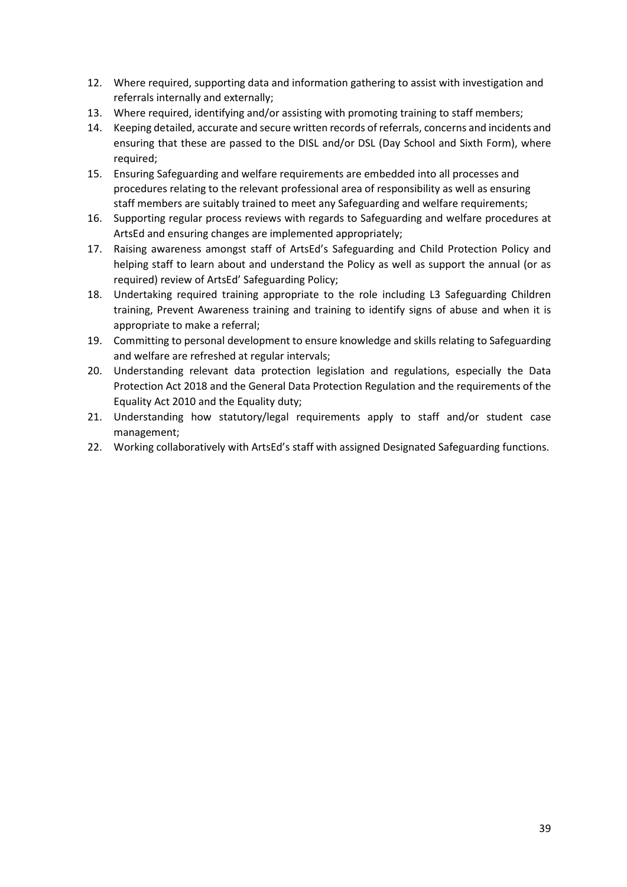12. Where required, supporting data and information gathering to assist with investigation and referrals internally and externally;
13. Where required, identifying and/or assisting with promoting training to staff members;
14. Keeping detailed, accurate and secure written records of referrals, concerns and incidents and ensuring that these are passed to the DISL and/or DSL (Day School and Sixth Form), where required;
15. Ensuring Safeguarding and welfare requirements are embedded into all processes and procedures relating to the relevant professional area of responsibility as well as ensuring staff members are suitably trained to meet any Safeguarding and welfare requirements;
16. Supporting regular process reviews with regards to Safeguarding and welfare procedures at ArtsEd and ensuring changes are implemented appropriately;
17. Raising awareness amongst staff of ArtsEd's Safeguarding and Child Protection Policy and helping staff to learn about and understand the Policy as well as support the annual (or as required) review of ArtsEd' Safeguarding Policy;
18. Undertaking required training appropriate to the role including L3 Safeguarding Children training, Prevent Awareness training and training to identify signs of abuse and when it is appropriate to make a referral;
19. Committing to personal development to ensure knowledge and skills relating to Safeguarding and welfare are refreshed at regular intervals;
20. Understanding relevant data protection legislation and regulations, especially the Data Protection Act 2018 and the General Data Protection Regulation and the requirements of the Equality Act 2010 and the Equality duty;
21. Understanding how statutory/legal requirements apply to staff and/or student case management;
22. Working collaboratively with ArtsEd's staff with assigned Designated Safeguarding functions.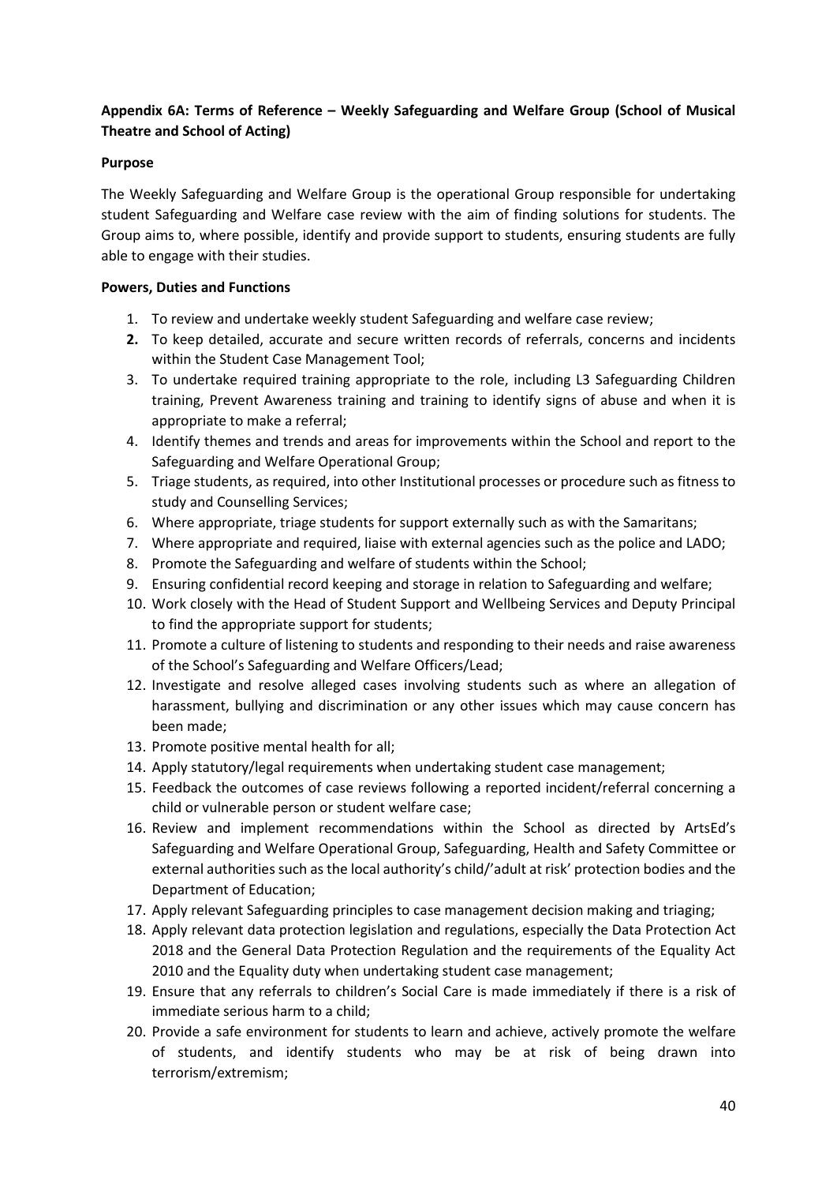**Appendix 6A: Terms of Reference – Weekly Safeguarding and Welfare Group (School of Musical Theatre and School of Acting)**

**Purpose**

The Weekly Safeguarding and Welfare Group is the operational Group responsible for undertaking student Safeguarding and Welfare case review with the aim of finding solutions for students. The Group aims to, where possible, identify and provide support to students, ensuring students are fully able to engage with their studies.

**Powers, Duties and Functions**

1. To review and undertake weekly student Safeguarding and welfare case review;
2. To keep detailed, accurate and secure written records of referrals, concerns and incidents within the Student Case Management Tool;
3. To undertake required training appropriate to the role, including L3 Safeguarding Children training, Prevent Awareness training and training to identify signs of abuse and when it is appropriate to make a referral;
4. Identify themes and trends and areas for improvements within the School and report to the Safeguarding and Welfare Operational Group;
5. Triage students, as required, into other Institutional processes or procedure such as fitness to study and Counselling Services;
6. Where appropriate, triage students for support externally such as with the Samaritans;
7. Where appropriate and required, liaise with external agencies such as the police and LADO;
8. Promote the Safeguarding and welfare of students within the School;
9. Ensuring confidential record keeping and storage in relation to Safeguarding and welfare;
10. Work closely with the Head of Student Support and Wellbeing Services and Deputy Principal to find the appropriate support for students;
11. Promote a culture of listening to students and responding to their needs and raise awareness of the School's Safeguarding and Welfare Officers/Lead;
12. Investigate and resolve alleged cases involving students such as where an allegation of harassment, bullying and discrimination or any other issues which may cause concern has been made;
13. Promote positive mental health for all;
14. Apply statutory/legal requirements when undertaking student case management;
15. Feedback the outcomes of case reviews following a reported incident/referral concerning a child or vulnerable person or student welfare case;
16. Review and implement recommendations within the School as directed by ArtsEd's Safeguarding and Welfare Operational Group, Safeguarding, Health and Safety Committee or external authorities such as the local authority's child/'adult at risk' protection bodies and the Department of Education;
17. Apply relevant Safeguarding principles to case management decision making and triaging;
18. Apply relevant data protection legislation and regulations, especially the Data Protection Act 2018 and the General Data Protection Regulation and the requirements of the Equality Act 2010 and the Equality duty when undertaking student case management;
19. Ensure that any referrals to children's Social Care is made immediately if there is a risk of immediate serious harm to a child;
20. Provide a safe environment for students to learn and achieve, actively promote the welfare of students, and identify students who may be at risk of being drawn into terrorism/extremism;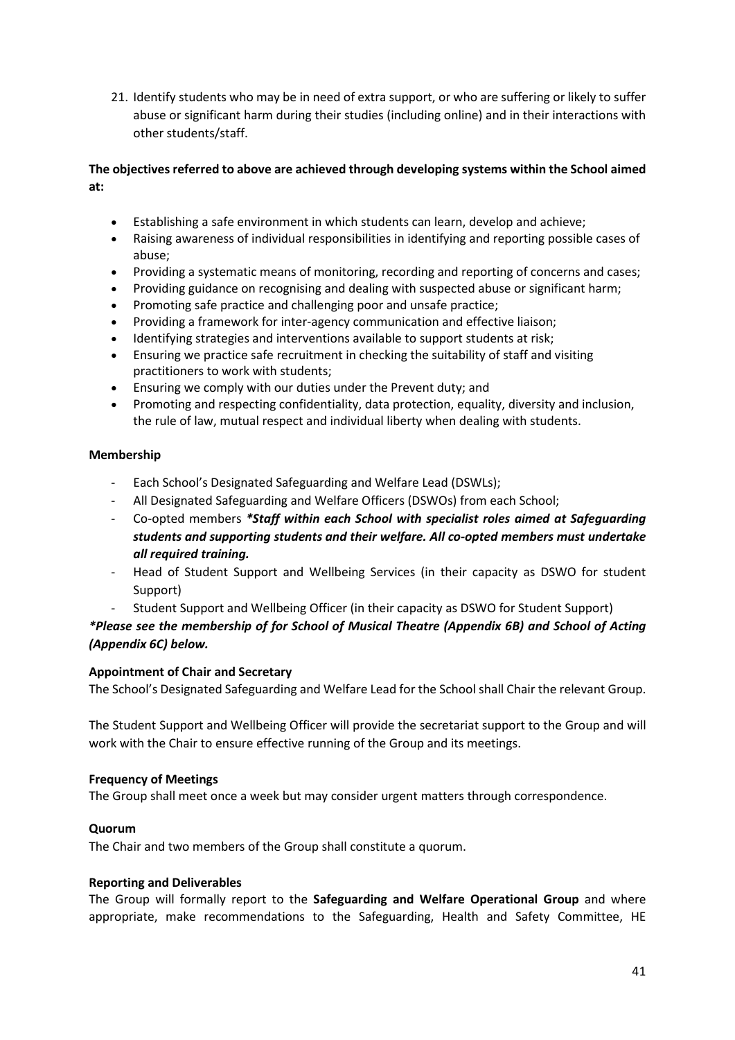21. Identify students who may be in need of extra support, or who are suffering or likely to suffer abuse or significant harm during their studies (including online) and in their interactions with other students/staff.

**The objectives referred to above are achieved through developing systems within the School aimed at:**

- Establishing a safe environment in which students can learn, develop and achieve;
- Raising awareness of individual responsibilities in identifying and reporting possible cases of abuse;
- Providing a systematic means of monitoring, recording and reporting of concerns and cases;
- Providing guidance on recognising and dealing with suspected abuse or significant harm;
- Promoting safe practice and challenging poor and unsafe practice;
- Providing a framework for inter-agency communication and effective liaison;
- Identifying strategies and interventions available to support students at risk;
- Ensuring we practice safe recruitment in checking the suitability of staff and visiting practitioners to work with students;
- Ensuring we comply with our duties under the Prevent duty; and
- Promoting and respecting confidentiality, data protection, equality, diversity and inclusion, the rule of law, mutual respect and individual liberty when dealing with students.

**Membership**

- Each School's Designated Safeguarding and Welfare Lead (DSWLs);
- All Designated Safeguarding and Welfare Officers (DSWOs) from each School;
- Co-opted members ***\*Staff within each School with specialist roles aimed at Safeguarding students and supporting students and their welfare. All co-opted members must undertake all required training.***
- Head of Student Support and Wellbeing Services (in their capacity as DSWO for student Support)
- Student Support and Wellbeing Officer (in their capacity as DSWO for Student Support)

***\*Please see the membership of for School of Musical Theatre (Appendix 6B) and School of Acting (Appendix 6C) below.***

**Appointment of Chair and Secretary**

The School's Designated Safeguarding and Welfare Lead for the School shall Chair the relevant Group.

The Student Support and Wellbeing Officer will provide the secretariat support to the Group and will work with the Chair to ensure effective running of the Group and its meetings.

**Frequency of Meetings**

The Group shall meet once a week but may consider urgent matters through correspondence.

**Quorum**

The Chair and two members of the Group shall constitute a quorum.

**Reporting and Deliverables**

The Group will formally report to the **Safeguarding and Welfare Operational Group** and where appropriate, make recommendations to the Safeguarding, Health and Safety Committee, HE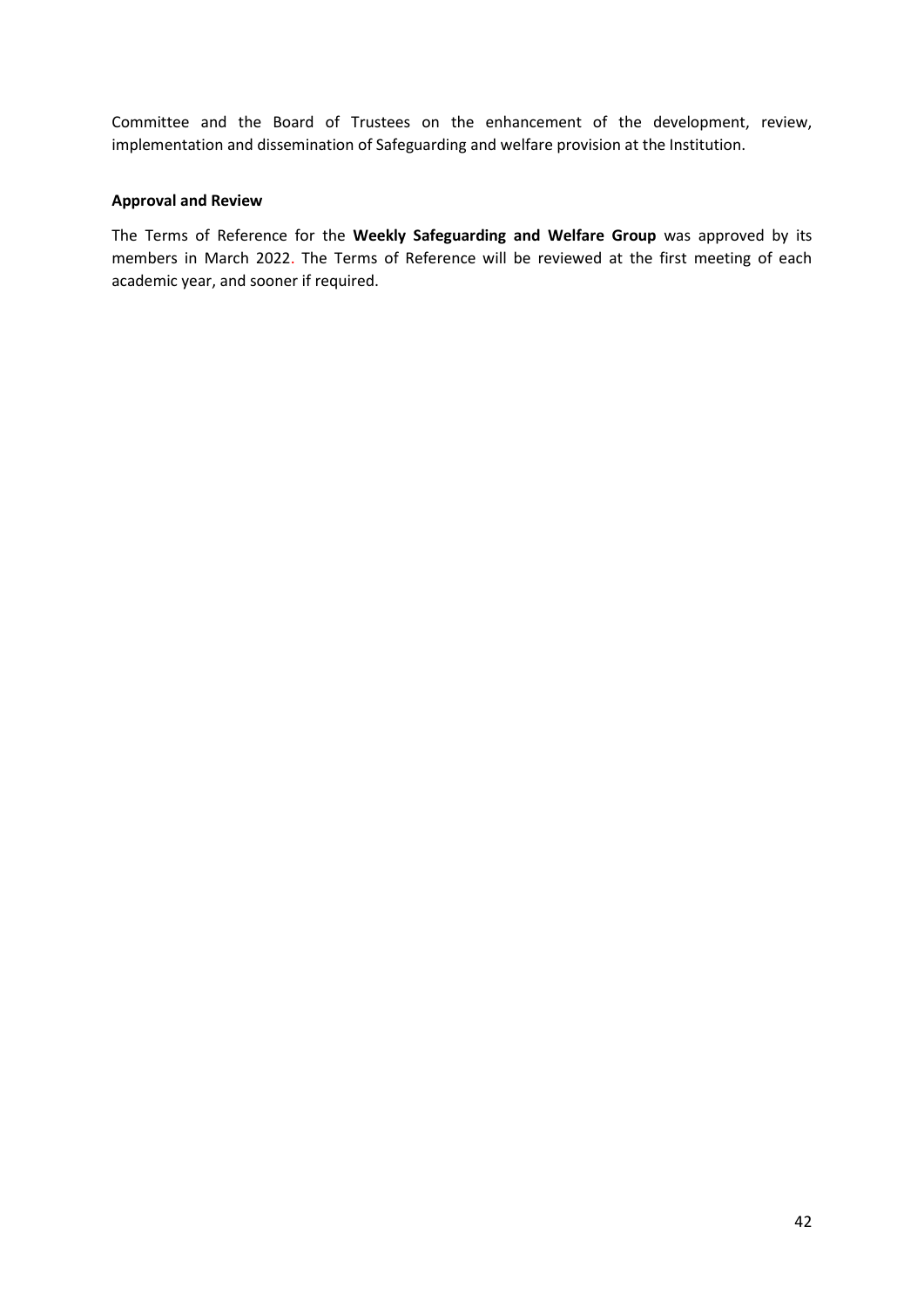Committee and the Board of Trustees on the enhancement of the development, review, implementation and dissemination of Safeguarding and welfare provision at the Institution.

**Approval and Review**

The Terms of Reference for the **Weekly Safeguarding and Welfare Group** was approved by its members in March 2022. The Terms of Reference will be reviewed at the first meeting of each academic year, and sooner if required.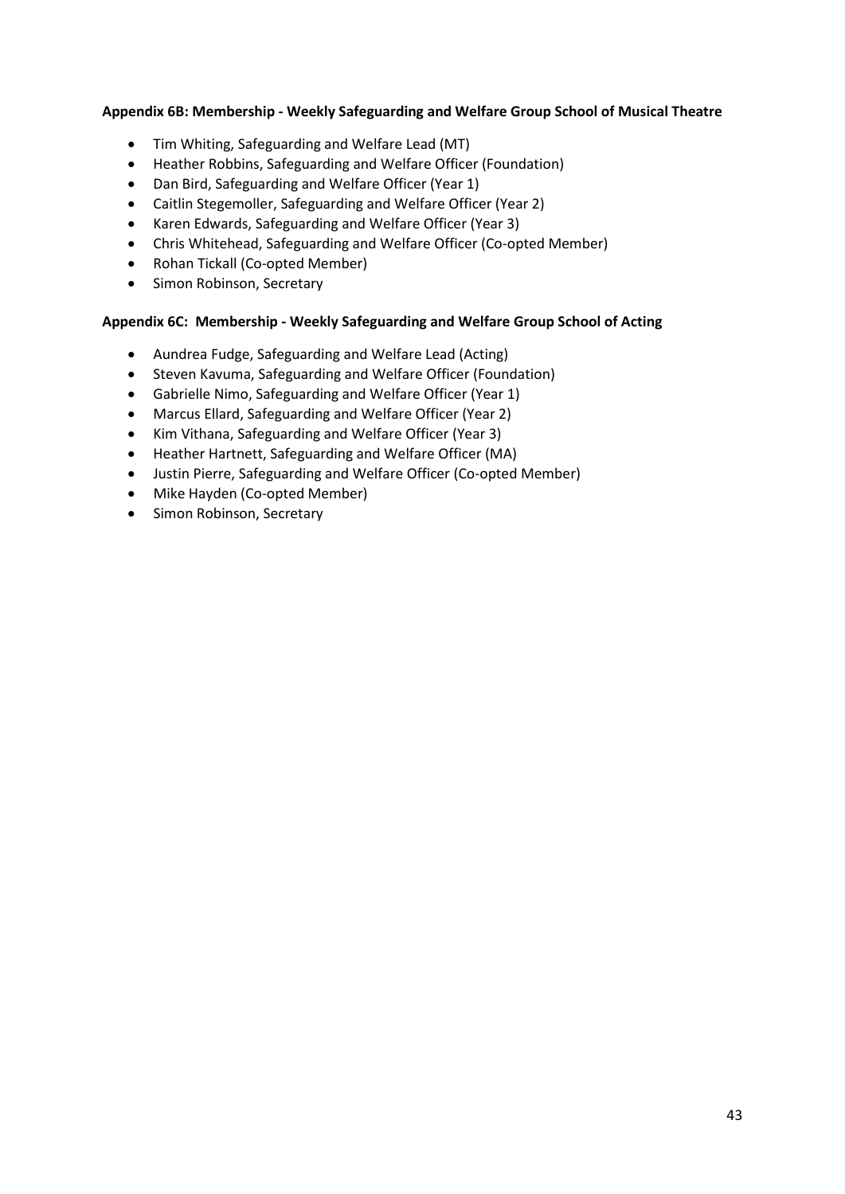**Appendix 6B: Membership - Weekly Safeguarding and Welfare Group School of Musical Theatre**

- Tim Whiting, Safeguarding and Welfare Lead (MT)
- Heather Robbins, Safeguarding and Welfare Officer (Foundation)
- Dan Bird, Safeguarding and Welfare Officer (Year 1)
- Caitlin Stegemoller, Safeguarding and Welfare Officer (Year 2)
- Karen Edwards, Safeguarding and Welfare Officer (Year 3)
- Chris Whitehead, Safeguarding and Welfare Officer (Co-opted Member)
- Rohan Tickall (Co-opted Member)
- Simon Robinson, Secretary

**Appendix 6C: Membership - Weekly Safeguarding and Welfare Group School of Acting**

- Aundrea Fudge, Safeguarding and Welfare Lead (Acting)
- Steven Kavuma, Safeguarding and Welfare Officer (Foundation)
- Gabrielle Nimo, Safeguarding and Welfare Officer (Year 1)
- Marcus Ellard, Safeguarding and Welfare Officer (Year 2)
- Kim Vithana, Safeguarding and Welfare Officer (Year 3)
- Heather Hartnett, Safeguarding and Welfare Officer (MA)
- Justin Pierre, Safeguarding and Welfare Officer (Co-opted Member)
- Mike Hayden (Co-opted Member)
- Simon Robinson, Secretary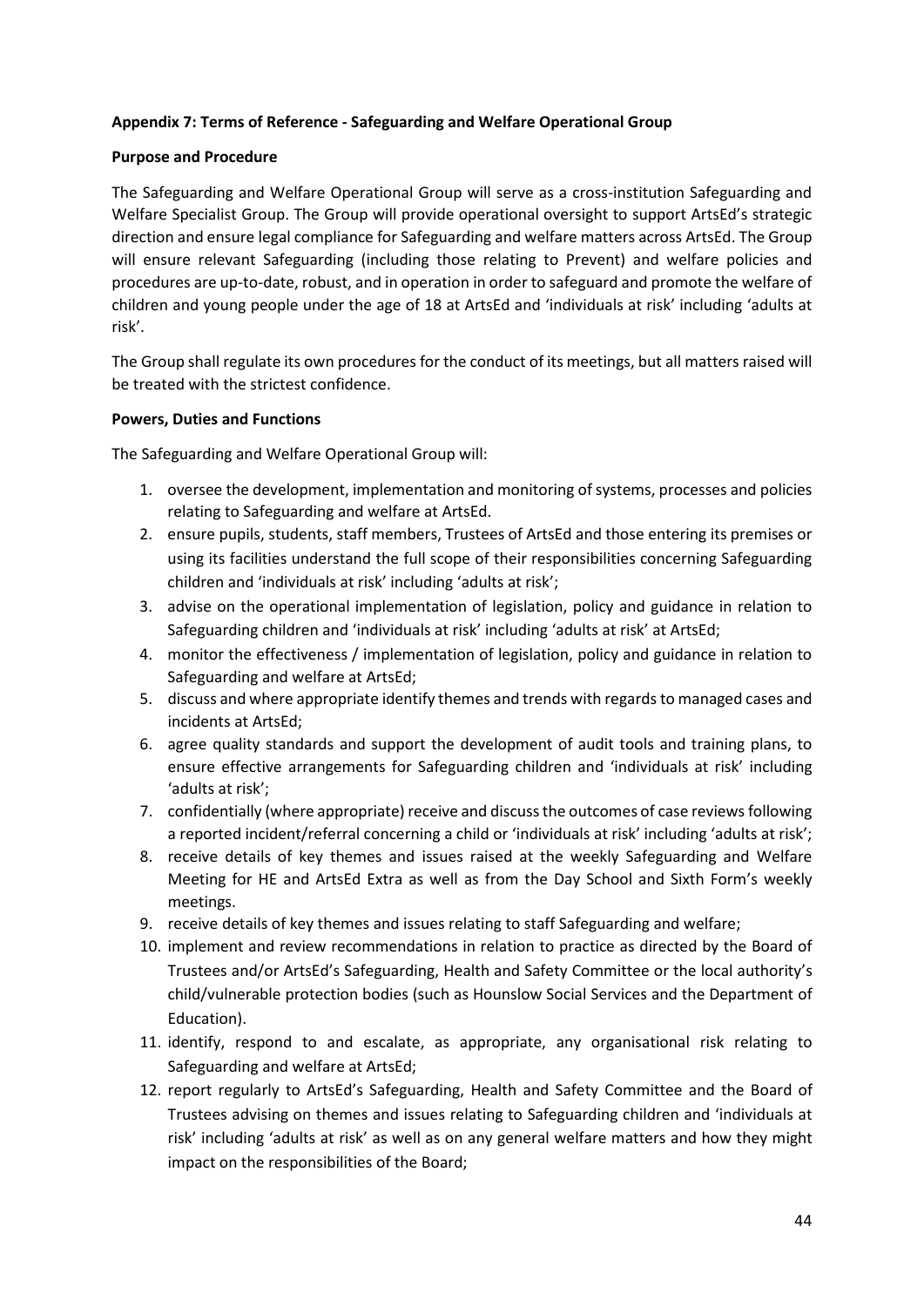**Appendix 7: Terms of Reference - Safeguarding and Welfare Operational Group**

**Purpose and Procedure**

The Safeguarding and Welfare Operational Group will serve as a cross-institution Safeguarding and Welfare Specialist Group. The Group will provide operational oversight to support ArtsEd's strategic direction and ensure legal compliance for Safeguarding and welfare matters across ArtsEd. The Group will ensure relevant Safeguarding (including those relating to Prevent) and welfare policies and procedures are up-to-date, robust, and in operation in order to safeguard and promote the welfare of children and young people under the age of 18 at ArtsEd and 'individuals at risk' including 'adults at risk'.

The Group shall regulate its own procedures for the conduct of its meetings, but all matters raised will be treated with the strictest confidence.

**Powers, Duties and Functions**

The Safeguarding and Welfare Operational Group will:

1. oversee the development, implementation and monitoring of systems, processes and policies relating to Safeguarding and welfare at ArtsEd.
2. ensure pupils, students, staff members, Trustees of ArtsEd and those entering its premises or using its facilities understand the full scope of their responsibilities concerning Safeguarding children and 'individuals at risk' including 'adults at risk';
3. advise on the operational implementation of legislation, policy and guidance in relation to Safeguarding children and 'individuals at risk' including 'adults at risk' at ArtsEd;
4. monitor the effectiveness / implementation of legislation, policy and guidance in relation to Safeguarding and welfare at ArtsEd;
5. discuss and where appropriate identify themes and trends with regards to managed cases and incidents at ArtsEd;
6. agree quality standards and support the development of audit tools and training plans, to ensure effective arrangements for Safeguarding children and 'individuals at risk' including 'adults at risk';
7. confidentially (where appropriate) receive and discuss the outcomes of case reviews following a reported incident/referral concerning a child or 'individuals at risk' including 'adults at risk';
8. receive details of key themes and issues raised at the weekly Safeguarding and Welfare Meeting for HE and ArtsEd Extra as well as from the Day School and Sixth Form's weekly meetings.
9. receive details of key themes and issues relating to staff Safeguarding and welfare;
10. implement and review recommendations in relation to practice as directed by the Board of Trustees and/or ArtsEd's Safeguarding, Health and Safety Committee or the local authority's child/vulnerable protection bodies (such as Hounslow Social Services and the Department of Education).
11. identify, respond to and escalate, as appropriate, any organisational risk relating to Safeguarding and welfare at ArtsEd;
12. report regularly to ArtsEd's Safeguarding, Health and Safety Committee and the Board of Trustees advising on themes and issues relating to Safeguarding children and 'individuals at risk' including 'adults at risk' as well as on any general welfare matters and how they might impact on the responsibilities of the Board;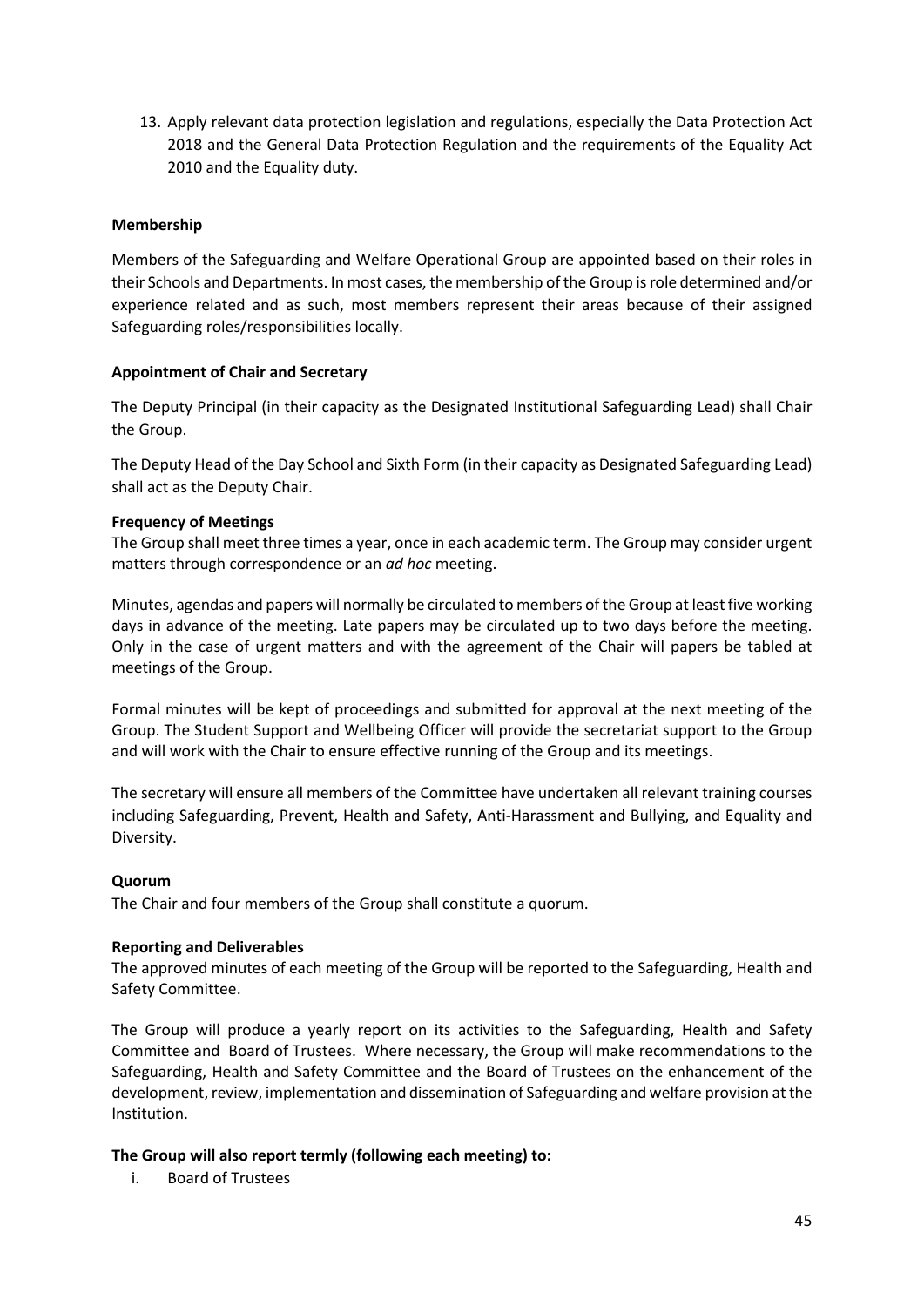13. Apply relevant data protection legislation and regulations, especially the Data Protection Act 2018 and the General Data Protection Regulation and the requirements of the Equality Act 2010 and the Equality duty.

**Membership**

Members of the Safeguarding and Welfare Operational Group are appointed based on their roles in their Schools and Departments. In most cases, the membership of the Group is role determined and/or experience related and as such, most members represent their areas because of their assigned Safeguarding roles/responsibilities locally.

**Appointment of Chair and Secretary**

The Deputy Principal (in their capacity as the Designated Institutional Safeguarding Lead) shall Chair the Group.

The Deputy Head of the Day School and Sixth Form (in their capacity as Designated Safeguarding Lead) shall act as the Deputy Chair.

**Frequency of Meetings**

The Group shall meet three times a year, once in each academic term. The Group may consider urgent matters through correspondence or an *ad hoc* meeting.

Minutes, agendas and papers will normally be circulated to members of the Group at least five working days in advance of the meeting. Late papers may be circulated up to two days before the meeting. Only in the case of urgent matters and with the agreement of the Chair will papers be tabled at meetings of the Group.

Formal minutes will be kept of proceedings and submitted for approval at the next meeting of the Group. The Student Support and Wellbeing Officer will provide the secretariat support to the Group and will work with the Chair to ensure effective running of the Group and its meetings.

The secretary will ensure all members of the Committee have undertaken all relevant training courses including Safeguarding, Prevent, Health and Safety, Anti-Harassment and Bullying, and Equality and Diversity.

**Quorum**

The Chair and four members of the Group shall constitute a quorum.

**Reporting and Deliverables**

The approved minutes of each meeting of the Group will be reported to the Safeguarding, Health and Safety Committee.

The Group will produce a yearly report on its activities to the Safeguarding, Health and Safety Committee and Board of Trustees. Where necessary, the Group will make recommendations to the Safeguarding, Health and Safety Committee and the Board of Trustees on the enhancement of the development, review, implementation and dissemination of Safeguarding and welfare provision at the Institution.

**The Group will also report termly (following each meeting) to:**

i. Board of Trustees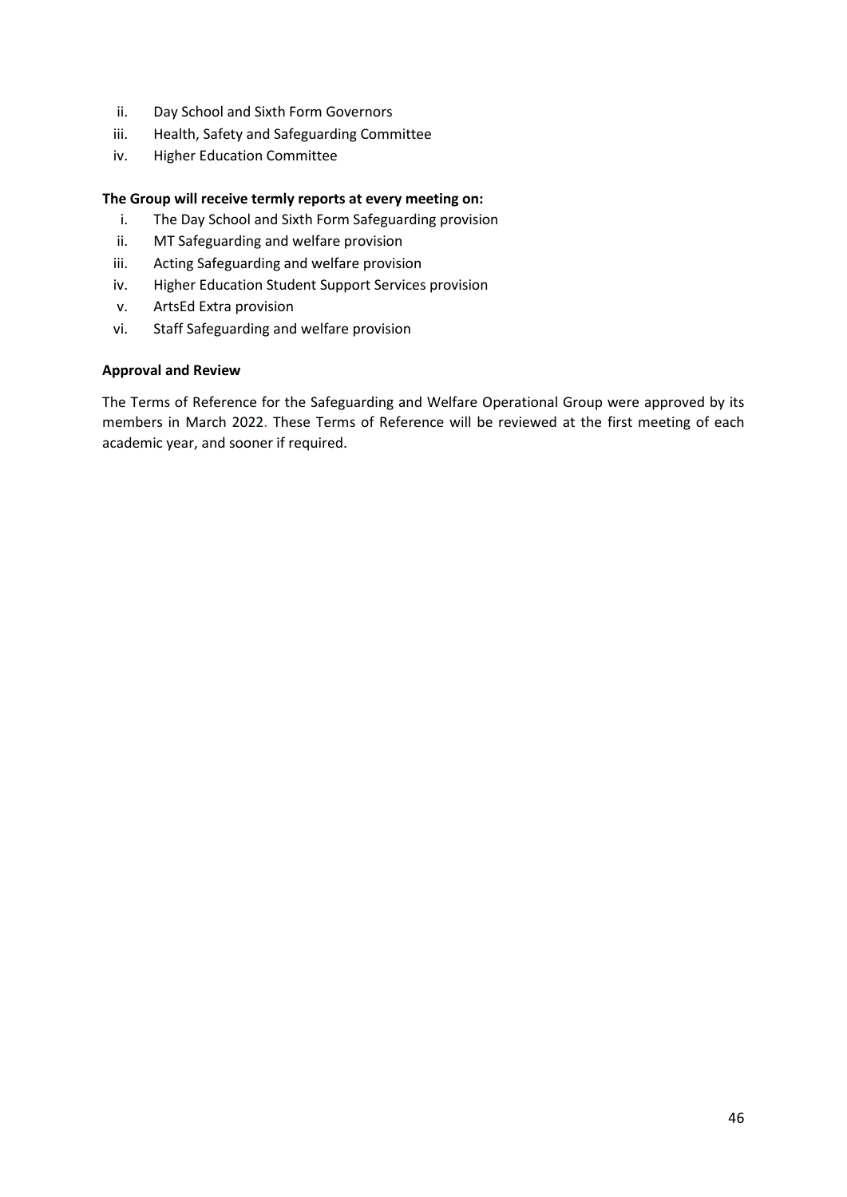ii. Day School and Sixth Form Governors
iii. Health, Safety and Safeguarding Committee
iv. Higher Education Committee

**The Group will receive termly reports at every meeting on:**

i. The Day School and Sixth Form Safeguarding provision
ii. MT Safeguarding and welfare provision
iii. Acting Safeguarding and welfare provision
iv. Higher Education Student Support Services provision
v. ArtsEd Extra provision
vi. Staff Safeguarding and welfare provision

**Approval and Review**

The Terms of Reference for the Safeguarding and Welfare Operational Group were approved by its members in March 2022. These Terms of Reference will be reviewed at the first meeting of each academic year, and sooner if required.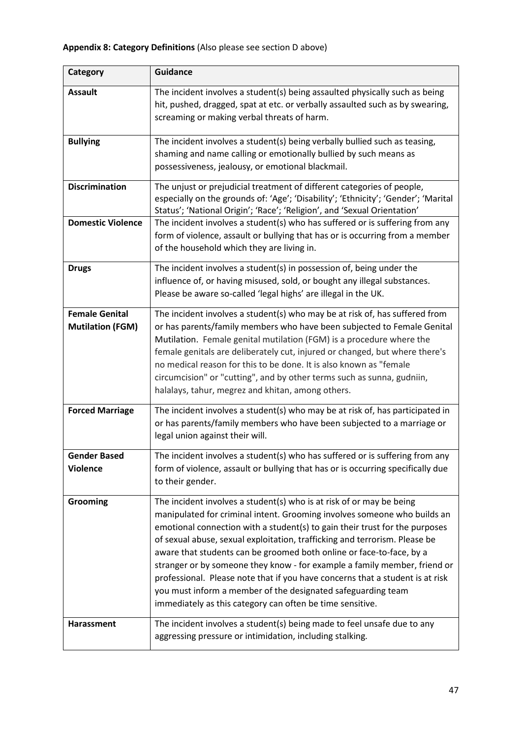**Appendix 8: Category Definitions** (Also please see section D above)

| Category | Guidance |
|---|---|
| **Assault** | The incident involves a student(s) being assaulted physically such as being hit, pushed, dragged, spat at etc. or verbally assaulted such as by swearing, screaming or making verbal threats of harm. |
| **Bullying** | The incident involves a student(s) being verbally bullied such as teasing, shaming and name calling or emotionally bullied by such means as possessiveness, jealousy, or emotional blackmail. |
| **Discrimination** | The unjust or prejudicial treatment of different categories of people, especially on the grounds of: 'Age'; 'Disability'; 'Ethnicity'; 'Gender'; 'Marital Status'; 'National Origin'; 'Race'; 'Religion', and 'Sexual Orientation' |
| **Domestic Violence** | The incident involves a student(s) who has suffered or is suffering from any form of violence, assault or bullying that has or is occurring from a member of the household which they are living in. |
| **Drugs** | The incident involves a student(s) in possession of, being under the influence of, or having misused, sold, or bought any illegal substances. Please be aware so-called 'legal highs' are illegal in the UK. |
| **Female Genital Mutilation (FGM)** | The incident involves a student(s) who may be at risk of, has suffered from or has parents/family members who have been subjected to Female Genital Mutilation. Female genital mutilation (FGM) is a procedure where the female genitals are deliberately cut, injured or changed, but where there's no medical reason for this to be done. It is also known as "female circumcision" or "cutting", and by other terms such as sunna, gudniin, halalays, tahur, megrez and khitan, among others. |
| **Forced Marriage** | The incident involves a student(s) who may be at risk of, has participated in or has parents/family members who have been subjected to a marriage or legal union against their will. |
| **Gender Based Violence** | The incident involves a student(s) who has suffered or is suffering from any form of violence, assault or bullying that has or is occurring specifically due to their gender. |
| **Grooming** | The incident involves a student(s) who is at risk of or may be being manipulated for criminal intent. Grooming involves someone who builds an emotional connection with a student(s) to gain their trust for the purposes of sexual abuse, sexual exploitation, trafficking and terrorism. Please be aware that students can be groomed both online or face-to-face, by a stranger or by someone they know - for example a family member, friend or professional. Please note that if you have concerns that a student is at risk you must inform a member of the designated safeguarding team immediately as this category can often be time sensitive. |
| **Harassment** | The incident involves a student(s) being made to feel unsafe due to any aggressing pressure or intimidation, including stalking. |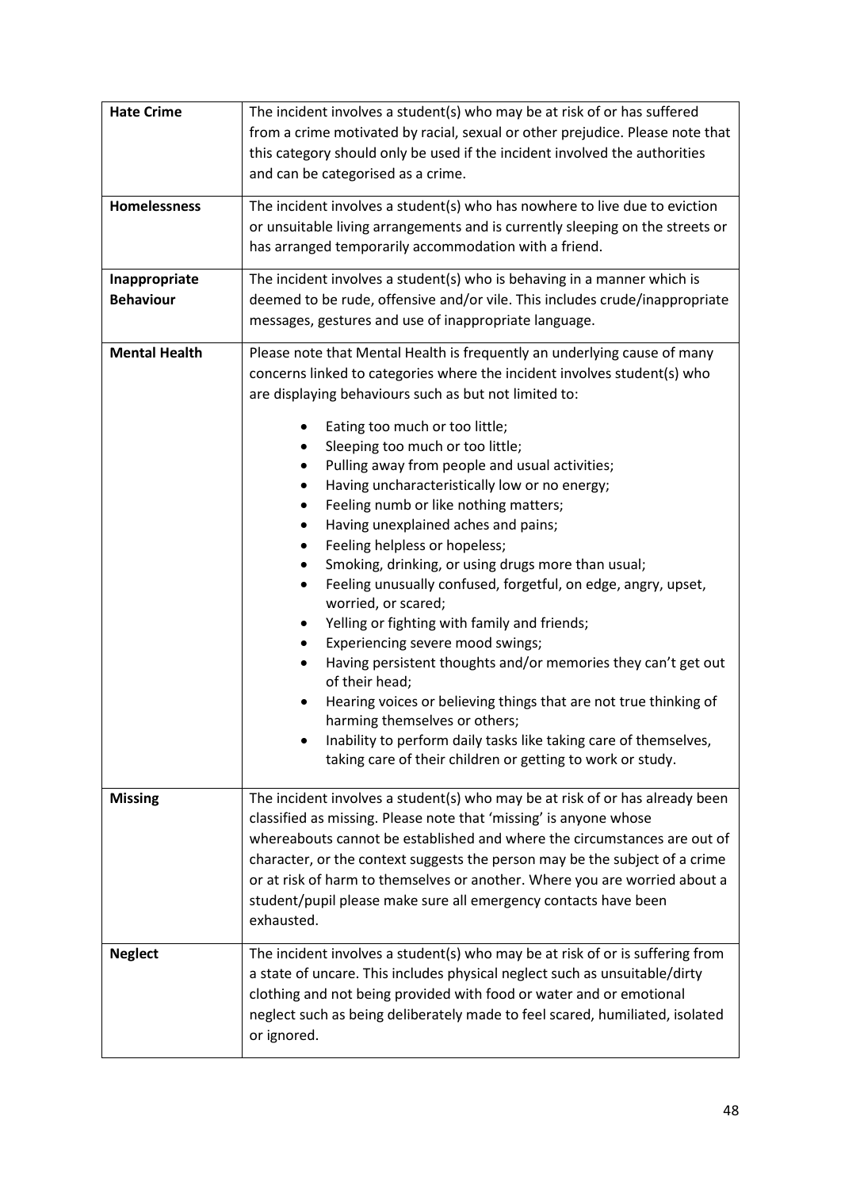| | |
|---|---|
| **Hate Crime** | The incident involves a student(s) who may be at risk of or has suffered from a crime motivated by racial, sexual or other prejudice. Please note that this category should only be used if the incident involved the authorities and can be categorised as a crime. |
| **Homelessness** | The incident involves a student(s) who has nowhere to live due to eviction or unsuitable living arrangements and is currently sleeping on the streets or has arranged temporarily accommodation with a friend. |
| **Inappropriate Behaviour** | The incident involves a student(s) who is behaving in a manner which is deemed to be rude, offensive and/or vile. This includes crude/inappropriate messages, gestures and use of inappropriate language. |
| **Mental Health** | Please note that Mental Health is frequently an underlying cause of many concerns linked to categories where the incident involves student(s) who are displaying behaviours such as but not limited to:<br>• Eating too much or too little;<br>• Sleeping too much or too little;<br>• Pulling away from people and usual activities;<br>• Having uncharacteristically low or no energy;<br>• Feeling numb or like nothing matters;<br>• Having unexplained aches and pains;<br>• Feeling helpless or hopeless;<br>• Smoking, drinking, or using drugs more than usual;<br>• Feeling unusually confused, forgetful, on edge, angry, upset, worried, or scared;<br>• Yelling or fighting with family and friends;<br>• Experiencing severe mood swings;<br>• Having persistent thoughts and/or memories they can't get out of their head;<br>• Hearing voices or believing things that are not true thinking of harming themselves or others;<br>• Inability to perform daily tasks like taking care of themselves, taking care of their children or getting to work or study. |
| **Missing** | The incident involves a student(s) who may be at risk of or has already been classified as missing. Please note that 'missing' is anyone whose whereabouts cannot be established and where the circumstances are out of character, or the context suggests the person may be the subject of a crime or at risk of harm to themselves or another. Where you are worried about a student/pupil please make sure all emergency contacts have been exhausted. |
| **Neglect** | The incident involves a student(s) who may be at risk of or is suffering from a state of uncare. This includes physical neglect such as unsuitable/dirty clothing and not being provided with food or water and or emotional neglect such as being deliberately made to feel scared, humiliated, isolated or ignored. |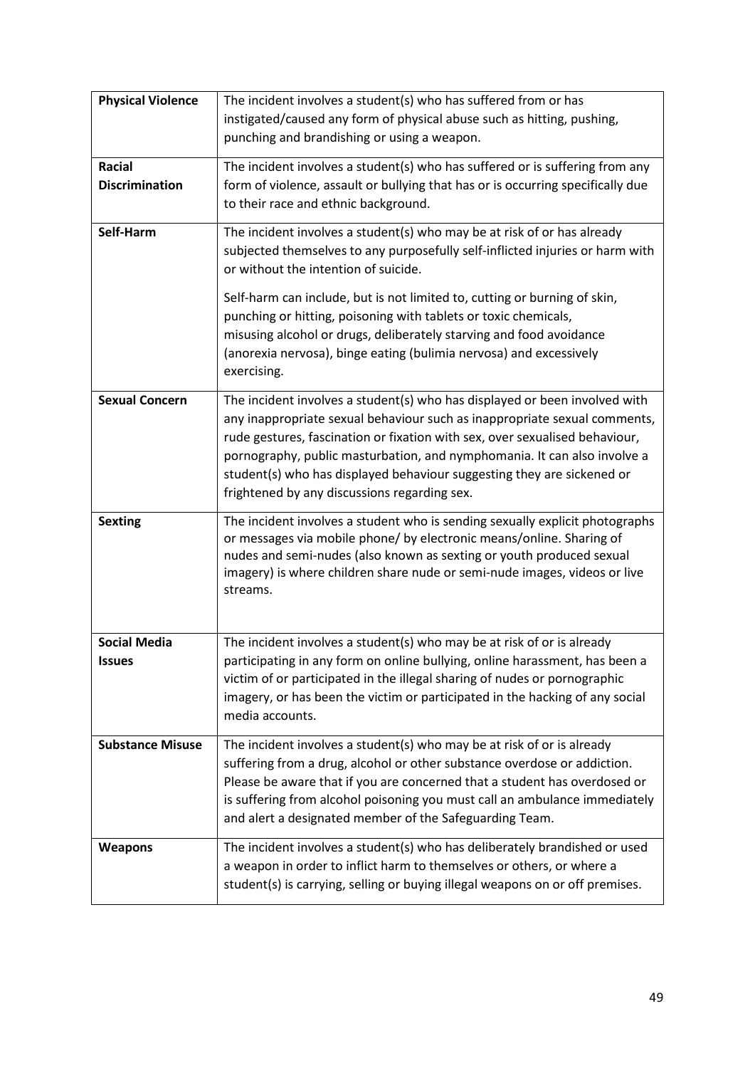| **Physical Violence** | The incident involves a student(s) who has suffered from or has instigated/caused any form of physical abuse such as hitting, pushing, punching and brandishing or using a weapon. |
|---|---|
| **Racial Discrimination** | The incident involves a student(s) who has suffered or is suffering from any form of violence, assault or bullying that has or is occurring specifically due to their race and ethnic background. |
| **Self-Harm** | The incident involves a student(s) who may be at risk of or has already subjected themselves to any purposefully self-inflicted injuries or harm with or without the intention of suicide.<br><br>Self-harm can include, but is not limited to, cutting or burning of skin, punching or hitting, poisoning with tablets or toxic chemicals, misusing alcohol or drugs, deliberately starving and food avoidance (anorexia nervosa), binge eating (bulimia nervosa) and excessively exercising. |
| **Sexual Concern** | The incident involves a student(s) who has displayed or been involved with any inappropriate sexual behaviour such as inappropriate sexual comments, rude gestures, fascination or fixation with sex, over sexualised behaviour, pornography, public masturbation, and nymphomania. It can also involve a student(s) who has displayed behaviour suggesting they are sickened or frightened by any discussions regarding sex. |
| **Sexting** | The incident involves a student who is sending sexually explicit photographs or messages via mobile phone/ by electronic means/online. Sharing of nudes and semi-nudes (also known as sexting or youth produced sexual imagery) is where children share nude or semi-nude images, videos or live streams. |
| **Social Media Issues** | The incident involves a student(s) who may be at risk of or is already participating in any form on online bullying, online harassment, has been a victim of or participated in the illegal sharing of nudes or pornographic imagery, or has been the victim or participated in the hacking of any social media accounts. |
| **Substance Misuse** | The incident involves a student(s) who may be at risk of or is already suffering from a drug, alcohol or other substance overdose or addiction. Please be aware that if you are concerned that a student has overdosed or is suffering from alcohol poisoning you must call an ambulance immediately and alert a designated member of the Safeguarding Team. |
| **Weapons** | The incident involves a student(s) who has deliberately brandished or used a weapon in order to inflict harm to themselves or others, or where a student(s) is carrying, selling or buying illegal weapons on or off premises. |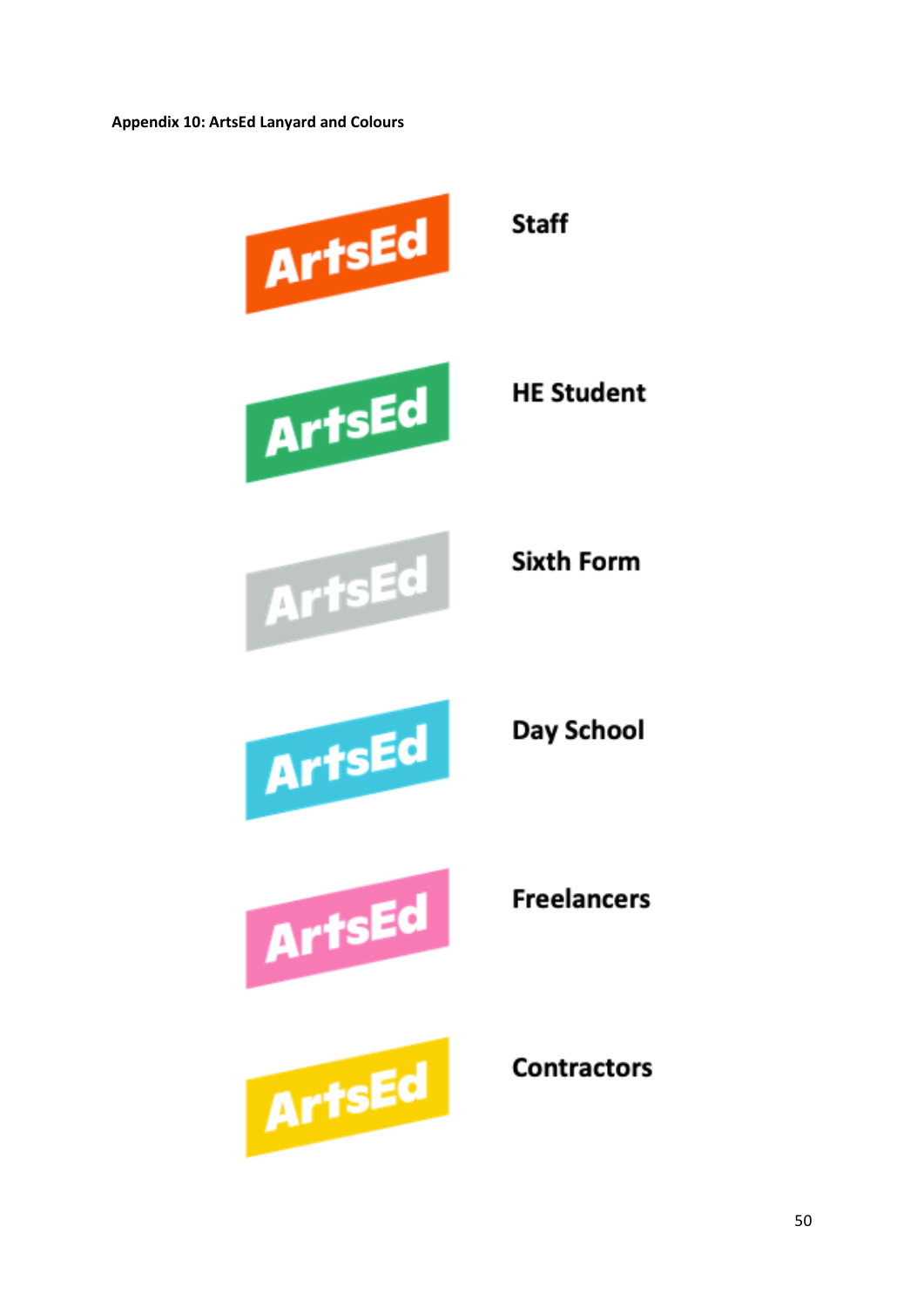**Appendix 10: ArtsEd Lanyard and Colours**

| Lanyard | Group |
| --- | --- |
| ArtsEd | Staff |
| ArtsEd | HE Student |
| ArtsEd | Sixth Form |
| ArtsEd | Day School |
| ArtsEd | Freelancers |
| ArtsEd | Contractors |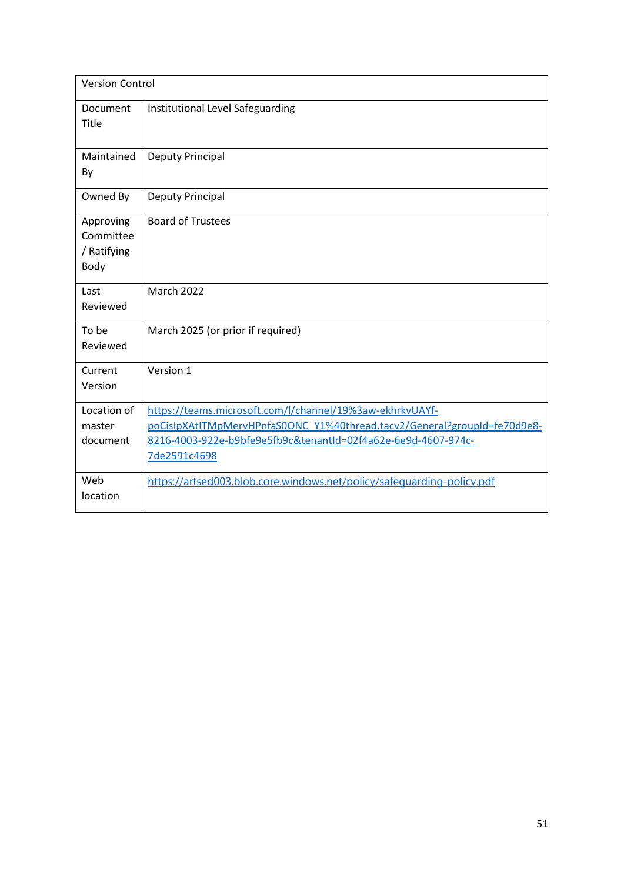| Version Control | |
|---|---|
| Document Title | Institutional Level Safeguarding |
| Maintained By | Deputy Principal |
| Owned By | Deputy Principal |
| Approving Committee / Ratifying Body | Board of Trustees |
| Last Reviewed | March 2022 |
| To be Reviewed | March 2025 (or prior if required) |
| Current Version | Version 1 |
| Location of master document | https://teams.microsoft.com/l/channel/19%3aw-ekhrkvUAYf-poCisIpXAtITMpMervHPnfaS0ONC_Y1%40thread.tacv2/General?groupId=fe70d9e8-8216-4003-922e-b9bfe9e5fb9c&tenantId=02f4a62e-6e9d-4607-974c-7de2591c4698 |
| Web location | https://artsed003.blob.core.windows.net/policy/safeguarding-policy.pdf |